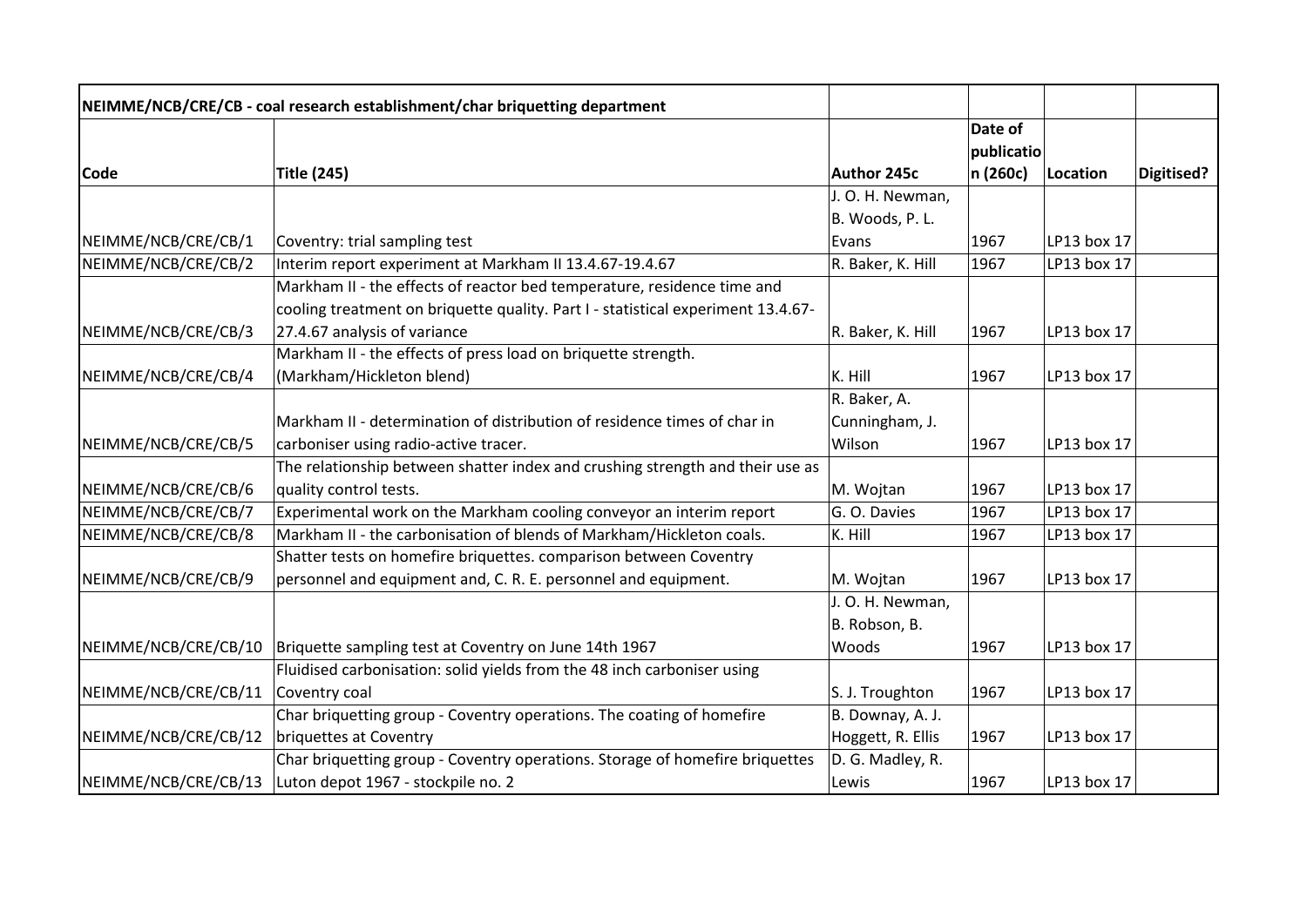| NEIMME/NCB/CRE/CB - coal research establishment/char briquetting department | | | | | |
|---|---|---|---|---|---|
| **Code** | **Title (245)** | **Author 245c** | **Date of publication (260c)** | **Location** | **Digitised?** |
| NEIMME/NCB/CRE/CB/1 | Coventry: trial sampling test | J. O. H. Newman, B. Woods, P. L. Evans | 1967 | LP13 box 17 | |
| NEIMME/NCB/CRE/CB/2 | Interim report experiment at Markham II 13.4.67-19.4.67 | R. Baker, K. Hill | 1967 | LP13 box 17 | |
| NEIMME/NCB/CRE/CB/3 | Markham II - the effects of reactor bed temperature, residence time and cooling treatment on briquette quality. Part I - statistical experiment 13.4.67-27.4.67 analysis of variance | R. Baker, K. Hill | 1967 | LP13 box 17 | |
| NEIMME/NCB/CRE/CB/4 | Markham II - the effects of press load on briquette strength. (Markham/Hickleton blend) | K. Hill | 1967 | LP13 box 17 | |
| NEIMME/NCB/CRE/CB/5 | Markham II - determination of distribution of residence times of char in carboniser using radio-active tracer. | R. Baker, A. Cunningham, J. Wilson | 1967 | LP13 box 17 | |
| NEIMME/NCB/CRE/CB/6 | The relationship between shatter index and crushing strength and their use as quality control tests. | M. Wojtan | 1967 | LP13 box 17 | |
| NEIMME/NCB/CRE/CB/7 | Experimental work on the Markham cooling conveyor an interim report | G. O. Davies | 1967 | LP13 box 17 | |
| NEIMME/NCB/CRE/CB/8 | Markham II - the carbonisation of blends of Markham/Hickleton coals. | K. Hill | 1967 | LP13 box 17 | |
| NEIMME/NCB/CRE/CB/9 | Shatter tests on homefire briquettes. comparison between Coventry personnel and equipment and, C. R. E. personnel and equipment. | M. Wojtan | 1967 | LP13 box 17 | |
| NEIMME/NCB/CRE/CB/10 | Briquette sampling test at Coventry on June 14th 1967 | J. O. H. Newman, B. Robson, B. Woods | 1967 | LP13 box 17 | |
| NEIMME/NCB/CRE/CB/11 | Fluidised carbonisation: solid yields from the 48 inch carboniser using Coventry coal | S. J. Troughton | 1967 | LP13 box 17 | |
| NEIMME/NCB/CRE/CB/12 | Char briquetting group - Coventry operations. The coating of homefire briquettes at Coventry | B. Downay, A. J. Hoggett, R. Ellis | 1967 | LP13 box 17 | |
| NEIMME/NCB/CRE/CB/13 | Char briquetting group - Coventry operations. Storage of homefire briquettes Luton depot 1967 - stockpile no. 2 | D. G. Madley, R. Lewis | 1967 | LP13 box 17 | |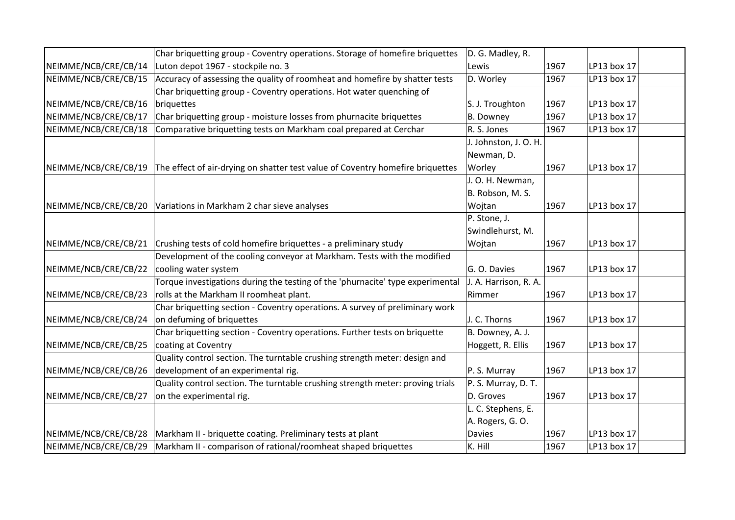| | | | | | |
|---|---|---|---|---|---|
| NEIMME/NCB/CRE/CB/14 | Char briquetting group - Coventry operations. Storage of homefire briquettes Luton depot 1967 - stockpile no. 3 | D. G. Madley, R. Lewis | 1967 | LP13 box 17 | |
| NEIMME/NCB/CRE/CB/15 | Accuracy of assessing the quality of roomheat and homefire by shatter tests | D. Worley | 1967 | LP13 box 17 | |
| NEIMME/NCB/CRE/CB/16 | Char briquetting group - Coventry operations. Hot water quenching of briquettes | S. J. Troughton | 1967 | LP13 box 17 | |
| NEIMME/NCB/CRE/CB/17 | Char briquetting group - moisture losses from phurnacite briquettes | B. Downey | 1967 | LP13 box 17 | |
| NEIMME/NCB/CRE/CB/18 | Comparative briquetting tests on Markham coal prepared at Cerchar | R. S. Jones | 1967 | LP13 box 17 | |
| NEIMME/NCB/CRE/CB/19 | The effect of air-drying on shatter test value of Coventry homefire briquettes | J. Johnston, J. O. H. Newman, D. Worley | 1967 | LP13 box 17 | |
| NEIMME/NCB/CRE/CB/20 | Variations in Markham 2 char sieve analyses | J. O. H. Newman, B. Robson, M. S. Wojtan | 1967 | LP13 box 17 | |
| NEIMME/NCB/CRE/CB/21 | Crushing tests of cold homefire briquettes - a preliminary study | P. Stone, J. Swindlehurst, M. Wojtan | 1967 | LP13 box 17 | |
| NEIMME/NCB/CRE/CB/22 | Development of the cooling conveyor at Markham. Tests with the modified cooling water system | G. O. Davies | 1967 | LP13 box 17 | |
| NEIMME/NCB/CRE/CB/23 | Torque investigations during the testing of the 'phurnacite' type experimental rolls at the Markham II roomheat plant. | J. A. Harrison, R. A. Rimmer | 1967 | LP13 box 17 | |
| NEIMME/NCB/CRE/CB/24 | Char briquetting section - Coventry operations. A survey of preliminary work on defuming of briquettes | J. C. Thorns | 1967 | LP13 box 17 | |
| NEIMME/NCB/CRE/CB/25 | Char briquetting section - Coventry operations. Further tests on briquette coating at Coventry | B. Downey, A. J. Hoggett, R. Ellis | 1967 | LP13 box 17 | |
| NEIMME/NCB/CRE/CB/26 | Quality control section. The turntable crushing strength meter: design and development of an experimental rig. | P. S. Murray | 1967 | LP13 box 17 | |
| NEIMME/NCB/CRE/CB/27 | Quality control section. The turntable crushing strength meter: proving trials on the experimental rig. | P. S. Murray, D. T. D. Groves | 1967 | LP13 box 17 | |
| NEIMME/NCB/CRE/CB/28 | Markham II - briquette coating. Preliminary tests at plant | L. C. Stephens, E. A. Rogers, G. O. Davies | 1967 | LP13 box 17 | |
| NEIMME/NCB/CRE/CB/29 | Markham II - comparison of rational/roomheat shaped briquettes | K. Hill | 1967 | LP13 box 17 | |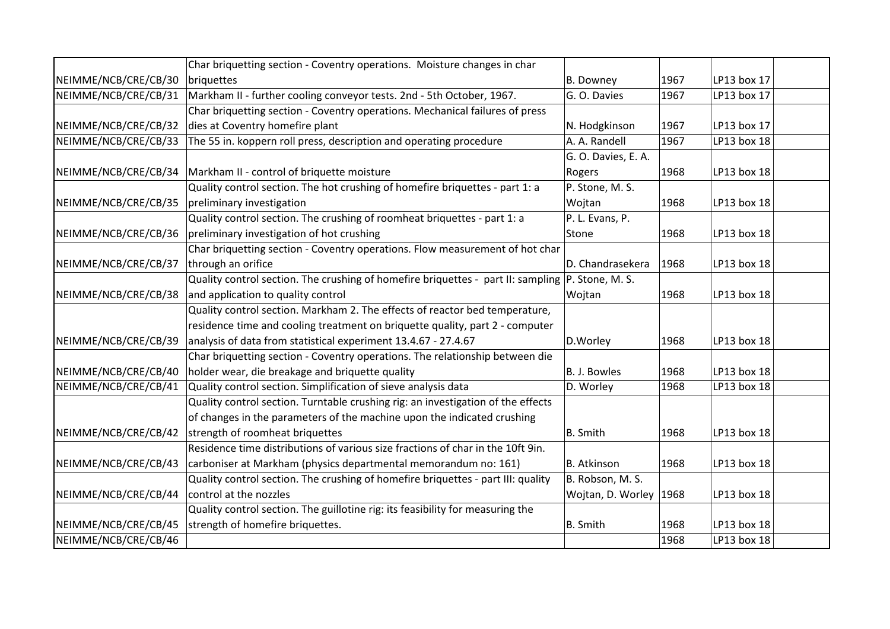| | | | | | |
|---|---|---|---|---|---|
| NEIMME/NCB/CRE/CB/30 | Char briquetting section - Coventry operations. Moisture changes in char briquettes | B. Downey | 1967 | LP13 box 17 | |
| NEIMME/NCB/CRE/CB/31 | Markham II - further cooling conveyor tests. 2nd - 5th October, 1967. | G. O. Davies | 1967 | LP13 box 17 | |
| NEIMME/NCB/CRE/CB/32 | Char briquetting section - Coventry operations. Mechanical failures of press dies at Coventry homefire plant | N. Hodgkinson | 1967 | LP13 box 17 | |
| NEIMME/NCB/CRE/CB/33 | The 55 in. koppern roll press, description and operating procedure | A. A. Randell | 1967 | LP13 box 18 | |
| NEIMME/NCB/CRE/CB/34 | Markham II - control of briquette moisture | G. O. Davies, E. A. Rogers | 1968 | LP13 box 18 | |
| NEIMME/NCB/CRE/CB/35 | Quality control section. The hot crushing of homefire briquettes - part 1: a preliminary investigation | P. Stone, M. S. Wojtan | 1968 | LP13 box 18 | |
| NEIMME/NCB/CRE/CB/36 | Quality control section. The crushing of roomheat briquettes - part 1: a preliminary investigation of hot crushing | P. L. Evans, P. Stone | 1968 | LP13 box 18 | |
| NEIMME/NCB/CRE/CB/37 | Char briquetting section - Coventry operations. Flow measurement of hot char through an orifice | D. Chandrasekera | 1968 | LP13 box 18 | |
| NEIMME/NCB/CRE/CB/38 | Quality control section. The crushing of homefire briquettes - part II: sampling and application to quality control | P. Stone, M. S. Wojtan | 1968 | LP13 box 18 | |
| NEIMME/NCB/CRE/CB/39 | Quality control section. Markham 2. The effects of reactor bed temperature, residence time and cooling treatment on briquette quality, part 2 - computer analysis of data from statistical experiment 13.4.67 - 27.4.67 | D.Worley | 1968 | LP13 box 18 | |
| NEIMME/NCB/CRE/CB/40 | Char briquetting section - Coventry operations. The relationship between die holder wear, die breakage and briquette quality | B. J. Bowles | 1968 | LP13 box 18 | |
| NEIMME/NCB/CRE/CB/41 | Quality control section. Simplification of sieve analysis data | D. Worley | 1968 | LP13 box 18 | |
| NEIMME/NCB/CRE/CB/42 | Quality control section. Turntable crushing rig: an investigation of the effects of changes in the parameters of the machine upon the indicated crushing strength of roomheat briquettes | B. Smith | 1968 | LP13 box 18 | |
| NEIMME/NCB/CRE/CB/43 | Residence time distributions of various size fractions of char in the 10ft 9in. carboniser at Markham (physics departmental memorandum no: 161) | B. Atkinson | 1968 | LP13 box 18 | |
| NEIMME/NCB/CRE/CB/44 | Quality control section. The crushing of homefire briquettes - part III: quality control at the nozzles | B. Robson, M. S. Wojtan, D. Worley | 1968 | LP13 box 18 | |
| NEIMME/NCB/CRE/CB/45 | Quality control section. The guillotine rig: its feasibility for measuring the strength of homefire briquettes. | B. Smith | 1968 | LP13 box 18 | |
| NEIMME/NCB/CRE/CB/46 | | | 1968 | LP13 box 18 | |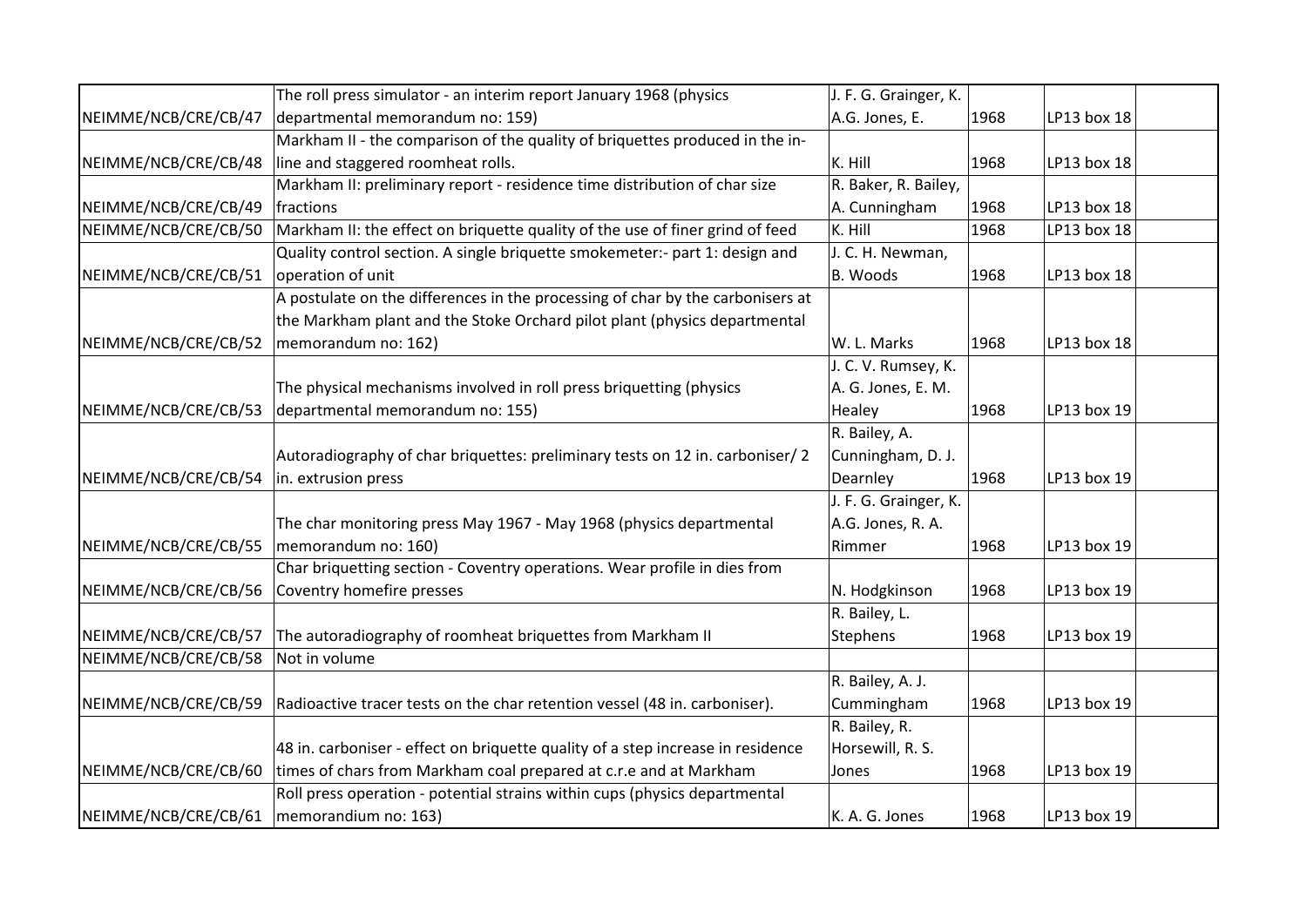|  |  |  |  |  |  |
|---|---|---|---|---|---|
| NEIMME/NCB/CRE/CB/47 | The roll press simulator - an interim report January 1968 (physics departmental memorandum no: 159) | J. F. G. Grainger, K. A.G. Jones, E. | 1968 | LP13 box 18 |  |
| NEIMME/NCB/CRE/CB/48 | Markham II - the comparison of the quality of briquettes produced in the in-line and staggered roomheat rolls. | K. Hill | 1968 | LP13 box 18 |  |
| NEIMME/NCB/CRE/CB/49 | Markham II: preliminary report - residence time distribution of char size fractions | R. Baker, R. Bailey, A. Cunningham | 1968 | LP13 box 18 |  |
| NEIMME/NCB/CRE/CB/50 | Markham II: the effect on briquette quality of the use of finer grind of feed | K. Hill | 1968 | LP13 box 18 |  |
| NEIMME/NCB/CRE/CB/51 | Quality control section. A single briquette smokemeter:- part 1: design and operation of unit | J. C. H. Newman, B. Woods | 1968 | LP13 box 18 |  |
| NEIMME/NCB/CRE/CB/52 | A postulate on the differences in the processing of char by the carbonisers at the Markham plant and the Stoke Orchard pilot plant (physics departmental memorandum no: 162) | W. L. Marks | 1968 | LP13 box 18 |  |
| NEIMME/NCB/CRE/CB/53 | The physical mechanisms involved in roll press briquetting (physics departmental memorandum no: 155) | J. C. V. Rumsey, K. A. G. Jones, E. M. Healey | 1968 | LP13 box 19 |  |
| NEIMME/NCB/CRE/CB/54 | Autoradiography of char briquettes: preliminary tests on 12 in. carboniser/ 2 in. extrusion press | R. Bailey, A. Cunningham, D. J. Dearnley | 1968 | LP13 box 19 |  |
| NEIMME/NCB/CRE/CB/55 | The char monitoring press May 1967 - May 1968 (physics departmental memorandum no: 160) | J. F. G. Grainger, K. A.G. Jones, R. A. Rimmer | 1968 | LP13 box 19 |  |
| NEIMME/NCB/CRE/CB/56 | Char briquetting section - Coventry operations. Wear profile in dies from Coventry homefire presses | N. Hodgkinson | 1968 | LP13 box 19 |  |
| NEIMME/NCB/CRE/CB/57 | The autoradiography of roomheat briquettes from Markham II | R. Bailey, L. Stephens | 1968 | LP13 box 19 |  |
| NEIMME/NCB/CRE/CB/58 | Not in volume |  |  |  |  |
| NEIMME/NCB/CRE/CB/59 | Radioactive tracer tests on the char retention vessel (48 in. carboniser). | R. Bailey, A. J. Cummingham | 1968 | LP13 box 19 |  |
| NEIMME/NCB/CRE/CB/60 | 48 in. carboniser - effect on briquette quality of a step increase in residence times of chars from Markham coal prepared at c.r.e and at Markham | R. Bailey, R. Horsewill, R. S. Jones | 1968 | LP13 box 19 |  |
| NEIMME/NCB/CRE/CB/61 | Roll press operation - potential strains within cups (physics departmental memorandium no: 163) | K. A. G. Jones | 1968 | LP13 box 19 |  |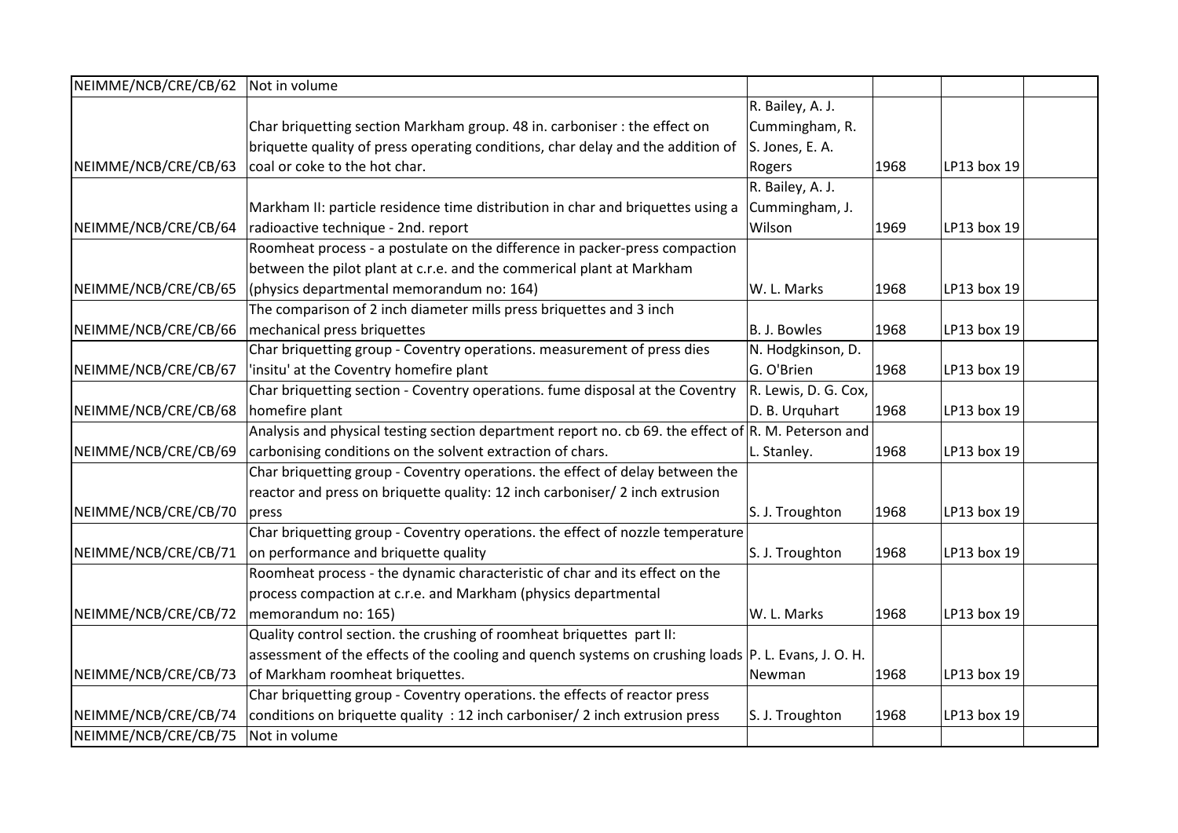| | | | | | |
|---|---|---|---|---|---|
| NEIMME/NCB/CRE/CB/62 | Not in volume | | | | |
| NEIMME/NCB/CRE/CB/63 | Char briquetting section Markham group. 48 in. carboniser : the effect on briquette quality of press operating conditions, char delay and the addition of coal or coke to the hot char. | R. Bailey, A. J. Cummingham, R. S. Jones, E. A. Rogers | 1968 | LP13 box 19 | |
| NEIMME/NCB/CRE/CB/64 | Markham II: particle residence time distribution in char and briquettes using a radioactive technique - 2nd. report | R. Bailey, A. J. Cummingham, J. Wilson | 1969 | LP13 box 19 | |
| NEIMME/NCB/CRE/CB/65 | Roomheat process - a postulate on the difference in packer-press compaction between the pilot plant at c.r.e. and the commerical plant at Markham (physics departmental memorandum no: 164) | W. L. Marks | 1968 | LP13 box 19 | |
| NEIMME/NCB/CRE/CB/66 | The comparison of 2 inch diameter mills press briquettes and 3 inch mechanical press briquettes | B. J. Bowles | 1968 | LP13 box 19 | |
| NEIMME/NCB/CRE/CB/67 | Char briquetting group - Coventry operations. measurement of press dies 'insitu' at the Coventry homefire plant | N. Hodgkinson, D. G. O'Brien | 1968 | LP13 box 19 | |
| NEIMME/NCB/CRE/CB/68 | Char briquetting section - Coventry operations. fume disposal at the Coventry homefire plant | R. Lewis, D. G. Cox, D. B. Urquhart | 1968 | LP13 box 19 | |
| NEIMME/NCB/CRE/CB/69 | Analysis and physical testing section department report no. cb 69. the effect of carbonising conditions on the solvent extraction of chars. | R. M. Peterson and L. Stanley. | 1968 | LP13 box 19 | |
| NEIMME/NCB/CRE/CB/70 | Char briquetting group - Coventry operations. the effect of delay between the reactor and press on briquette quality: 12 inch carboniser/ 2 inch extrusion press | S. J. Troughton | 1968 | LP13 box 19 | |
| NEIMME/NCB/CRE/CB/71 | Char briquetting group - Coventry operations. the effect of nozzle temperature on performance and briquette quality | S. J. Troughton | 1968 | LP13 box 19 | |
| NEIMME/NCB/CRE/CB/72 | Roomheat process - the dynamic characteristic of char and its effect on the process compaction at c.r.e. and Markham (physics departmental memorandum no: 165) | W. L. Marks | 1968 | LP13 box 19 | |
| NEIMME/NCB/CRE/CB/73 | Quality control section. the crushing of roomheat briquettes part II: assessment of the effects of the cooling and quench systems on crushing loads of Markham roomheat briquettes. | P. L. Evans, J. O. H. Newman | 1968 | LP13 box 19 | |
| NEIMME/NCB/CRE/CB/74 | Char briquetting group - Coventry operations. the effects of reactor press conditions on briquette quality : 12 inch carboniser/ 2 inch extrusion press | S. J. Troughton | 1968 | LP13 box 19 | |
| NEIMME/NCB/CRE/CB/75 | Not in volume | | | | |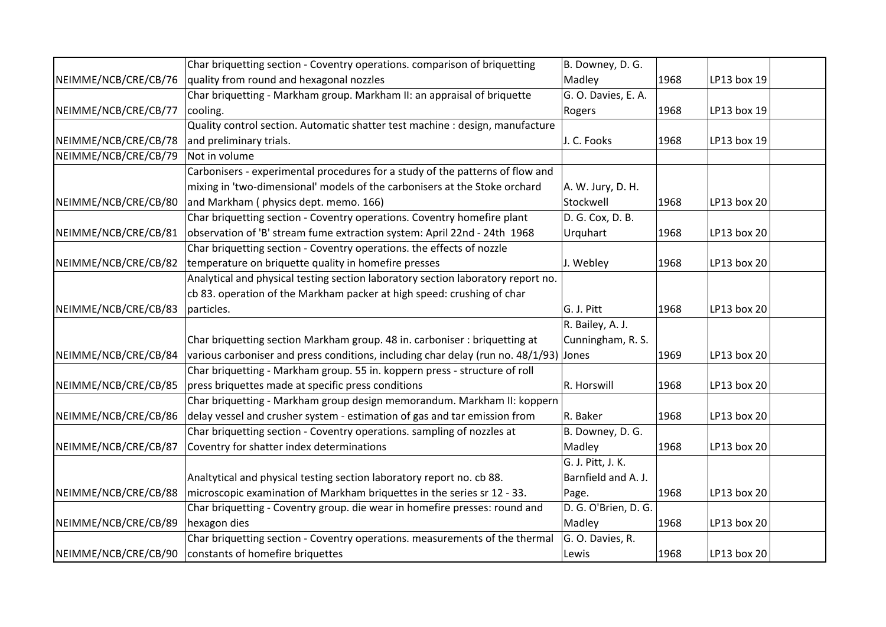| | | | | | |
|---|---|---|---|---|---|
| NEIMME/NCB/CRE/CB/76 | Char briquetting section - Coventry operations. comparison of briquetting quality from round and hexagonal nozzles | B. Downey, D. G. Madley | 1968 | LP13 box 19 | |
| NEIMME/NCB/CRE/CB/77 | Char briquetting - Markham group. Markham II: an appraisal of briquette cooling. | G. O. Davies, E. A. Rogers | 1968 | LP13 box 19 | |
| NEIMME/NCB/CRE/CB/78 | Quality control section. Automatic shatter test machine : design, manufacture and preliminary trials. | J. C. Fooks | 1968 | LP13 box 19 | |
| NEIMME/NCB/CRE/CB/79 | Not in volume | | | | |
| NEIMME/NCB/CRE/CB/80 | Carbonisers - experimental procedures for a study of the patterns of flow and mixing in 'two-dimensional' models of the carbonisers at the Stoke orchard and Markham ( physics dept. memo. 166) | A. W. Jury, D. H. Stockwell | 1968 | LP13 box 20 | |
| NEIMME/NCB/CRE/CB/81 | Char briquetting section - Coventry operations. Coventry homefire plant observation of 'B' stream fume extraction system: April 22nd - 24th 1968 | D. G. Cox, D. B. Urquhart | 1968 | LP13 box 20 | |
| NEIMME/NCB/CRE/CB/82 | Char briquetting section - Coventry operations. the effects of nozzle temperature on briquette quality in homefire presses | J. Webley | 1968 | LP13 box 20 | |
| NEIMME/NCB/CRE/CB/83 | Analytical and physical testing section laboratory section laboratory report no. cb 83. operation of the Markham packer at high speed: crushing of char particles. | G. J. Pitt | 1968 | LP13 box 20 | |
| NEIMME/NCB/CRE/CB/84 | Char briquetting section Markham group. 48 in. carboniser : briquetting at various carboniser and press conditions, including char delay (run no. 48/1/93) | R. Bailey, A. J. Cunningham, R. S. Jones | 1969 | LP13 box 20 | |
| NEIMME/NCB/CRE/CB/85 | Char briquetting - Markham group. 55 in. koppern press - structure of roll press briquettes made at specific press conditions | R. Horswill | 1968 | LP13 box 20 | |
| NEIMME/NCB/CRE/CB/86 | Char briquetting - Markham group design memorandum. Markham II: koppern delay vessel and crusher system - estimation of gas and tar emission from | R. Baker | 1968 | LP13 box 20 | |
| NEIMME/NCB/CRE/CB/87 | Char briquetting section - Coventry operations. sampling of nozzles at Coventry for shatter index determinations | B. Downey, D. G. Madley | 1968 | LP13 box 20 | |
| NEIMME/NCB/CRE/CB/88 | Analtytical and physical testing section laboratory report no. cb 88. microscopic examination of Markham briquettes in the series sr 12 - 33. | G. J. Pitt, J. K. Barnfield and A. J. Page. | 1968 | LP13 box 20 | |
| NEIMME/NCB/CRE/CB/89 | Char briquetting - Coventry group. die wear in homefire presses: round and hexagon dies | D. G. O'Brien, D. G. Madley | 1968 | LP13 box 20 | |
| NEIMME/NCB/CRE/CB/90 | Char briquetting section - Coventry operations. measurements of the thermal constants of homefire briquettes | G. O. Davies, R. Lewis | 1968 | LP13 box 20 | |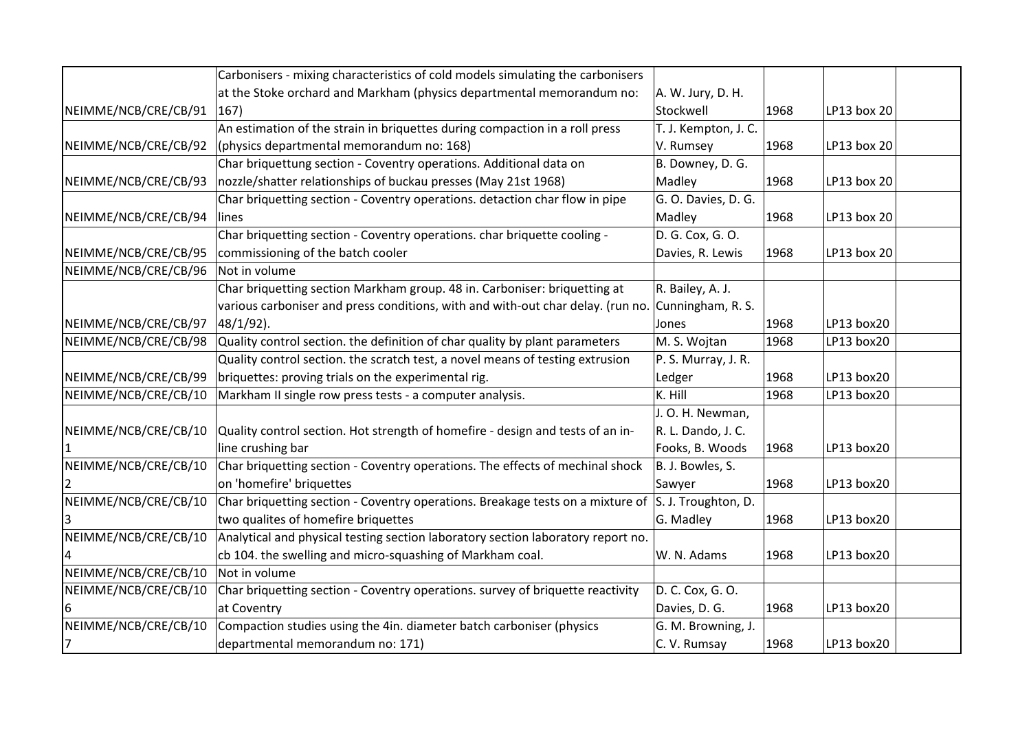| | | | | | |
|---|---|---|---|---|---|
| NEIMME/NCB/CRE/CB/91 | Carbonisers - mixing characteristics of cold models simulating the carbonisers at the Stoke orchard and Markham (physics departmental memorandum no: 167) | A. W. Jury, D. H. Stockwell | 1968 | LP13 box 20 | |
| NEIMME/NCB/CRE/CB/92 | An estimation of the strain in briquettes during compaction in a roll press (physics departmental memorandum no: 168) | T. J. Kempton, J. C. V. Rumsey | 1968 | LP13 box 20 | |
| NEIMME/NCB/CRE/CB/93 | Char briquettung section - Coventry operations. Additional data on nozzle/shatter relationships of buckau presses (May 21st 1968) | B. Downey, D. G. Madley | 1968 | LP13 box 20 | |
| NEIMME/NCB/CRE/CB/94 | Char briquetting section - Coventry operations. detaction char flow in pipe lines | G. O. Davies, D. G. Madley | 1968 | LP13 box 20 | |
| NEIMME/NCB/CRE/CB/95 | Char briquetting section - Coventry operations. char briquette cooling - commissioning of the batch cooler | D. G. Cox, G. O. Davies, R. Lewis | 1968 | LP13 box 20 | |
| NEIMME/NCB/CRE/CB/96 | Not in volume | | | | |
| NEIMME/NCB/CRE/CB/97 | Char briquetting section Markham group. 48 in. Carboniser: briquetting at various carboniser and press conditions, with and with-out char delay. (run no. 48/1/92). | R. Bailey, A. J. Cunningham, R. S. Jones | 1968 | LP13 box20 | |
| NEIMME/NCB/CRE/CB/98 | Quality control section. the definition of char quality by plant parameters | M. S. Wojtan | 1968 | LP13 box20 | |
| NEIMME/NCB/CRE/CB/99 | Quality control section. the scratch test, a novel means of testing extrusion briquettes: proving trials on the experimental rig. | P. S. Murray, J. R. Ledger | 1968 | LP13 box20 | |
| NEIMME/NCB/CRE/CB/10 | Markham II single row press tests - a computer analysis. | K. Hill | 1968 | LP13 box20 | |
| NEIMME/NCB/CRE/CB/101 | Quality control section. Hot strength of homefire - design and tests of an in-line crushing bar | J. O. H. Newman, R. L. Dando, J. C. Fooks, B. Woods | 1968 | LP13 box20 | |
| NEIMME/NCB/CRE/CB/102 | Char briquetting section - Coventry operations. The effects of mechinal shock on 'homefire' briquettes | B. J. Bowles, S. Sawyer | 1968 | LP13 box20 | |
| NEIMME/NCB/CRE/CB/103 | Char briquetting section - Coventry operations. Breakage tests on a mixture of two qualites of homefire briquettes | S. J. Troughton, D. G. Madley | 1968 | LP13 box20 | |
| NEIMME/NCB/CRE/CB/104 | Analytical and physical testing section laboratory section laboratory report no. cb 104. the swelling and micro-squashing of Markham coal. | W. N. Adams | 1968 | LP13 box20 | |
| NEIMME/NCB/CRE/CB/10 | Not in volume | | | | |
| NEIMME/NCB/CRE/CB/106 | Char briquetting section - Coventry operations. survey of briquette reactivity at Coventry | D. C. Cox, G. O. Davies, D. G. | 1968 | LP13 box20 | |
| NEIMME/NCB/CRE/CB/107 | Compaction studies using the 4in. diameter batch carboniser (physics departmental memorandum no: 171) | G. M. Browning, J. C. V. Rumsay | 1968 | LP13 box20 | |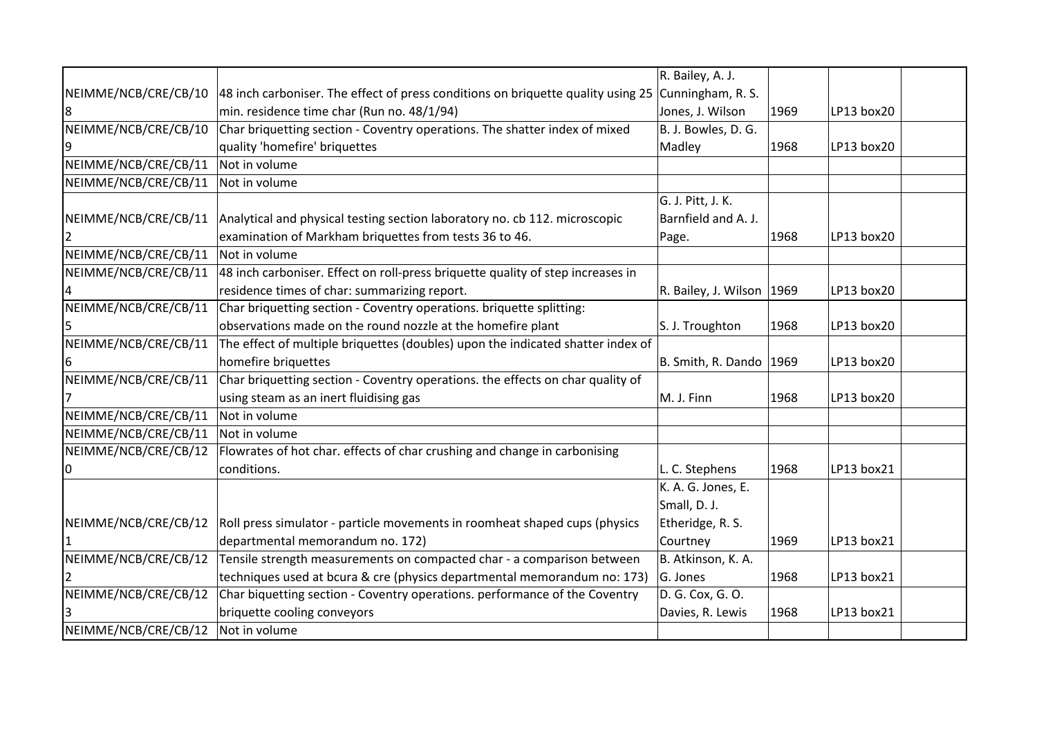| | | | | | |
|---|---|---|---|---|---|
| NEIMME/NCB/CRE/CB/108 | 48 inch carboniser. The effect of press conditions on briquette quality using 25 min. residence time char (Run no. 48/1/94) | R. Bailey, A. J. Cunningham, R. S. Jones, J. Wilson | 1969 | LP13 box20 | |
| NEIMME/NCB/CRE/CB/109 | Char briquetting section - Coventry operations. The shatter index of mixed quality 'homefire' briquettes | B. J. Bowles, D. G. Madley | 1968 | LP13 box20 | |
| NEIMME/NCB/CRE/CB/11 | Not in volume | | | | |
| NEIMME/NCB/CRE/CB/11 | Not in volume | | | | |
| NEIMME/NCB/CRE/CB/112 | Analytical and physical testing section laboratory no. cb 112. microscopic examination of Markham briquettes from tests 36 to 46. | G. J. Pitt, J. K. Barnfield and A. J. Page. | 1968 | LP13 box20 | |
| NEIMME/NCB/CRE/CB/11 | Not in volume | | | | |
| NEIMME/NCB/CRE/CB/114 | 48 inch carboniser. Effect on roll-press briquette quality of step increases in residence times of char: summarizing report. | R. Bailey, J. Wilson | 1969 | LP13 box20 | |
| NEIMME/NCB/CRE/CB/115 | Char briquetting section - Coventry operations. briquette splitting: observations made on the round nozzle at the homefire plant | S. J. Troughton | 1968 | LP13 box20 | |
| NEIMME/NCB/CRE/CB/116 | The effect of multiple briquettes (doubles) upon the indicated shatter index of homefire briquettes | B. Smith, R. Dando | 1969 | LP13 box20 | |
| NEIMME/NCB/CRE/CB/117 | Char briquetting section - Coventry operations. the effects on char quality of using steam as an inert fluidising gas | M. J. Finn | 1968 | LP13 box20 | |
| NEIMME/NCB/CRE/CB/11 | Not in volume | | | | |
| NEIMME/NCB/CRE/CB/11 | Not in volume | | | | |
| NEIMME/NCB/CRE/CB/120 | Flowrates of hot char. effects of char crushing and change in carbonising conditions. | L. C. Stephens | 1968 | LP13 box21 | |
| NEIMME/NCB/CRE/CB/121 | Roll press simulator - particle movements in roomheat shaped cups (physics departmental memorandum no. 172) | K. A. G. Jones, E. Small, D. J. Etheridge, R. S. Courtney | 1969 | LP13 box21 | |
| NEIMME/NCB/CRE/CB/122 | Tensile strength measurements on compacted char - a comparison between techniques used at bcura & cre (physics departmental memorandum no: 173) | B. Atkinson, K. A. G. Jones | 1968 | LP13 box21 | |
| NEIMME/NCB/CRE/CB/123 | Char biquetting section - Coventry operations. performance of the Coventry briquette cooling conveyors | D. G. Cox, G. O. Davies, R. Lewis | 1968 | LP13 box21 | |
| NEIMME/NCB/CRE/CB/12 | Not in volume | | | | |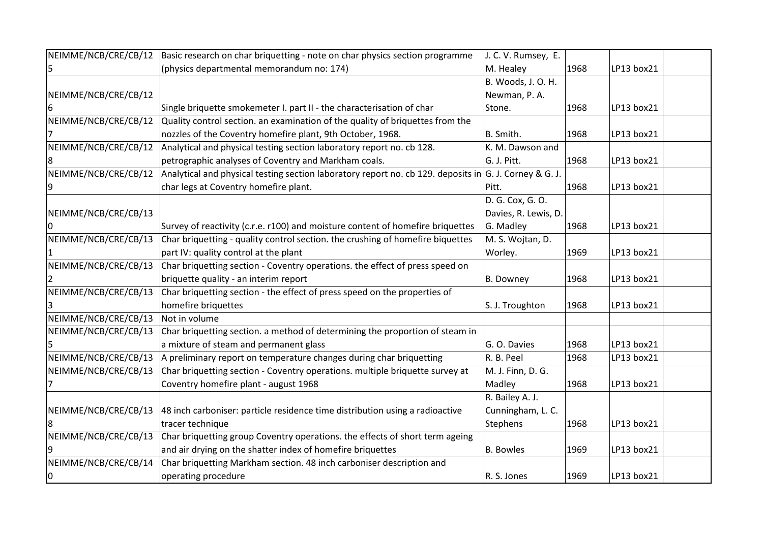| | | | | | |
|---|---|---|---|---|---|
| NEIMME/NCB/CRE/CB/125 | Basic research on char briquetting - note on char physics section programme (physics departmental memorandum no: 174) | J. C. V. Rumsey, E. M. Healey | 1968 | LP13 box21 | |
| NEIMME/NCB/CRE/CB/126 | Single briquette smokemeter I. part II - the characterisation of char | B. Woods, J. O. H. Newman, P. A. Stone. | 1968 | LP13 box21 | |
| NEIMME/NCB/CRE/CB/127 | Quality control section. an examination of the quality of briquettes from the nozzles of the Coventry homefire plant, 9th October, 1968. | B. Smith. | 1968 | LP13 box21 | |
| NEIMME/NCB/CRE/CB/128 | Analytical and physical testing section laboratory report no. cb 128. petrographic analyses of Coventry and Markham coals. | K. M. Dawson and G. J. Pitt. | 1968 | LP13 box21 | |
| NEIMME/NCB/CRE/CB/129 | Analytical and physical testing section laboratory report no. cb 129. deposits in char legs at Coventry homefire plant. | G. J. Corney & G. J. Pitt. | 1968 | LP13 box21 | |
| NEIMME/NCB/CRE/CB/130 | Survey of reactivity (c.r.e. r100) and moisture content of homefire briquettes | D. G. Cox, G. O. Davies, R. Lewis, D. G. Madley | 1968 | LP13 box21 | |
| NEIMME/NCB/CRE/CB/131 | Char briquetting - quality control section. the crushing of homefire biquettes part IV: quality control at the plant | M. S. Wojtan, D. Worley. | 1969 | LP13 box21 | |
| NEIMME/NCB/CRE/CB/132 | Char briquetting section - Coventry operations. the effect of press speed on briquette quality - an interim report | B. Downey | 1968 | LP13 box21 | |
| NEIMME/NCB/CRE/CB/133 | Char briquetting section - the effect of press speed on the properties of homefire briquettes | S. J. Troughton | 1968 | LP13 box21 | |
| NEIMME/NCB/CRE/CB/134 | Not in volume | | | | |
| NEIMME/NCB/CRE/CB/135 | Char briquetting section. a method of determining the proportion of steam in a mixture of steam and permanent glass | G. O. Davies | 1968 | LP13 box21 | |
| NEIMME/NCB/CRE/CB/136 | A preliminary report on temperature changes during char briquetting | R. B. Peel | 1968 | LP13 box21 | |
| NEIMME/NCB/CRE/CB/137 | Char briquetting section - Coventry operations. multiple briquette survey at Coventry homefire plant - august 1968 | M. J. Finn, D. G. Madley | 1968 | LP13 box21 | |
| NEIMME/NCB/CRE/CB/138 | 48 inch carboniser: particle residence time distribution using a radioactive tracer technique | R. Bailey A. J. Cunningham, L. C. Stephens | 1968 | LP13 box21 | |
| NEIMME/NCB/CRE/CB/139 | Char briquetting group Coventry operations. the effects of short term ageing and air drying on the shatter index of homefire briquettes | B. Bowles | 1969 | LP13 box21 | |
| NEIMME/NCB/CRE/CB/140 | Char briquetting Markham section. 48 inch carboniser description and operating procedure | R. S. Jones | 1969 | LP13 box21 | |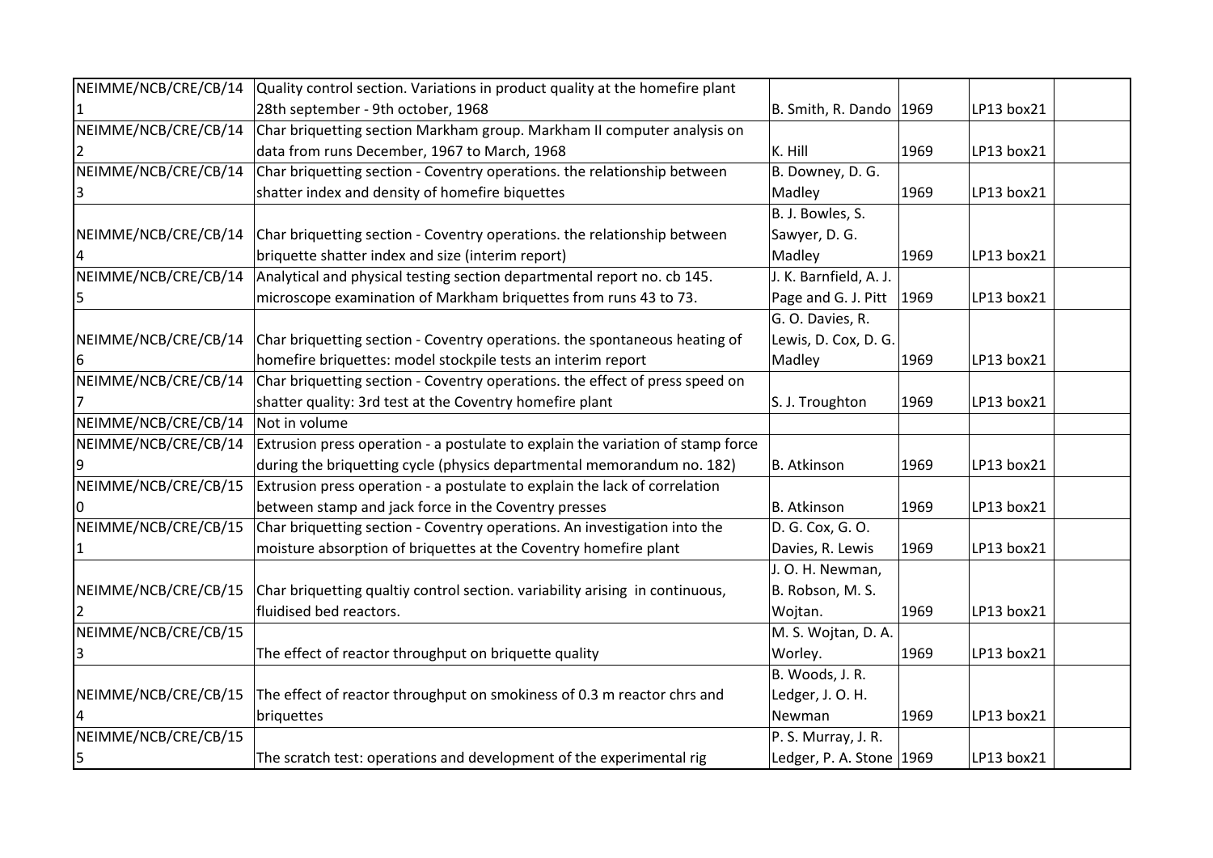| | | | | | |
|---|---|---|---|---|---|
| NEIMME/NCB/CRE/CB/141 | Quality control section. Variations in product quality at the homefire plant 28th september - 9th october, 1968 | B. Smith, R. Dando | 1969 | LP13 box21 | |
| NEIMME/NCB/CRE/CB/142 | Char briquetting section Markham group. Markham II computer analysis on data from runs December, 1967 to March, 1968 | K. Hill | 1969 | LP13 box21 | |
| NEIMME/NCB/CRE/CB/143 | Char briquetting section - Coventry operations. the relationship between shatter index and density of homefire biquettes | B. Downey, D. G. Madley | 1969 | LP13 box21 | |
| NEIMME/NCB/CRE/CB/144 | Char briquetting section - Coventry operations. the relationship between briquette shatter index and size (interim report) | B. J. Bowles, S. Sawyer, D. G. Madley | 1969 | LP13 box21 | |
| NEIMME/NCB/CRE/CB/145 | Analytical and physical testing section departmental report no. cb 145. microscope examination of Markham briquettes from runs 43 to 73. | J. K. Barnfield, A. J. Page and G. J. Pitt | 1969 | LP13 box21 | |
| NEIMME/NCB/CRE/CB/146 | Char briquetting section - Coventry operations. the spontaneous heating of homefire briquettes: model stockpile tests an interim report | G. O. Davies, R. Lewis, D. Cox, D. G. Madley | 1969 | LP13 box21 | |
| NEIMME/NCB/CRE/CB/147 | Char briquetting section - Coventry operations. the effect of press speed on shatter quality: 3rd test at the Coventry homefire plant | S. J. Troughton | 1969 | LP13 box21 | |
| NEIMME/NCB/CRE/CB/148 | Not in volume | | | | |
| NEIMME/NCB/CRE/CB/149 | Extrusion press operation - a postulate to explain the variation of stamp force during the briquetting cycle (physics departmental memorandum no. 182) | B. Atkinson | 1969 | LP13 box21 | |
| NEIMME/NCB/CRE/CB/150 | Extrusion press operation - a postulate to explain the lack of correlation between stamp and jack force in the Coventry presses | B. Atkinson | 1969 | LP13 box21 | |
| NEIMME/NCB/CRE/CB/151 | Char briquetting section - Coventry operations. An investigation into the moisture absorption of briquettes at the Coventry homefire plant | D. G. Cox, G. O. Davies, R. Lewis | 1969 | LP13 box21 | |
| NEIMME/NCB/CRE/CB/152 | Char briquetting qualtiy control section. variability arising in continuous, fluidised bed reactors. | J. O. H. Newman, B. Robson, M. S. Wojtan. | 1969 | LP13 box21 | |
| NEIMME/NCB/CRE/CB/153 | The effect of reactor throughput on briquette quality | M. S. Wojtan, D. A. Worley. | 1969 | LP13 box21 | |
| NEIMME/NCB/CRE/CB/154 | The effect of reactor throughput on smokiness of 0.3 m reactor chrs and briquettes | B. Woods, J. R. Ledger, J. O. H. Newman | 1969 | LP13 box21 | |
| NEIMME/NCB/CRE/CB/155 | The scratch test: operations and development of the experimental rig | P. S. Murray, J. R. Ledger, P. A. Stone | 1969 | LP13 box21 | |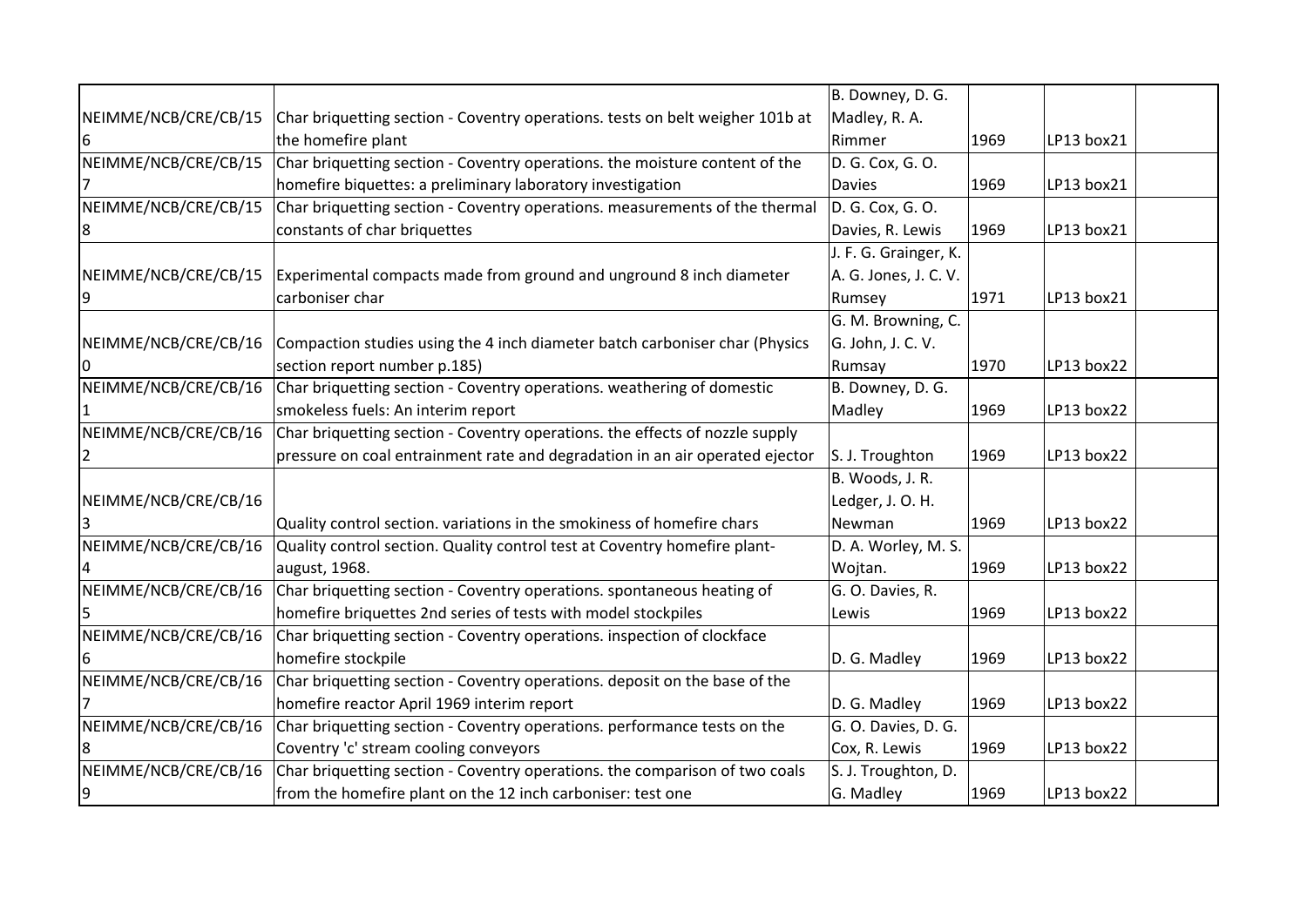| | | | | | |
|---|---|---|---|---|---|
| NEIMME/NCB/CRE/CB/156 | Char briquetting section - Coventry operations. tests on belt weigher 101b at the homefire plant | B. Downey, D. G. Madley, R. A. Rimmer | 1969 | LP13 box21 | |
| NEIMME/NCB/CRE/CB/157 | Char briquetting section - Coventry operations. the moisture content of the homefire biquettes: a preliminary laboratory investigation | D. G. Cox, G. O. Davies | 1969 | LP13 box21 | |
| NEIMME/NCB/CRE/CB/158 | Char briquetting section - Coventry operations. measurements of the thermal constants of char briquettes | D. G. Cox, G. O. Davies, R. Lewis | 1969 | LP13 box21 | |
| NEIMME/NCB/CRE/CB/159 | Experimental compacts made from ground and unground 8 inch diameter carboniser char | J. F. G. Grainger, K. A. G. Jones, J. C. V. Rumsey | 1971 | LP13 box21 | |
| NEIMME/NCB/CRE/CB/160 | Compaction studies using the 4 inch diameter batch carboniser char (Physics section report number p.185) | G. M. Browning, C. G. John, J. C. V. Rumsay | 1970 | LP13 box22 | |
| NEIMME/NCB/CRE/CB/161 | Char briquetting section - Coventry operations. weathering of domestic smokeless fuels: An interim report | B. Downey, D. G. Madley | 1969 | LP13 box22 | |
| NEIMME/NCB/CRE/CB/162 | Char briquetting section - Coventry operations. the effects of nozzle supply pressure on coal entrainment rate and degradation in an air operated ejector | S. J. Troughton | 1969 | LP13 box22 | |
| NEIMME/NCB/CRE/CB/163 | Quality control section. variations in the smokiness of homefire chars | B. Woods, J. R. Ledger, J. O. H. Newman | 1969 | LP13 box22 | |
| NEIMME/NCB/CRE/CB/164 | Quality control section. Quality control test at Coventry homefire plant- august, 1968. | D. A. Worley, M. S. Wojtan. | 1969 | LP13 box22 | |
| NEIMME/NCB/CRE/CB/165 | Char briquetting section - Coventry operations. spontaneous heating of homefire briquettes 2nd series of tests with model stockpiles | G. O. Davies, R. Lewis | 1969 | LP13 box22 | |
| NEIMME/NCB/CRE/CB/166 | Char briquetting section - Coventry operations. inspection of clockface homefire stockpile | D. G. Madley | 1969 | LP13 box22 | |
| NEIMME/NCB/CRE/CB/167 | Char briquetting section - Coventry operations. deposit on the base of the homefire reactor April 1969 interim report | D. G. Madley | 1969 | LP13 box22 | |
| NEIMME/NCB/CRE/CB/168 | Char briquetting section - Coventry operations. performance tests on the Coventry 'c' stream cooling conveyors | G. O. Davies, D. G. Cox, R. Lewis | 1969 | LP13 box22 | |
| NEIMME/NCB/CRE/CB/169 | Char briquetting section - Coventry operations. the comparison of two coals from the homefire plant on the 12 inch carboniser: test one | S. J. Troughton, D. G. Madley | 1969 | LP13 box22 | |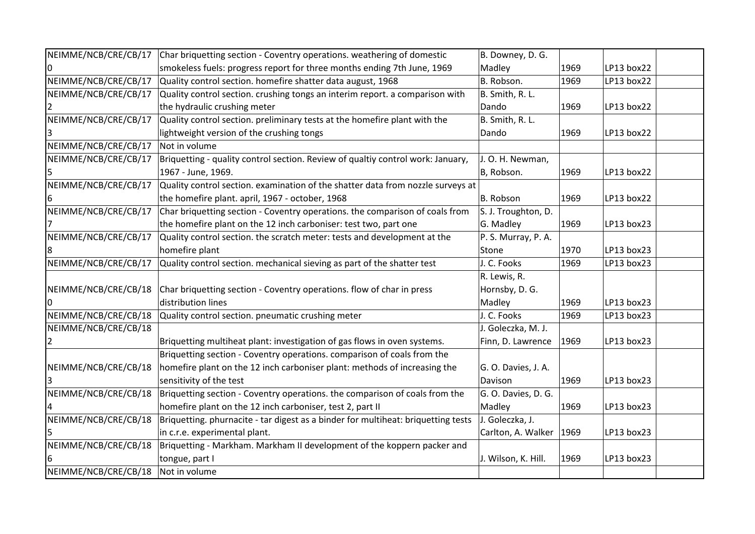| | | | | | |
|---|---|---|---|---|---|
| NEIMME/NCB/CRE/CB/170 | Char briquetting section - Coventry operations. weathering of domestic smokeless fuels: progress report for three months ending 7th June, 1969 | B. Downey, D. G. Madley | 1969 | LP13 box22 | |
| NEIMME/NCB/CRE/CB/17 | Quality control section. homefire shatter data august, 1968 | B. Robson. | 1969 | LP13 box22 | |
| NEIMME/NCB/CRE/CB/172 | Quality control section. crushing tongs an interim report. a comparison with the hydraulic crushing meter | B. Smith, R. L. Dando | 1969 | LP13 box22 | |
| NEIMME/NCB/CRE/CB/173 | Quality control section. preliminary tests at the homefire plant with the lightweight version of the crushing tongs | B. Smith, R. L. Dando | 1969 | LP13 box22 | |
| NEIMME/NCB/CRE/CB/17 | Not in volume | | | | |
| NEIMME/NCB/CRE/CB/175 | Briquetting - quality control section. Review of qualtiy control work: January, 1967 - June, 1969. | J. O. H. Newman, B, Robson. | 1969 | LP13 box22 | |
| NEIMME/NCB/CRE/CB/176 | Quality control section. examination of the shatter data from nozzle surveys at the homefire plant. april, 1967 - october, 1968 | B. Robson | 1969 | LP13 box22 | |
| NEIMME/NCB/CRE/CB/177 | Char briquetting section - Coventry operations. the comparison of coals from the homefire plant on the 12 inch carboniser: test two, part one | S. J. Troughton, D. G. Madley | 1969 | LP13 box23 | |
| NEIMME/NCB/CRE/CB/178 | Quality control section. the scratch meter: tests and development at the homefire plant | P. S. Murray, P. A. Stone | 1970 | LP13 box23 | |
| NEIMME/NCB/CRE/CB/17 | Quality control section. mechanical sieving as part of the shatter test | J. C. Fooks | 1969 | LP13 box23 | |
| NEIMME/NCB/CRE/CB/180 | Char briquetting section - Coventry operations. flow of char in press distribution lines | R. Lewis, R. Hornsby, D. G. Madley | 1969 | LP13 box23 | |
| NEIMME/NCB/CRE/CB/18 | Quality control section. pneumatic crushing meter | J. C. Fooks | 1969 | LP13 box23 | |
| NEIMME/NCB/CRE/CB/182 | Briquetting multiheat plant: investigation of gas flows in oven systems. | J. Goleczka, M. J. Finn, D. Lawrence | 1969 | LP13 box23 | |
| NEIMME/NCB/CRE/CB/183 | Briquetting section - Coventry operations. comparison of coals from the homefire plant on the 12 inch carboniser plant: methods of increasing the sensitivity of the test | G. O. Davies, J. A. Davison | 1969 | LP13 box23 | |
| NEIMME/NCB/CRE/CB/184 | Briquetting section - Coventry operations. the comparison of coals from the homefire plant on the 12 inch carboniser, test 2, part II | G. O. Davies, D. G. Madley | 1969 | LP13 box23 | |
| NEIMME/NCB/CRE/CB/185 | Briquetting. phurnacite - tar digest as a binder for multiheat: briquetting tests in c.r.e. experimental plant. | J. Goleczka, J. Carlton, A. Walker | 1969 | LP13 box23 | |
| NEIMME/NCB/CRE/CB/186 | Briquetting - Markham. Markham II development of the koppern packer and tongue, part I | J. Wilson, K. Hill. | 1969 | LP13 box23 | |
| NEIMME/NCB/CRE/CB/18 | Not in volume | | | | |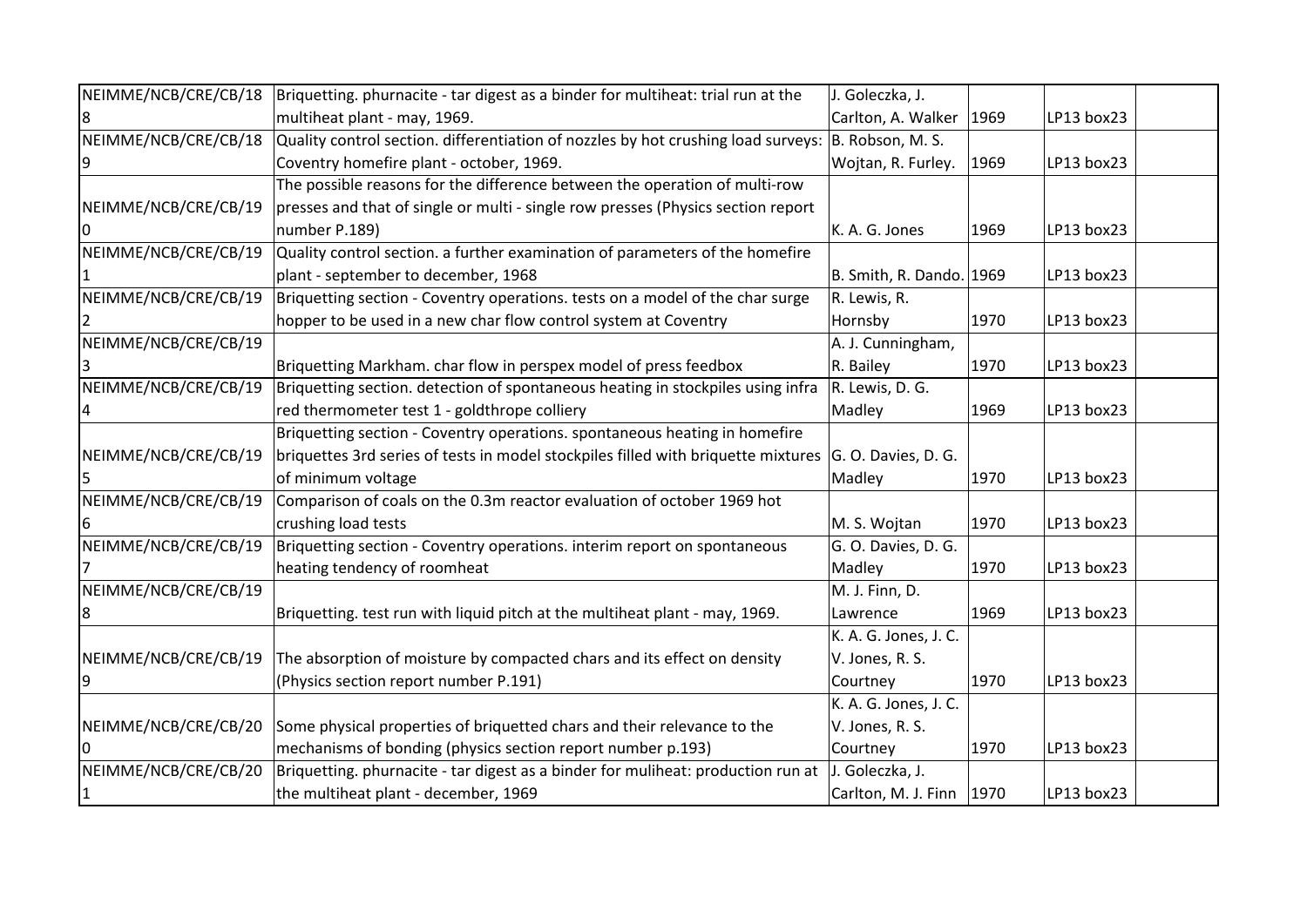| | | | | | |
|---|---|---|---|---|---|
| NEIMME/NCB/CRE/CB/188 | Briquetting. phurnacite - tar digest as a binder for multiheat: trial run at the multiheat plant - may, 1969. | J. Goleczka, J. Carlton, A. Walker | 1969 | LP13 box23 | |
| NEIMME/NCB/CRE/CB/189 | Quality control section. differentiation of nozzles by hot crushing load surveys: Coventry homefire plant - october, 1969. | B. Robson, M. S. Wojtan, R. Furley. | 1969 | LP13 box23 | |
| NEIMME/NCB/CRE/CB/190 | The possible reasons for the difference between the operation of multi-row presses and that of single or multi - single row presses (Physics section report number P.189) | K. A. G. Jones | 1969 | LP13 box23 | |
| NEIMME/NCB/CRE/CB/191 | Quality control section. a further examination of parameters of the homefire plant - september to december, 1968 | B. Smith, R. Dando. | 1969 | LP13 box23 | |
| NEIMME/NCB/CRE/CB/192 | Briquetting section - Coventry operations. tests on a model of the char surge hopper to be used in a new char flow control system at Coventry | R. Lewis, R. Hornsby | 1970 | LP13 box23 | |
| NEIMME/NCB/CRE/CB/193 | Briquetting Markham. char flow in perspex model of press feedbox | A. J. Cunningham, R. Bailey | 1970 | LP13 box23 | |
| NEIMME/NCB/CRE/CB/194 | Briquetting section. detection of spontaneous heating in stockpiles using infra red thermometer test 1 - goldthrope colliery | R. Lewis, D. G. Madley | 1969 | LP13 box23 | |
| NEIMME/NCB/CRE/CB/195 | Briquetting section - Coventry operations. spontaneous heating in homefire briquettes 3rd series of tests in model stockpiles filled with briquette mixtures of minimum voltage | G. O. Davies, D. G. Madley | 1970 | LP13 box23 | |
| NEIMME/NCB/CRE/CB/196 | Comparison of coals on the 0.3m reactor evaluation of october 1969 hot crushing load tests | M. S. Wojtan | 1970 | LP13 box23 | |
| NEIMME/NCB/CRE/CB/197 | Briquetting section - Coventry operations. interim report on spontaneous heating tendency of roomheat | G. O. Davies, D. G. Madley | 1970 | LP13 box23 | |
| NEIMME/NCB/CRE/CB/198 | Briquetting. test run with liquid pitch at the multiheat plant - may, 1969. | M. J. Finn, D. Lawrence | 1969 | LP13 box23 | |
| NEIMME/NCB/CRE/CB/199 | The absorption of moisture by compacted chars and its effect on density (Physics section report number P.191) | K. A. G. Jones, J. C. V. Jones, R. S. Courtney | 1970 | LP13 box23 | |
| NEIMME/NCB/CRE/CB/200 | Some physical properties of briquetted chars and their relevance to the mechanisms of bonding (physics section report number p.193) | K. A. G. Jones, J. C. V. Jones, R. S. Courtney | 1970 | LP13 box23 | |
| NEIMME/NCB/CRE/CB/201 | Briquetting. phurnacite - tar digest as a binder for muliheat: production run at the multiheat plant - december, 1969 | J. Goleczka, J. Carlton, M. J. Finn | 1970 | LP13 box23 | |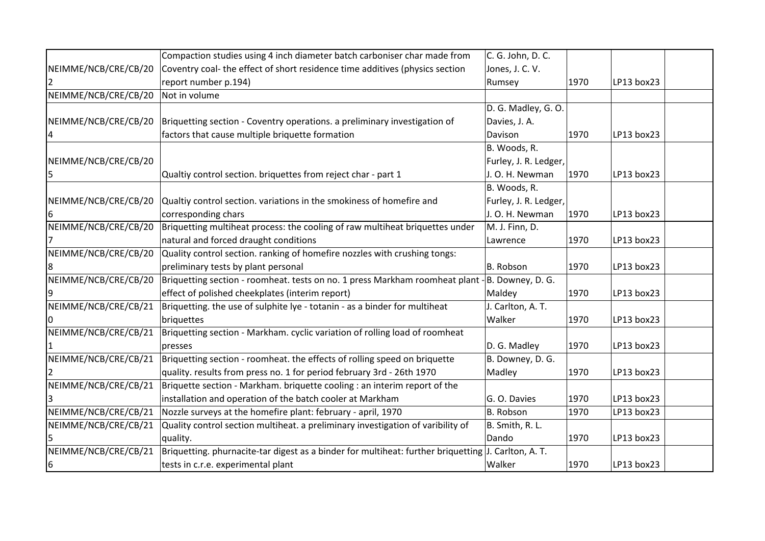| | | | | | |
|---|---|---|---|---|---|
| NEIMME/NCB/CRE/CB/202 | Compaction studies using 4 inch diameter batch carboniser char made from Coventry coal- the effect of short residence time additives (physics section report number p.194) | C. G. John, D. C. Jones, J. C. V. Rumsey | 1970 | LP13 box23 | |
| NEIMME/NCB/CRE/CB/20 | Not in volume | | | | |
| NEIMME/NCB/CRE/CB/204 | Briquetting section - Coventry operations. a preliminary investigation of factors that cause multiple briquette formation | D. G. Madley, G. O. Davies, J. A. Davison | 1970 | LP13 box23 | |
| NEIMME/NCB/CRE/CB/205 | Qualtiy control section. briquettes from reject char - part 1 | B. Woods, R. Furley, J. R. Ledger, J. O. H. Newman | 1970 | LP13 box23 | |
| NEIMME/NCB/CRE/CB/206 | Qualtiy control section. variations in the smokiness of homefire and corresponding chars | B. Woods, R. Furley, J. R. Ledger, J. O. H. Newman | 1970 | LP13 box23 | |
| NEIMME/NCB/CRE/CB/207 | Briquetting multiheat process: the cooling of raw multiheat briquettes under natural and forced draught conditions | M. J. Finn, D. Lawrence | 1970 | LP13 box23 | |
| NEIMME/NCB/CRE/CB/208 | Quality control section. ranking of homefire nozzles with crushing tongs: preliminary tests by plant personal | B. Robson | 1970 | LP13 box23 | |
| NEIMME/NCB/CRE/CB/209 | Briquetting section - roomheat. tests on no. 1 press Markham roomheat plant - effect of polished cheekplates (interim report) | B. Downey, D. G. Maldey | 1970 | LP13 box23 | |
| NEIMME/NCB/CRE/CB/210 | Briquetting. the use of sulphite lye - totanin - as a binder for multiheat briquettes | J. Carlton, A. T. Walker | 1970 | LP13 box23 | |
| NEIMME/NCB/CRE/CB/211 | Briquetting section - Markham. cyclic variation of rolling load of roomheat presses | D. G. Madley | 1970 | LP13 box23 | |
| NEIMME/NCB/CRE/CB/212 | Briquetting section - roomheat. the effects of rolling speed on briquette quality. results from press no. 1 for period february 3rd - 26th 1970 | B. Downey, D. G. Madley | 1970 | LP13 box23 | |
| NEIMME/NCB/CRE/CB/213 | Briquette section - Markham. briquette cooling : an interim report of the installation and operation of the batch cooler at Markham | G. O. Davies | 1970 | LP13 box23 | |
| NEIMME/NCB/CRE/CB/21 | Nozzle surveys at the homefire plant: february - april, 1970 | B. Robson | 1970 | LP13 box23 | |
| NEIMME/NCB/CRE/CB/215 | Quality control section multiheat. a preliminary investigation of varibility of quality. | B. Smith, R. L. Dando | 1970 | LP13 box23 | |
| NEIMME/NCB/CRE/CB/216 | Briquetting. phurnacite-tar digest as a binder for multiheat: further briquetting tests in c.r.e. experimental plant | J. Carlton, A. T. Walker | 1970 | LP13 box23 | |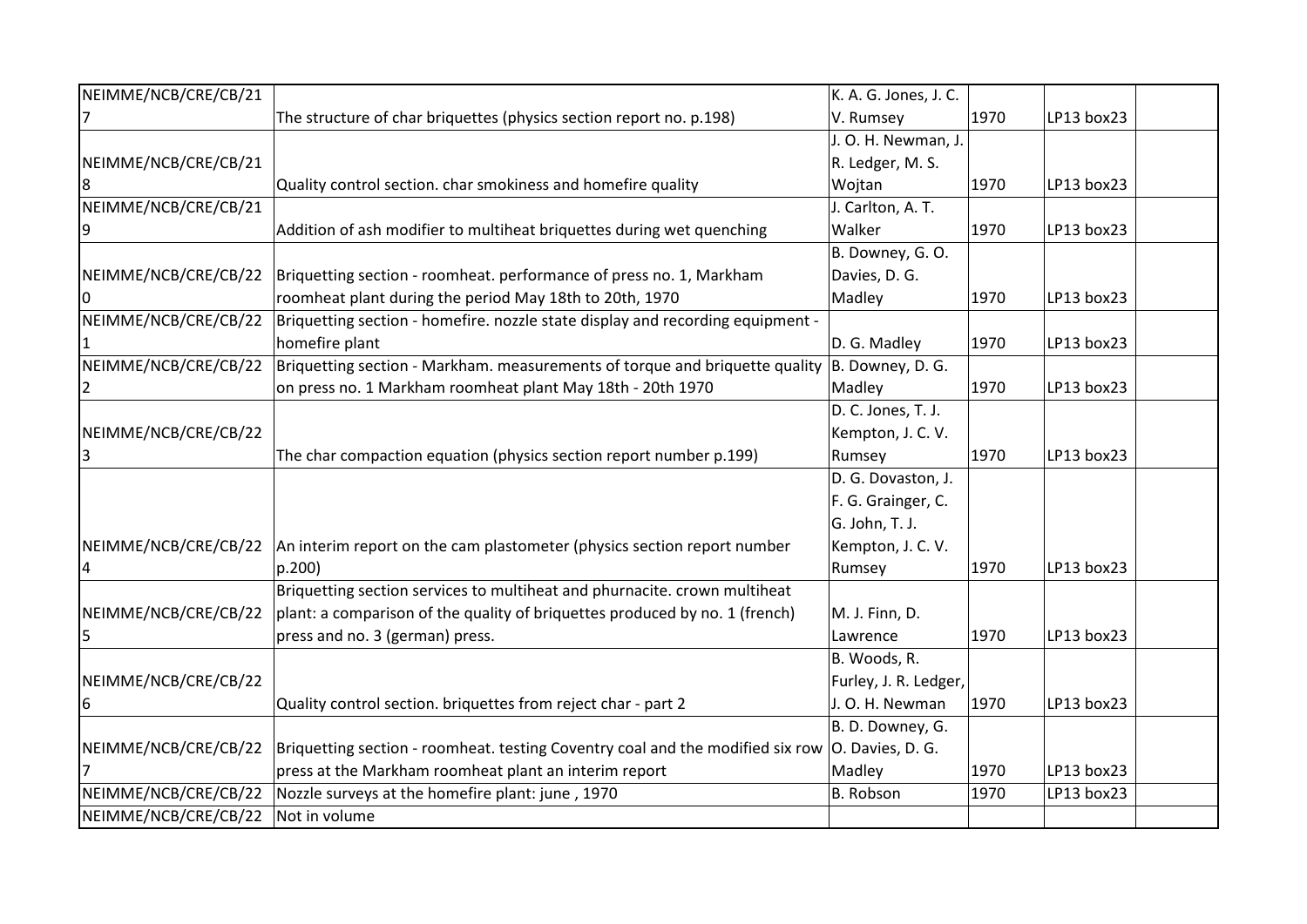| | | | | | |
|---|---|---|---|---|---|
| NEIMME/NCB/CRE/CB/217 | The structure of char briquettes (physics section report no. p.198) | K. A. G. Jones, J. C. V. Rumsey | 1970 | LP13 box23 | |
| NEIMME/NCB/CRE/CB/218 | Quality control section. char smokiness and homefire quality | J. O. H. Newman, J. R. Ledger, M. S. Wojtan | 1970 | LP13 box23 | |
| NEIMME/NCB/CRE/CB/219 | Addition of ash modifier to multiheat briquettes during wet quenching | J. Carlton, A. T. Walker | 1970 | LP13 box23 | |
| NEIMME/NCB/CRE/CB/220 | Briquetting section - roomheat. performance of press no. 1, Markham roomheat plant during the period May 18th to 20th, 1970 | B. Downey, G. O. Davies, D. G. Madley | 1970 | LP13 box23 | |
| NEIMME/NCB/CRE/CB/221 | Briquetting section - homefire. nozzle state display and recording equipment - homefire plant | D. G. Madley | 1970 | LP13 box23 | |
| NEIMME/NCB/CRE/CB/222 | Briquetting section - Markham. measurements of torque and briquette quality on press no. 1 Markham roomheat plant May 18th - 20th 1970 | B. Downey, D. G. Madley | 1970 | LP13 box23 | |
| NEIMME/NCB/CRE/CB/223 | The char compaction equation (physics section report number p.199) | D. C. Jones, T. J. Kempton, J. C. V. Rumsey | 1970 | LP13 box23 | |
| NEIMME/NCB/CRE/CB/224 | An interim report on the cam plastometer (physics section report number p.200) | D. G. Dovaston, J. F. G. Grainger, C. G. John, T. J. Kempton, J. C. V. Rumsey | 1970 | LP13 box23 | |
| NEIMME/NCB/CRE/CB/225 | Briquetting section services to multiheat and phurnacite. crown multiheat plant: a comparison of the quality of briquettes produced by no. 1 (french) press and no. 3 (german) press. | M. J. Finn, D. Lawrence | 1970 | LP13 box23 | |
| NEIMME/NCB/CRE/CB/226 | Quality control section. briquettes from reject char - part 2 | B. Woods, R. Furley, J. R. Ledger, J. O. H. Newman | 1970 | LP13 box23 | |
| NEIMME/NCB/CRE/CB/227 | Briquetting section - roomheat. testing Coventry coal and the modified six row press at the Markham roomheat plant an interim report | B. D. Downey, G. O. Davies, D. G. Madley | 1970 | LP13 box23 | |
| NEIMME/NCB/CRE/CB/22 | Nozzle surveys at the homefire plant: june , 1970 | B. Robson | 1970 | LP13 box23 | |
| NEIMME/NCB/CRE/CB/22 | Not in volume | | | | |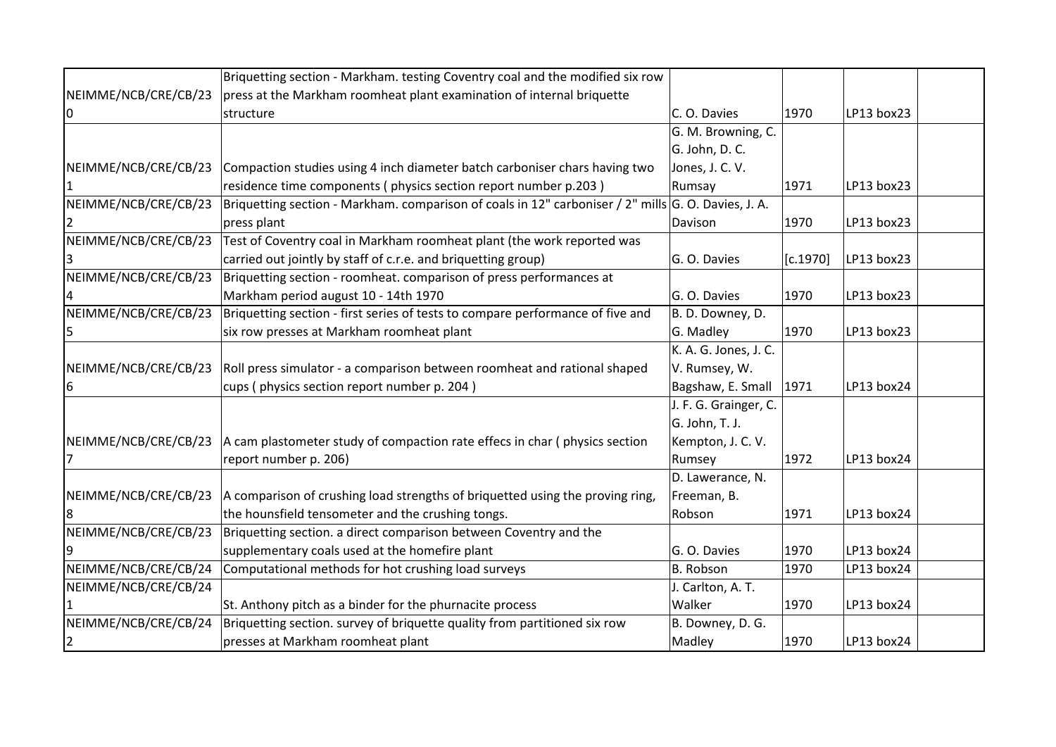| | | | | | |
|---|---|---|---|---|---|
| NEIMME/NCB/CRE/CB/230 | Briquetting section - Markham. testing Coventry coal and the modified six row press at the Markham roomheat plant examination of internal briquette structure | C. O. Davies | 1970 | LP13 box23 | |
| NEIMME/NCB/CRE/CB/231 | Compaction studies using 4 inch diameter batch carboniser chars having two residence time components ( physics section report number p.203 ) | G. M. Browning, C. G. John, D. C. Jones, J. C. V. Rumsay | 1971 | LP13 box23 | |
| NEIMME/NCB/CRE/CB/232 | Briquetting section - Markham. comparison of coals in 12" carboniser / 2" mills press plant | G. O. Davies, J. A. Davison | 1970 | LP13 box23 | |
| NEIMME/NCB/CRE/CB/233 | Test of Coventry coal in Markham roomheat plant (the work reported was carried out jointly by staff of c.r.e. and briquetting group) | G. O. Davies | [c.1970] | LP13 box23 | |
| NEIMME/NCB/CRE/CB/234 | Briquetting section - roomheat. comparison of press performances at Markham period august 10 - 14th 1970 | G. O. Davies | 1970 | LP13 box23 | |
| NEIMME/NCB/CRE/CB/235 | Briquetting section - first series of tests to compare performance of five and six row presses at Markham roomheat plant | B. D. Downey, D. G. Madley | 1970 | LP13 box23 | |
| NEIMME/NCB/CRE/CB/236 | Roll press simulator - a comparison between roomheat and rational shaped cups ( physics section report number p. 204 ) | K. A. G. Jones, J. C. V. Rumsey, W. Bagshaw, E. Small | 1971 | LP13 box24 | |
| NEIMME/NCB/CRE/CB/237 | A cam plastometer study of compaction rate effecs in char ( physics section report number p. 206) | J. F. G. Grainger, C. G. John, T. J. Kempton, J. C. V. Rumsey | 1972 | LP13 box24 | |
| NEIMME/NCB/CRE/CB/238 | A comparison of crushing load strengths of briquetted using the proving ring, the hounsfield tensometer and the crushing tongs. | D. Lawerance, N. Freeman, B. Robson | 1971 | LP13 box24 | |
| NEIMME/NCB/CRE/CB/239 | Briquetting section. a direct comparison between Coventry and the supplementary coals used at the homefire plant | G. O. Davies | 1970 | LP13 box24 | |
| NEIMME/NCB/CRE/CB/240 | Computational methods for hot crushing load surveys | B. Robson | 1970 | LP13 box24 | |
| NEIMME/NCB/CRE/CB/241 | St. Anthony pitch as a binder for the phurnacite process | J. Carlton, A. T. Walker | 1970 | LP13 box24 | |
| NEIMME/NCB/CRE/CB/242 | Briquetting section. survey of briquette quality from partitioned six row presses at Markham roomheat plant | B. Downey, D. G. Madley | 1970 | LP13 box24 | |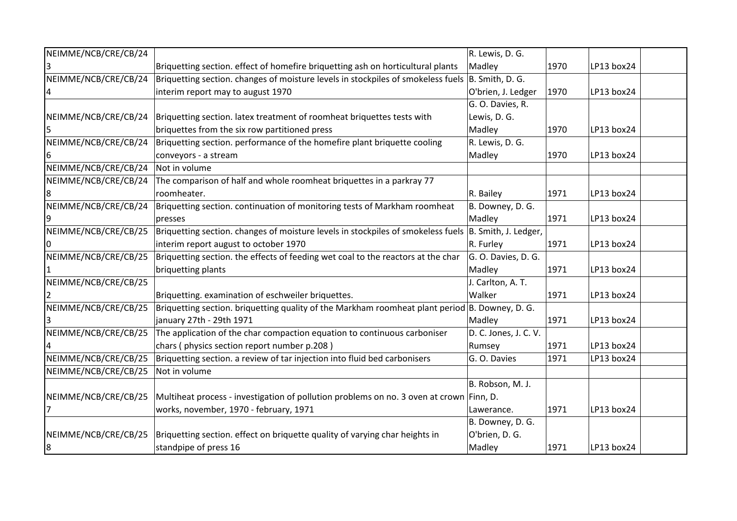| | | | | | |
|---|---|---|---|---|---|
| NEIMME/NCB/CRE/CB/243 | Briquetting section. effect of homefire briquetting ash on horticultural plants | R. Lewis, D. G. Madley | 1970 | LP13 box24 | |
| NEIMME/NCB/CRE/CB/244 | Briquetting section. changes of moisture levels in stockpiles of smokeless fuels interim report may to august 1970 | B. Smith, D. G. O'brien, J. Ledger | 1970 | LP13 box24 | |
| NEIMME/NCB/CRE/CB/245 | Briquetting section. latex treatment of roomheat briquettes tests with briquettes from the six row partitioned press | G. O. Davies, R. Lewis, D. G. Madley | 1970 | LP13 box24 | |
| NEIMME/NCB/CRE/CB/246 | Briquetting section. performance of the homefire plant briquette cooling conveyors - a stream | R. Lewis, D. G. Madley | 1970 | LP13 box24 | |
| NEIMME/NCB/CRE/CB/24 | Not in volume | | | | |
| NEIMME/NCB/CRE/CB/248 | The comparison of half and whole roomheat briquettes in a parkray 77 roomheater. | R. Bailey | 1971 | LP13 box24 | |
| NEIMME/NCB/CRE/CB/249 | Briquetting section. continuation of monitoring tests of Markham roomheat presses | B. Downey, D. G. Madley | 1971 | LP13 box24 | |
| NEIMME/NCB/CRE/CB/250 | Briquetting section. changes of moisture levels in stockpiles of smokeless fuels interim report august to october 1970 | B. Smith, J. Ledger, R. Furley | 1971 | LP13 box24 | |
| NEIMME/NCB/CRE/CB/251 | Briquetting section. the effects of feeding wet coal to the reactors at the char briquetting plants | G. O. Davies, D. G. Madley | 1971 | LP13 box24 | |
| NEIMME/NCB/CRE/CB/252 | Briquetting. examination of eschweiler briquettes. | J. Carlton, A. T. Walker | 1971 | LP13 box24 | |
| NEIMME/NCB/CRE/CB/253 | Briquetting section. briquetting quality of the Markham roomheat plant period january 27th - 29th 1971 | B. Downey, D. G. Madley | 1971 | LP13 box24 | |
| NEIMME/NCB/CRE/CB/254 | The application of the char compaction equation to continuous carboniser chars ( physics section report number p.208 ) | D. C. Jones, J. C. V. Rumsey | 1971 | LP13 box24 | |
| NEIMME/NCB/CRE/CB/25 | Briquetting section. a review of tar injection into fluid bed carbonisers | G. O. Davies | 1971 | LP13 box24 | |
| NEIMME/NCB/CRE/CB/25 | Not in volume | | | | |
| NEIMME/NCB/CRE/CB/257 | Multiheat process - investigation of pollution problems on no. 3 oven at crown works, november, 1970 - february, 1971 | B. Robson, M. J. Finn, D. Lawerance. | 1971 | LP13 box24 | |
| NEIMME/NCB/CRE/CB/258 | Briquetting section. effect on briquette quality of varying char heights in standpipe of press 16 | B. Downey, D. G. O'brien, D. G. Madley | 1971 | LP13 box24 | |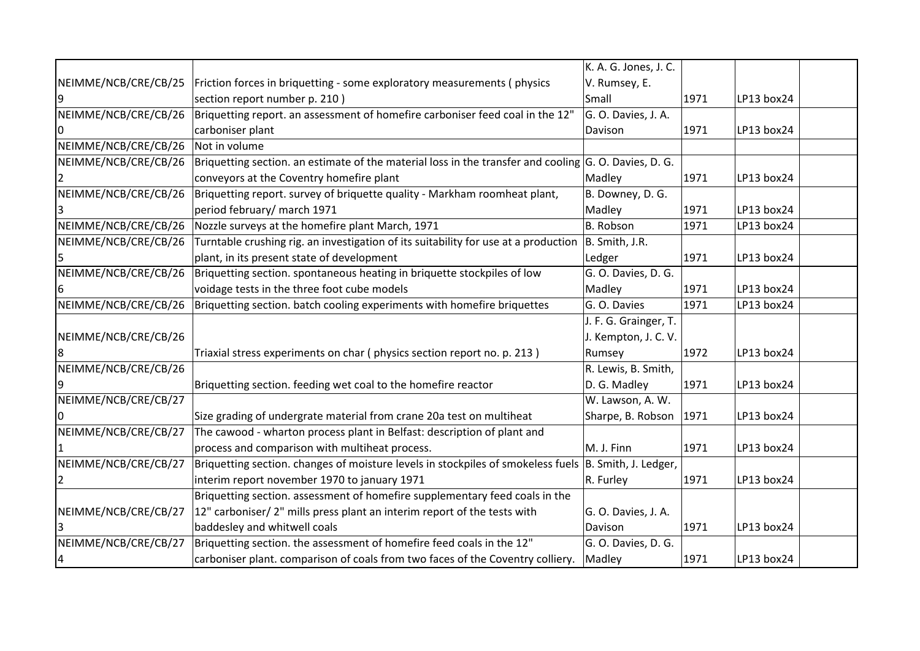| | | | | | |
|---|---|---|---|---|---|
| NEIMME/NCB/CRE/CB/259 | Friction forces in briquetting - some exploratory measurements ( physics section report number p. 210 ) | K. A. G. Jones, J. C. V. Rumsey, E. Small | 1971 | LP13 box24 | |
| NEIMME/NCB/CRE/CB/260 | Briquetting report. an assessment of homefire carboniser feed coal in the 12" carboniser plant | G. O. Davies, J. A. Davison | 1971 | LP13 box24 | |
| NEIMME/NCB/CRE/CB/261 | Not in volume | | | | |
| NEIMME/NCB/CRE/CB/262 | Briquetting section. an estimate of the material loss in the transfer and cooling conveyors at the Coventry homefire plant | G. O. Davies, D. G. Madley | 1971 | LP13 box24 | |
| NEIMME/NCB/CRE/CB/263 | Briquetting report. survey of briquette quality - Markham roomheat plant, period february/ march 1971 | B. Downey, D. G. Madley | 1971 | LP13 box24 | |
| NEIMME/NCB/CRE/CB/264 | Nozzle surveys at the homefire plant March, 1971 | B. Robson | 1971 | LP13 box24 | |
| NEIMME/NCB/CRE/CB/265 | Turntable crushing rig. an investigation of its suitability for use at a production plant, in its present state of development | B. Smith, J.R. Ledger | 1971 | LP13 box24 | |
| NEIMME/NCB/CRE/CB/266 | Briquetting section. spontaneous heating in briquette stockpiles of low voidage tests in the three foot cube models | G. O. Davies, D. G. Madley | 1971 | LP13 box24 | |
| NEIMME/NCB/CRE/CB/267 | Briquetting section. batch cooling experiments with homefire briquettes | G. O. Davies | 1971 | LP13 box24 | |
| NEIMME/NCB/CRE/CB/268 | Triaxial stress experiments on char ( physics section report no. p. 213 ) | J. F. G. Grainger, T. J. Kempton, J. C. V. Rumsey | 1972 | LP13 box24 | |
| NEIMME/NCB/CRE/CB/269 | Briquetting section. feeding wet coal to the homefire reactor | R. Lewis, B. Smith, D. G. Madley | 1971 | LP13 box24 | |
| NEIMME/NCB/CRE/CB/270 | Size grading of undergrate material from crane 20a test on multiheat | W. Lawson, A. W. Sharpe, B. Robson | 1971 | LP13 box24 | |
| NEIMME/NCB/CRE/CB/271 | The cawood - wharton process plant in Belfast: description of plant and process and comparison with multiheat process. | M. J. Finn | 1971 | LP13 box24 | |
| NEIMME/NCB/CRE/CB/272 | Briquetting section. changes of moisture levels in stockpiles of smokeless fuels interim report november 1970 to january 1971 | B. Smith, J. Ledger, R. Furley | 1971 | LP13 box24 | |
| NEIMME/NCB/CRE/CB/273 | Briquetting section. assessment of homefire supplementary feed coals in the 12" carboniser/ 2" mills press plant an interim report of the tests with baddesley and whitwell coals | G. O. Davies, J. A. Davison | 1971 | LP13 box24 | |
| NEIMME/NCB/CRE/CB/274 | Briquetting section. the assessment of homefire feed coals in the 12" carboniser plant. comparison of coals from two faces of the Coventry colliery. | G. O. Davies, D. G. Madley | 1971 | LP13 box24 | |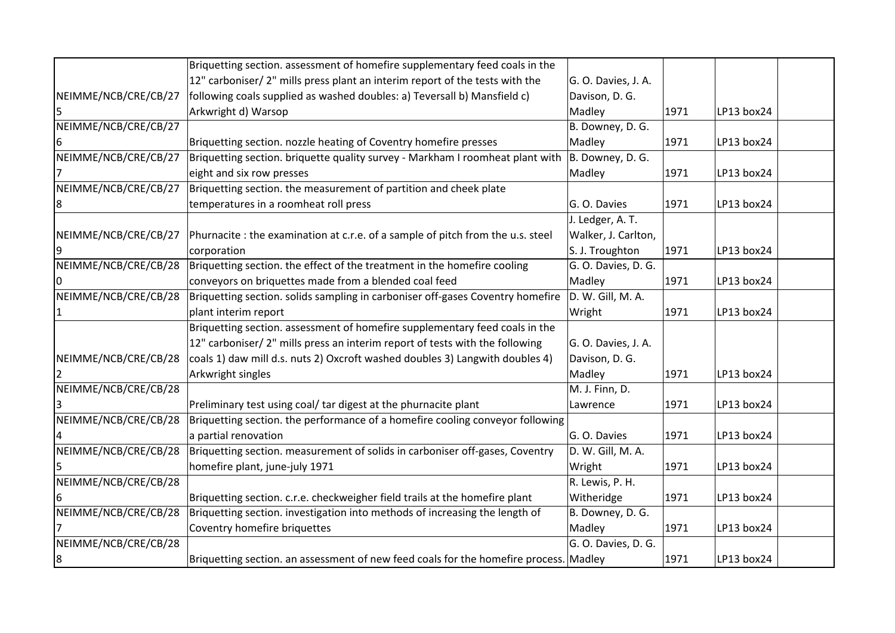| | | | | | |
|---|---|---|---|---|---|
| NEIMME/NCB/CRE/CB/275 | Briquetting section. assessment of homefire supplementary feed coals in the 12" carboniser/ 2" mills press plant an interim report of the tests with the following coals supplied as washed doubles: a) Teversall b) Mansfield c) Arkwright d) Warsop | G. O. Davies, J. A. Davison, D. G. Madley | 1971 | LP13 box24 | |
| NEIMME/NCB/CRE/CB/276 | Briquetting section. nozzle heating of Coventry homefire presses | B. Downey, D. G. Madley | 1971 | LP13 box24 | |
| NEIMME/NCB/CRE/CB/277 | Briquetting section. briquette quality survey - Markham I roomheat plant with eight and six row presses | B. Downey, D. G. Madley | 1971 | LP13 box24 | |
| NEIMME/NCB/CRE/CB/278 | Briquetting section. the measurement of partition and cheek plate temperatures in a roomheat roll press | G. O. Davies | 1971 | LP13 box24 | |
| NEIMME/NCB/CRE/CB/279 | Phurnacite : the examination at c.r.e. of a sample of pitch from the u.s. steel corporation | J. Ledger, A. T. Walker, J. Carlton, S. J. Troughton | 1971 | LP13 box24 | |
| NEIMME/NCB/CRE/CB/280 | Briquetting section. the effect of the treatment in the homefire cooling conveyors on briquettes made from a blended coal feed | G. O. Davies, D. G. Madley | 1971 | LP13 box24 | |
| NEIMME/NCB/CRE/CB/281 | Briquetting section. solids sampling in carboniser off-gases Coventry homefire plant interim report | D. W. Gill, M. A. Wright | 1971 | LP13 box24 | |
| NEIMME/NCB/CRE/CB/282 | Briquetting section. assessment of homefire supplementary feed coals in the 12" carboniser/ 2" mills press an interim report of tests with the following coals 1) daw mill d.s. nuts 2) Oxcroft washed doubles 3) Langwith doubles 4) Arkwright singles | G. O. Davies, J. A. Davison, D. G. Madley | 1971 | LP13 box24 | |
| NEIMME/NCB/CRE/CB/283 | Preliminary test using coal/ tar digest at the phurnacite plant | M. J. Finn, D. Lawrence | 1971 | LP13 box24 | |
| NEIMME/NCB/CRE/CB/284 | Briquetting section. the performance of a homefire cooling conveyor following a partial renovation | G. O. Davies | 1971 | LP13 box24 | |
| NEIMME/NCB/CRE/CB/285 | Briquetting section. measurement of solids in carboniser off-gases, Coventry homefire plant, june-july 1971 | D. W. Gill, M. A. Wright | 1971 | LP13 box24 | |
| NEIMME/NCB/CRE/CB/286 | Briquetting section. c.r.e. checkweigher field trails at the homefire plant | R. Lewis, P. H. Witheridge | 1971 | LP13 box24 | |
| NEIMME/NCB/CRE/CB/287 | Briquetting section. investigation into methods of increasing the length of Coventry homefire briquettes | B. Downey, D. G. Madley | 1971 | LP13 box24 | |
| NEIMME/NCB/CRE/CB/288 | Briquetting section. an assessment of new feed coals for the homefire process. | G. O. Davies, D. G. Madley | 1971 | LP13 box24 | |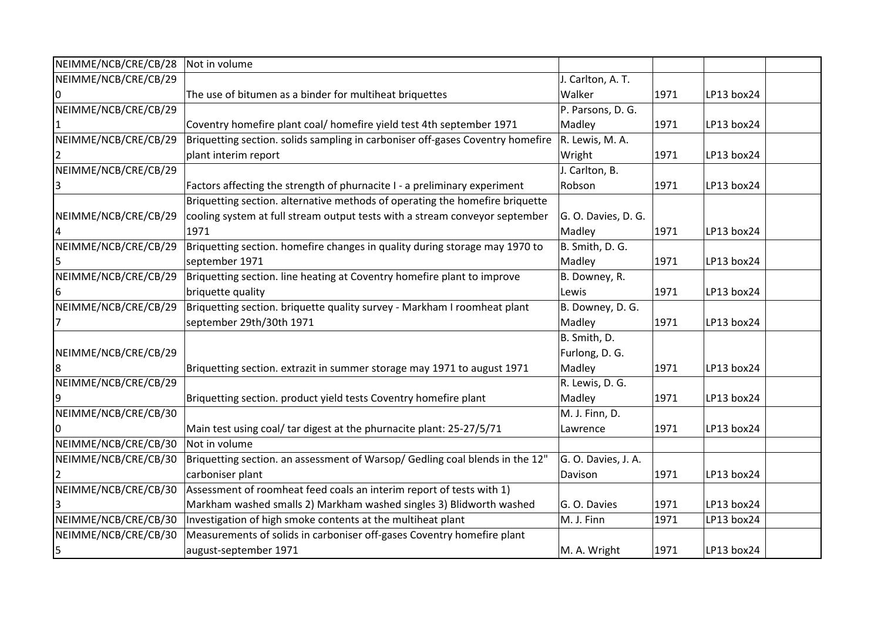| NEIMME/NCB/CRE/CB/28 | Not in volume | | | | |
|---|---|---|---|---|---|
| NEIMME/NCB/CRE/CB/290 | The use of bitumen as a binder for multiheat briquettes | J. Carlton, A. T. Walker | 1971 | LP13 box24 | |
| NEIMME/NCB/CRE/CB/291 | Coventry homefire plant coal/ homefire yield test 4th september 1971 | P. Parsons, D. G. Madley | 1971 | LP13 box24 | |
| NEIMME/NCB/CRE/CB/292 | Briquetting section. solids sampling in carboniser off-gases Coventry homefire plant interim report | R. Lewis, M. A. Wright | 1971 | LP13 box24 | |
| NEIMME/NCB/CRE/CB/293 | Factors affecting the strength of phurnacite I - a preliminary experiment | J. Carlton, B. Robson | 1971 | LP13 box24 | |
| NEIMME/NCB/CRE/CB/294 | Briquetting section. alternative methods of operating the homefire briquette cooling system at full stream output tests with a stream conveyor september 1971 | G. O. Davies, D. G. Madley | 1971 | LP13 box24 | |
| NEIMME/NCB/CRE/CB/295 | Briquetting section. homefire changes in quality during storage may 1970 to september 1971 | B. Smith, D. G. Madley | 1971 | LP13 box24 | |
| NEIMME/NCB/CRE/CB/296 | Briquetting section. line heating at Coventry homefire plant to improve briquette quality | B. Downey, R. Lewis | 1971 | LP13 box24 | |
| NEIMME/NCB/CRE/CB/297 | Briquetting section. briquette quality survey - Markham I roomheat plant september 29th/30th 1971 | B. Downey, D. G. Madley | 1971 | LP13 box24 | |
| NEIMME/NCB/CRE/CB/298 | Briquetting section. extrazit in summer storage may 1971 to august 1971 | B. Smith, D. Furlong, D. G. Madley | 1971 | LP13 box24 | |
| NEIMME/NCB/CRE/CB/299 | Briquetting section. product yield tests Coventry homefire plant | R. Lewis, D. G. Madley | 1971 | LP13 box24 | |
| NEIMME/NCB/CRE/CB/300 | Main test using coal/ tar digest at the phurnacite plant: 25-27/5/71 | M. J. Finn, D. Lawrence | 1971 | LP13 box24 | |
| NEIMME/NCB/CRE/CB/30 | Not in volume | | | | |
| NEIMME/NCB/CRE/CB/302 | Briquetting section. an assessment of Warsop/ Gedling coal blends in the 12" carboniser plant | G. O. Davies, J. A. Davison | 1971 | LP13 box24 | |
| NEIMME/NCB/CRE/CB/303 | Assessment of roomheat feed coals an interim report of tests with 1) Markham washed smalls 2) Markham washed singles 3) Blidworth washed | G. O. Davies | 1971 | LP13 box24 | |
| NEIMME/NCB/CRE/CB/30 | Investigation of high smoke contents at the multiheat plant | M. J. Finn | 1971 | LP13 box24 | |
| NEIMME/NCB/CRE/CB/305 | Measurements of solids in carboniser off-gases Coventry homefire plant august-september 1971 | M. A. Wright | 1971 | LP13 box24 | |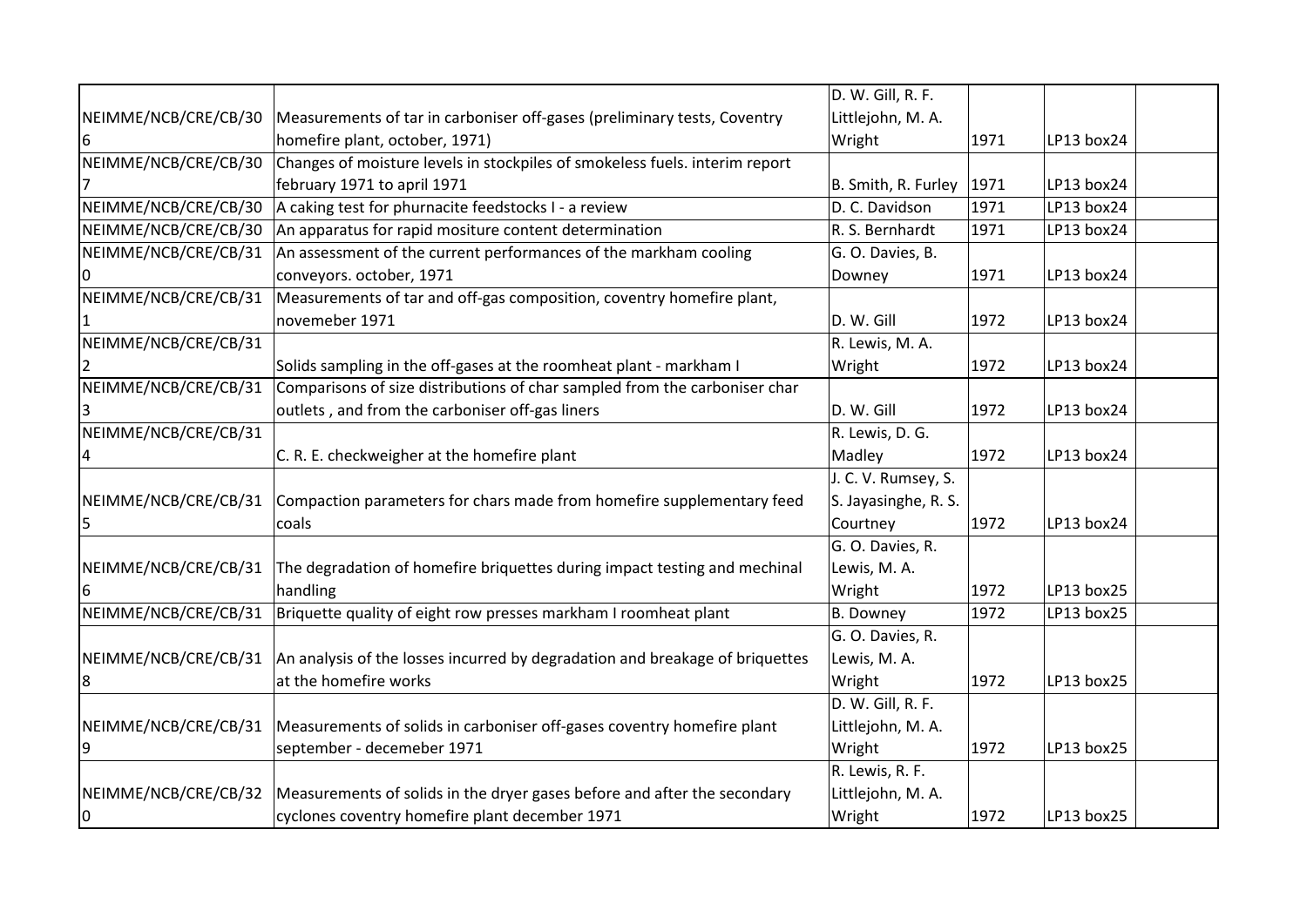| | | | | | |
|---|---|---|---|---|---|
| NEIMME/NCB/CRE/CB/306 | Measurements of tar in carboniser off-gases (preliminary tests, Coventry homefire plant, october, 1971) | D. W. Gill, R. F. Littlejohn, M. A. Wright | 1971 | LP13 box24 | |
| NEIMME/NCB/CRE/CB/307 | Changes of moisture levels in stockpiles of smokeless fuels. interim report february 1971 to april 1971 | B. Smith, R. Furley | 1971 | LP13 box24 | |
| NEIMME/NCB/CRE/CB/30 | A caking test for phurnacite feedstocks I - a review | D. C. Davidson | 1971 | LP13 box24 | |
| NEIMME/NCB/CRE/CB/30 | An apparatus for rapid mositure content determination | R. S. Bernhardt | 1971 | LP13 box24 | |
| NEIMME/NCB/CRE/CB/310 | An assessment of the current performances of the markham cooling conveyors. october, 1971 | G. O. Davies, B. Downey | 1971 | LP13 box24 | |
| NEIMME/NCB/CRE/CB/311 | Measurements of tar and off-gas composition, coventry homefire plant, novemeber 1971 | D. W. Gill | 1972 | LP13 box24 | |
| NEIMME/NCB/CRE/CB/312 | Solids sampling in the off-gases at the roomheat plant - markham I | R. Lewis, M. A. Wright | 1972 | LP13 box24 | |
| NEIMME/NCB/CRE/CB/313 | Comparisons of size distributions of char sampled from the carboniser char outlets , and from the carboniser off-gas liners | D. W. Gill | 1972 | LP13 box24 | |
| NEIMME/NCB/CRE/CB/314 | C. R. E. checkweigher at the homefire plant | R. Lewis, D. G. Madley | 1972 | LP13 box24 | |
| NEIMME/NCB/CRE/CB/315 | Compaction parameters for chars made from homefire supplementary feed coals | J. C. V. Rumsey, S. S. Jayasinghe, R. S. Courtney | 1972 | LP13 box24 | |
| NEIMME/NCB/CRE/CB/316 | The degradation of homefire briquettes during impact testing and mechinal handling | G. O. Davies, R. Lewis, M. A. Wright | 1972 | LP13 box25 | |
| NEIMME/NCB/CRE/CB/31 | Briquette quality of eight row presses markham I roomheat plant | B. Downey | 1972 | LP13 box25 | |
| NEIMME/NCB/CRE/CB/318 | An analysis of the losses incurred by degradation and breakage of briquettes at the homefire works | G. O. Davies, R. Lewis, M. A. Wright | 1972 | LP13 box25 | |
| NEIMME/NCB/CRE/CB/319 | Measurements of solids in carboniser off-gases coventry homefire plant september - decemeber 1971 | D. W. Gill, R. F. Littlejohn, M. A. Wright | 1972 | LP13 box25 | |
| NEIMME/NCB/CRE/CB/320 | Measurements of solids in the dryer gases before and after the secondary cyclones coventry homefire plant december 1971 | R. Lewis, R. F. Littlejohn, M. A. Wright | 1972 | LP13 box25 | |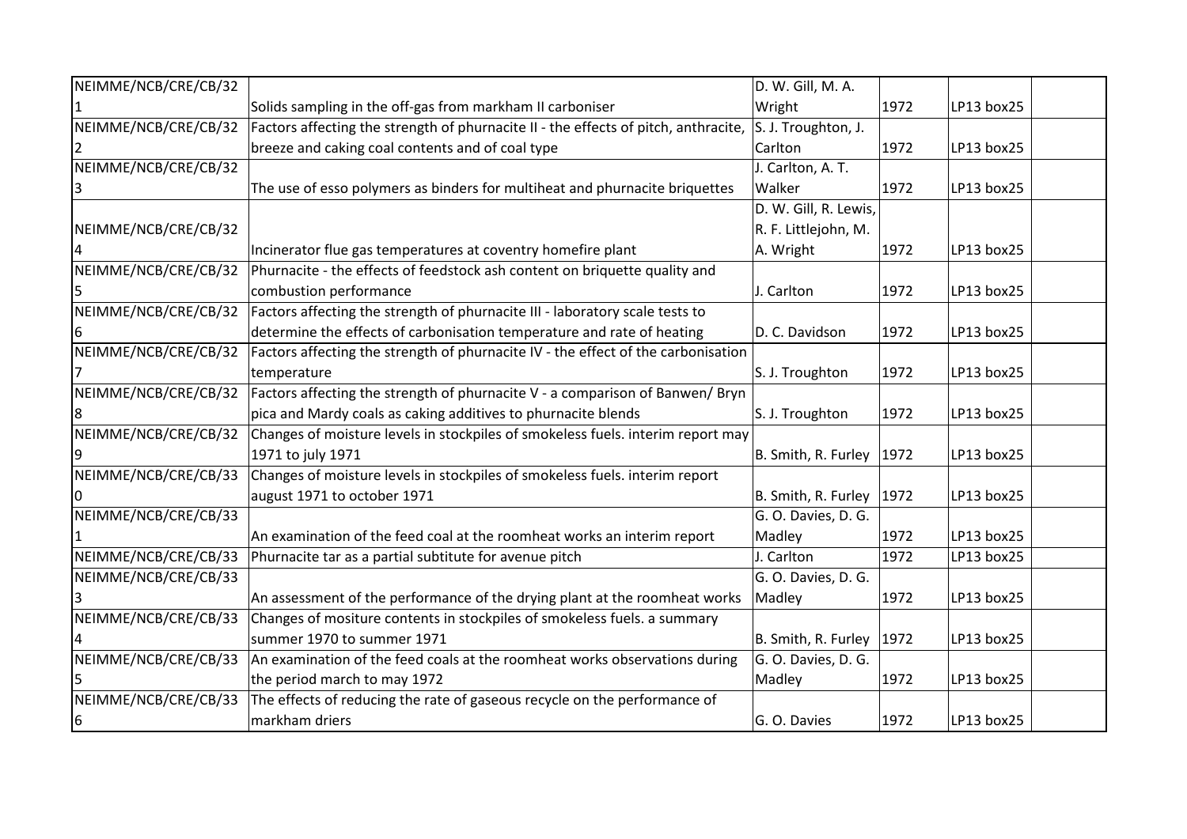| NEIMME/NCB/CRE/CB/321 | Solids sampling in the off-gas from markham II carboniser | D. W. Gill, M. A. Wright | 1972 | LP13 box25 | |
|---|---|---|---|---|---|
| NEIMME/NCB/CRE/CB/322 | Factors affecting the strength of phurnacite II - the effects of pitch, anthracite, breeze and caking coal contents and of coal type | S. J. Troughton, J. Carlton | 1972 | LP13 box25 | |
| NEIMME/NCB/CRE/CB/323 | The use of esso polymers as binders for multiheat and phurnacite briquettes | J. Carlton, A. T. Walker | 1972 | LP13 box25 | |
| NEIMME/NCB/CRE/CB/324 | Incinerator flue gas temperatures at coventry homefire plant | D. W. Gill, R. Lewis, R. F. Littlejohn, M. A. Wright | 1972 | LP13 box25 | |
| NEIMME/NCB/CRE/CB/325 | Phurnacite - the effects of feedstock ash content on briquette quality and combustion performance | J. Carlton | 1972 | LP13 box25 | |
| NEIMME/NCB/CRE/CB/326 | Factors affecting the strength of phurnacite III - laboratory scale tests to determine the effects of carbonisation temperature and rate of heating | D. C. Davidson | 1972 | LP13 box25 | |
| NEIMME/NCB/CRE/CB/327 | Factors affecting the strength of phurnacite IV - the effect of the carbonisation temperature | S. J. Troughton | 1972 | LP13 box25 | |
| NEIMME/NCB/CRE/CB/328 | Factors affecting the strength of phurnacite V - a comparison of Banwen/ Bryn pica and Mardy coals as caking additives to phurnacite blends | S. J. Troughton | 1972 | LP13 box25 | |
| NEIMME/NCB/CRE/CB/329 | Changes of moisture levels in stockpiles of smokeless fuels. interim report may 1971 to july 1971 | B. Smith, R. Furley | 1972 | LP13 box25 | |
| NEIMME/NCB/CRE/CB/330 | Changes of moisture levels in stockpiles of smokeless fuels. interim report august 1971 to october 1971 | B. Smith, R. Furley | 1972 | LP13 box25 | |
| NEIMME/NCB/CRE/CB/331 | An examination of the feed coal at the roomheat works an interim report | G. O. Davies, D. G. Madley | 1972 | LP13 box25 | |
| NEIMME/NCB/CRE/CB/332 | Phurnacite tar as a partial subtitute for avenue pitch | J. Carlton | 1972 | LP13 box25 | |
| NEIMME/NCB/CRE/CB/333 | An assessment of the performance of the drying plant at the roomheat works | G. O. Davies, D. G. Madley | 1972 | LP13 box25 | |
| NEIMME/NCB/CRE/CB/334 | Changes of mositure contents in stockpiles of smokeless fuels. a summary summer 1970 to summer 1971 | B. Smith, R. Furley | 1972 | LP13 box25 | |
| NEIMME/NCB/CRE/CB/335 | An examination of the feed coals at the roomheat works observations during the period march to may 1972 | G. O. Davies, D. G. Madley | 1972 | LP13 box25 | |
| NEIMME/NCB/CRE/CB/336 | The effects of reducing the rate of gaseous recycle on the performance of markham driers | G. O. Davies | 1972 | LP13 box25 | |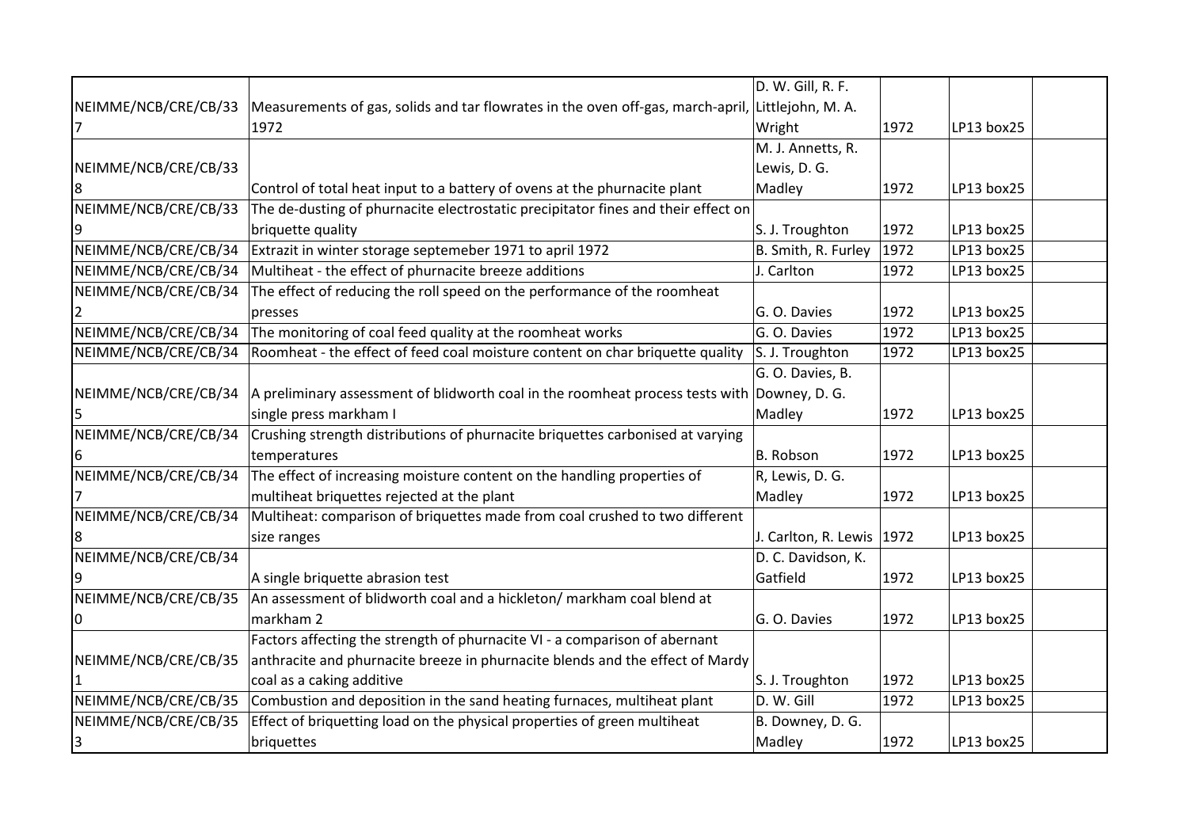| | | | | | |
|---|---|---|---|---|---|
| NEIMME/NCB/CRE/CB/337 | Measurements of gas, solids and tar flowrates in the oven off-gas, march-april, 1972 | D. W. Gill, R. F. Littlejohn, M. A. Wright | 1972 | LP13 box25 | |
| NEIMME/NCB/CRE/CB/338 | Control of total heat input to a battery of ovens at the phurnacite plant | M. J. Annetts, R. Lewis, D. G. Madley | 1972 | LP13 box25 | |
| NEIMME/NCB/CRE/CB/339 | The de-dusting of phurnacite electrostatic precipitator fines and their effect on briquette quality | S. J. Troughton | 1972 | LP13 box25 | |
| NEIMME/NCB/CRE/CB/34 | Extrazit in winter storage septemeber 1971 to april 1972 | B. Smith, R. Furley | 1972 | LP13 box25 | |
| NEIMME/NCB/CRE/CB/34 | Multiheat - the effect of phurnacite breeze additions | J. Carlton | 1972 | LP13 box25 | |
| NEIMME/NCB/CRE/CB/342 | The effect of reducing the roll speed on the performance of the roomheat presses | G. O. Davies | 1972 | LP13 box25 | |
| NEIMME/NCB/CRE/CB/34 | The monitoring of coal feed quality at the roomheat works | G. O. Davies | 1972 | LP13 box25 | |
| NEIMME/NCB/CRE/CB/34 | Roomheat - the effect of feed coal moisture content on char briquette quality | S. J. Troughton | 1972 | LP13 box25 | |
| NEIMME/NCB/CRE/CB/345 | A preliminary assessment of blidworth coal in the roomheat process tests with single press markham I | G. O. Davies, B. Downey, D. G. Madley | 1972 | LP13 box25 | |
| NEIMME/NCB/CRE/CB/346 | Crushing strength distributions of phurnacite briquettes carbonised at varying temperatures | B. Robson | 1972 | LP13 box25 | |
| NEIMME/NCB/CRE/CB/347 | The effect of increasing moisture content on the handling properties of multiheat briquettes rejected at the plant | R, Lewis, D. G. Madley | 1972 | LP13 box25 | |
| NEIMME/NCB/CRE/CB/348 | Multiheat: comparison of briquettes made from coal crushed to two different size ranges | J. Carlton, R. Lewis | 1972 | LP13 box25 | |
| NEIMME/NCB/CRE/CB/349 | A single briquette abrasion test | D. C. Davidson, K. Gatfield | 1972 | LP13 box25 | |
| NEIMME/NCB/CRE/CB/350 | An assessment of blidworth coal and a hickleton/ markham coal blend at markham 2 | G. O. Davies | 1972 | LP13 box25 | |
| NEIMME/NCB/CRE/CB/351 | Factors affecting the strength of phurnacite VI - a comparison of abernant anthracite and phurnacite breeze in phurnacite blends and the effect of Mardy coal as a caking additive | S. J. Troughton | 1972 | LP13 box25 | |
| NEIMME/NCB/CRE/CB/35 | Combustion and deposition in the sand heating furnaces, multiheat plant | D. W. Gill | 1972 | LP13 box25 | |
| NEIMME/NCB/CRE/CB/353 | Effect of briquetting load on the physical properties of green multiheat briquettes | B. Downey, D. G. Madley | 1972 | LP13 box25 | |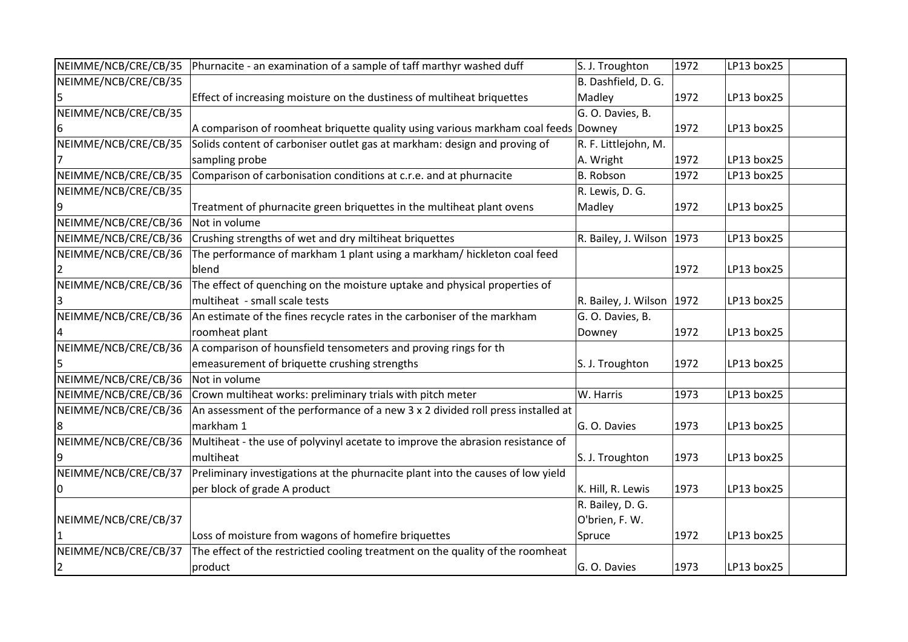| | | | | | |
|---|---|---|---|---|---|
| NEIMME/NCB/CRE/CB/35 | Phurnacite - an examination of a sample of taff marthyr washed duff | S. J. Troughton | 1972 | LP13 box25 | |
| NEIMME/NCB/CRE/CB/355 | Effect of increasing moisture on the dustiness of multiheat briquettes | B. Dashfield, D. G. Madley | 1972 | LP13 box25 | |
| NEIMME/NCB/CRE/CB/356 | A comparison of roomheat briquette quality using various markham coal feeds | G. O. Davies, B. Downey | 1972 | LP13 box25 | |
| NEIMME/NCB/CRE/CB/357 | Solids content of carboniser outlet gas at markham: design and proving of sampling probe | R. F. Littlejohn, M. A. Wright | 1972 | LP13 box25 | |
| NEIMME/NCB/CRE/CB/35 | Comparison of carbonisation conditions at c.r.e. and at phurnacite | B. Robson | 1972 | LP13 box25 | |
| NEIMME/NCB/CRE/CB/359 | Treatment of phurnacite green briquettes in the multiheat plant ovens | R. Lewis, D. G. Madley | 1972 | LP13 box25 | |
| NEIMME/NCB/CRE/CB/36 | Not in volume | | | | |
| NEIMME/NCB/CRE/CB/36 | Crushing strengths of wet and dry miltiheat briquettes | R. Bailey, J. Wilson | 1973 | LP13 box25 | |
| NEIMME/NCB/CRE/CB/362 | The performance of markham 1 plant using a markham/ hickleton coal feed blend | | 1972 | LP13 box25 | |
| NEIMME/NCB/CRE/CB/363 | The effect of quenching on the moisture uptake and physical properties of multiheat - small scale tests | R. Bailey, J. Wilson | 1972 | LP13 box25 | |
| NEIMME/NCB/CRE/CB/364 | An estimate of the fines recycle rates in the carboniser of the markham roomheat plant | G. O. Davies, B. Downey | 1972 | LP13 box25 | |
| NEIMME/NCB/CRE/CB/365 | A comparison of hounsfield tensometers and proving rings for th emeasurement of briquette crushing strengths | S. J. Troughton | 1972 | LP13 box25 | |
| NEIMME/NCB/CRE/CB/36 | Not in volume | | | | |
| NEIMME/NCB/CRE/CB/36 | Crown multiheat works: preliminary trials with pitch meter | W. Harris | 1973 | LP13 box25 | |
| NEIMME/NCB/CRE/CB/368 | An assessment of the performance of a new 3 x 2 divided roll press installed at markham 1 | G. O. Davies | 1973 | LP13 box25 | |
| NEIMME/NCB/CRE/CB/369 | Multiheat - the use of polyvinyl acetate to improve the abrasion resistance of multiheat | S. J. Troughton | 1973 | LP13 box25 | |
| NEIMME/NCB/CRE/CB/370 | Preliminary investigations at the phurnacite plant into the causes of low yield per block of grade A product | K. Hill, R. Lewis | 1973 | LP13 box25 | |
| NEIMME/NCB/CRE/CB/371 | Loss of moisture from wagons of homefire briquettes | R. Bailey, D. G. O'brien, F. W. Spruce | 1972 | LP13 box25 | |
| NEIMME/NCB/CRE/CB/372 | The effect of the restrictied cooling treatment on the quality of the roomheat product | G. O. Davies | 1973 | LP13 box25 | |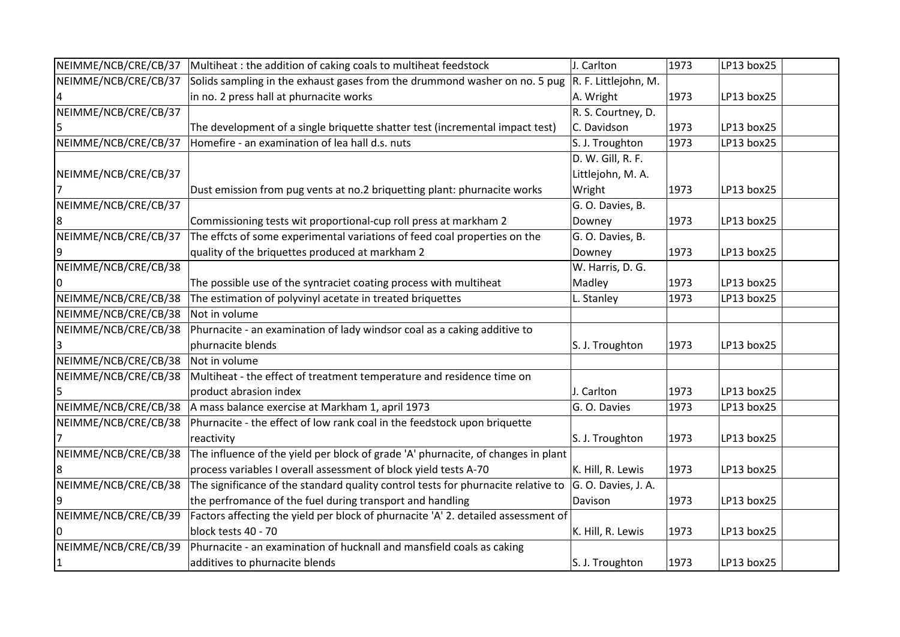| | | | | | |
|---|---|---|---|---|---|
| NEIMME/NCB/CRE/CB/37 | Multiheat : the addition of caking coals to multiheat feedstock | J. Carlton | 1973 | LP13 box25 | |
| NEIMME/NCB/CRE/CB/374 | Solids sampling in the exhaust gases from the drummond washer on no. 5 pug in no. 2 press hall at phurnacite works | R. F. Littlejohn, M. A. Wright | 1973 | LP13 box25 | |
| NEIMME/NCB/CRE/CB/375 | The development of a single briquette shatter test (incremental impact test) | R. S. Courtney, D. C. Davidson | 1973 | LP13 box25 | |
| NEIMME/NCB/CRE/CB/37 | Homefire - an examination of lea hall d.s. nuts | S. J. Troughton | 1973 | LP13 box25 | |
| NEIMME/NCB/CRE/CB/377 | Dust emission from pug vents at no.2 briquetting plant: phurnacite works | D. W. Gill, R. F. Littlejohn, M. A. Wright | 1973 | LP13 box25 | |
| NEIMME/NCB/CRE/CB/378 | Commissioning tests wit proportional-cup roll press at markham 2 | G. O. Davies, B. Downey | 1973 | LP13 box25 | |
| NEIMME/NCB/CRE/CB/379 | The effcts of some experimental variations of feed coal properties on the quality of the briquettes produced at markham 2 | G. O. Davies, B. Downey | 1973 | LP13 box25 | |
| NEIMME/NCB/CRE/CB/380 | The possible use of the syntraciet coating process with multiheat | W. Harris, D. G. Madley | 1973 | LP13 box25 | |
| NEIMME/NCB/CRE/CB/38 | The estimation of polyvinyl acetate in treated briquettes | L. Stanley | 1973 | LP13 box25 | |
| NEIMME/NCB/CRE/CB/38 | Not in volume | | | | |
| NEIMME/NCB/CRE/CB/383 | Phurnacite - an examination of lady windsor coal as a caking additive to phurnacite blends | S. J. Troughton | 1973 | LP13 box25 | |
| NEIMME/NCB/CRE/CB/38 | Not in volume | | | | |
| NEIMME/NCB/CRE/CB/385 | Multiheat - the effect of treatment temperature and residence time on product abrasion index | J. Carlton | 1973 | LP13 box25 | |
| NEIMME/NCB/CRE/CB/38 | A mass balance exercise at Markham 1, april 1973 | G. O. Davies | 1973 | LP13 box25 | |
| NEIMME/NCB/CRE/CB/387 | Phurnacite - the effect of low rank coal in the feedstock upon briquette reactivity | S. J. Troughton | 1973 | LP13 box25 | |
| NEIMME/NCB/CRE/CB/388 | The influence of the yield per block of grade 'A' phurnacite, of changes in plant process variables I overall assessment of block yield tests A-70 | K. Hill, R. Lewis | 1973 | LP13 box25 | |
| NEIMME/NCB/CRE/CB/389 | The significance of the standard quality control tests for phurnacite relative to the perfromance of the fuel during transport and handling | G. O. Davies, J. A. Davison | 1973 | LP13 box25 | |
| NEIMME/NCB/CRE/CB/390 | Factors affecting the yield per block of phurnacite 'A' 2. detailed assessment of block tests 40 - 70 | K. Hill, R. Lewis | 1973 | LP13 box25 | |
| NEIMME/NCB/CRE/CB/391 | Phurnacite - an examination of hucknall and mansfield coals as caking additives to phurnacite blends | S. J. Troughton | 1973 | LP13 box25 | |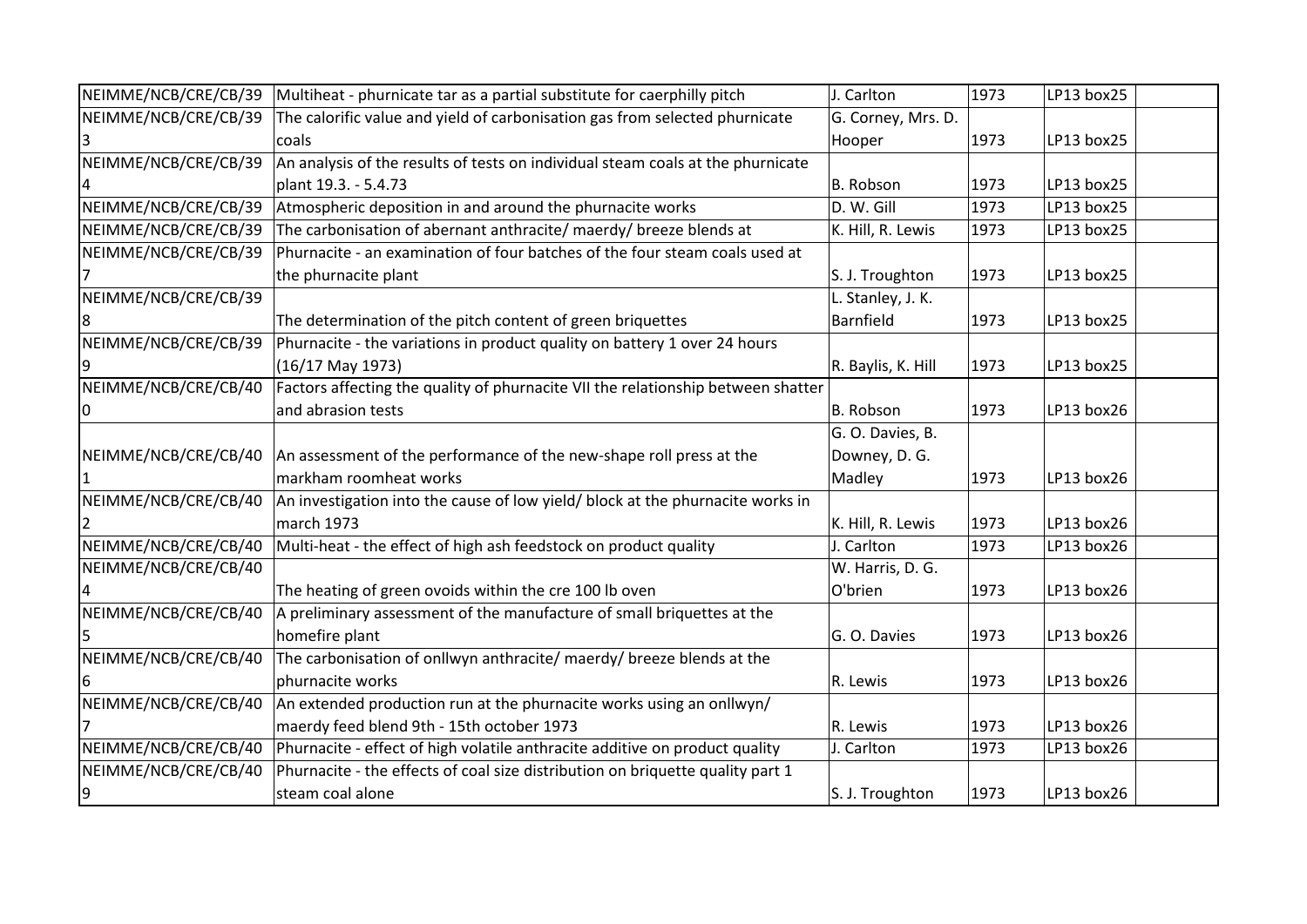| NEIMME/NCB/CRE/CB/39 | Multiheat - phurnicate tar as a partial substitute for caerphilly pitch | J. Carlton | 1973 | LP13 box25 | |
|---|---|---|---|---|---|
| NEIMME/NCB/CRE/CB/393 | The calorific value and yield of carbonisation gas from selected phurnicate coals | G. Corney, Mrs. D. Hooper | 1973 | LP13 box25 | |
| NEIMME/NCB/CRE/CB/394 | An analysis of the results of tests on individual steam coals at the phurnicate plant 19.3. - 5.4.73 | B. Robson | 1973 | LP13 box25 | |
| NEIMME/NCB/CRE/CB/39 | Atmospheric deposition in and around the phurnacite works | D. W. Gill | 1973 | LP13 box25 | |
| NEIMME/NCB/CRE/CB/39 | The carbonisation of abernant anthracite/ maerdy/ breeze blends at | K. Hill, R. Lewis | 1973 | LP13 box25 | |
| NEIMME/NCB/CRE/CB/397 | Phurnacite - an examination of four batches of the four steam coals used at the phurnacite plant | S. J. Troughton | 1973 | LP13 box25 | |
| NEIMME/NCB/CRE/CB/398 | The determination of the pitch content of green briquettes | L. Stanley, J. K. Barnfield | 1973 | LP13 box25 | |
| NEIMME/NCB/CRE/CB/399 | Phurnacite - the variations in product quality on battery 1 over 24 hours (16/17 May 1973) | R. Baylis, K. Hill | 1973 | LP13 box25 | |
| NEIMME/NCB/CRE/CB/400 | Factors affecting the quality of phurnacite VII the relationship between shatter and abrasion tests | B. Robson | 1973 | LP13 box26 | |
| NEIMME/NCB/CRE/CB/401 | An assessment of the performance of the new-shape roll press at the markham roomheat works | G. O. Davies, B. Downey, D. G. Madley | 1973 | LP13 box26 | |
| NEIMME/NCB/CRE/CB/402 | An investigation into the cause of low yield/ block at the phurnacite works in march 1973 | K. Hill, R. Lewis | 1973 | LP13 box26 | |
| NEIMME/NCB/CRE/CB/40 | Multi-heat - the effect of high ash feedstock on product quality | J. Carlton | 1973 | LP13 box26 | |
| NEIMME/NCB/CRE/CB/404 | The heating of green ovoids within the cre 100 lb oven | W. Harris, D. G. O'brien | 1973 | LP13 box26 | |
| NEIMME/NCB/CRE/CB/405 | A preliminary assessment of the manufacture of small briquettes at the homefire plant | G. O. Davies | 1973 | LP13 box26 | |
| NEIMME/NCB/CRE/CB/406 | The carbonisation of onllwyn anthracite/ maerdy/ breeze blends at the phurnacite works | R. Lewis | 1973 | LP13 box26 | |
| NEIMME/NCB/CRE/CB/407 | An extended production run at the phurnacite works using an onllwyn/ maerdy feed blend 9th - 15th october 1973 | R. Lewis | 1973 | LP13 box26 | |
| NEIMME/NCB/CRE/CB/40 | Phurnacite - effect of high volatile anthracite additive on product quality | J. Carlton | 1973 | LP13 box26 | |
| NEIMME/NCB/CRE/CB/409 | Phurnacite - the effects of coal size distribution on briquette quality part 1 steam coal alone | S. J. Troughton | 1973 | LP13 box26 | |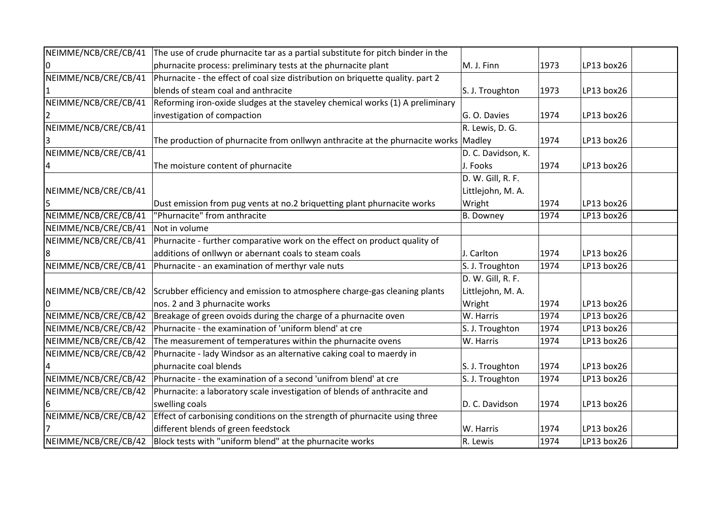| | | | | | |
|---|---|---|---|---|---|
| NEIMME/NCB/CRE/CB/410 | The use of crude phurnacite tar as a partial substitute for pitch binder in the phurnacite process: preliminary tests at the phurnacite plant | M. J. Finn | 1973 | LP13 box26 | |
| NEIMME/NCB/CRE/CB/411 | Phurnacite - the effect of coal size distribution on briquette quality. part 2 blends of steam coal and anthracite | S. J. Troughton | 1973 | LP13 box26 | |
| NEIMME/NCB/CRE/CB/412 | Reforming iron-oxide sludges at the staveley chemical works (1) A preliminary investigation of compaction | G. O. Davies | 1974 | LP13 box26 | |
| NEIMME/NCB/CRE/CB/413 | The production of phurnacite from onllwyn anthracite at the phurnacite works | R. Lewis, D. G. Madley | 1974 | LP13 box26 | |
| NEIMME/NCB/CRE/CB/414 | The moisture content of phurnacite | D. C. Davidson, K. J. Fooks | 1974 | LP13 box26 | |
| NEIMME/NCB/CRE/CB/415 | Dust emission from pug vents at no.2 briquetting plant phurnacite works | D. W. Gill, R. F. Littlejohn, M. A. Wright | 1974 | LP13 box26 | |
| NEIMME/NCB/CRE/CB/416 | "Phurnacite" from anthracite | B. Downey | 1974 | LP13 box26 | |
| NEIMME/NCB/CRE/CB/417 | Not in volume | | | | |
| NEIMME/NCB/CRE/CB/418 | Phurnacite - further comparative work on the effect on product quality of additions of onllwyn or abernant coals to steam coals | J. Carlton | 1974 | LP13 box26 | |
| NEIMME/NCB/CRE/CB/419 | Phurnacite - an examination of merthyr vale nuts | S. J. Troughton | 1974 | LP13 box26 | |
| NEIMME/NCB/CRE/CB/420 | Scrubber efficiency and emission to atmosphere charge-gas cleaning plants nos. 2 and 3 phurnacite works | D. W. Gill, R. F. Littlejohn, M. A. Wright | 1974 | LP13 box26 | |
| NEIMME/NCB/CRE/CB/421 | Breakage of green ovoids during the charge of a phurnacite oven | W. Harris | 1974 | LP13 box26 | |
| NEIMME/NCB/CRE/CB/422 | Phurnacite - the examination of 'uniform blend' at cre | S. J. Troughton | 1974 | LP13 box26 | |
| NEIMME/NCB/CRE/CB/423 | The measurement of temperatures within the phurnacite ovens | W. Harris | 1974 | LP13 box26 | |
| NEIMME/NCB/CRE/CB/424 | Phurnacite - lady Windsor as an alternative caking coal to maerdy in phurnacite coal blends | S. J. Troughton | 1974 | LP13 box26 | |
| NEIMME/NCB/CRE/CB/425 | Phurnacite - the examination of a second 'unifrom blend' at cre | S. J. Troughton | 1974 | LP13 box26 | |
| NEIMME/NCB/CRE/CB/426 | Phurnacite: a laboratory scale investigation of blends of anthracite and swelling coals | D. C. Davidson | 1974 | LP13 box26 | |
| NEIMME/NCB/CRE/CB/427 | Effect of carbonising conditions on the strength of phurnacite using three different blends of green feedstock | W. Harris | 1974 | LP13 box26 | |
| NEIMME/NCB/CRE/CB/42 | Block tests with "uniform blend" at the phurnacite works | R. Lewis | 1974 | LP13 box26 | |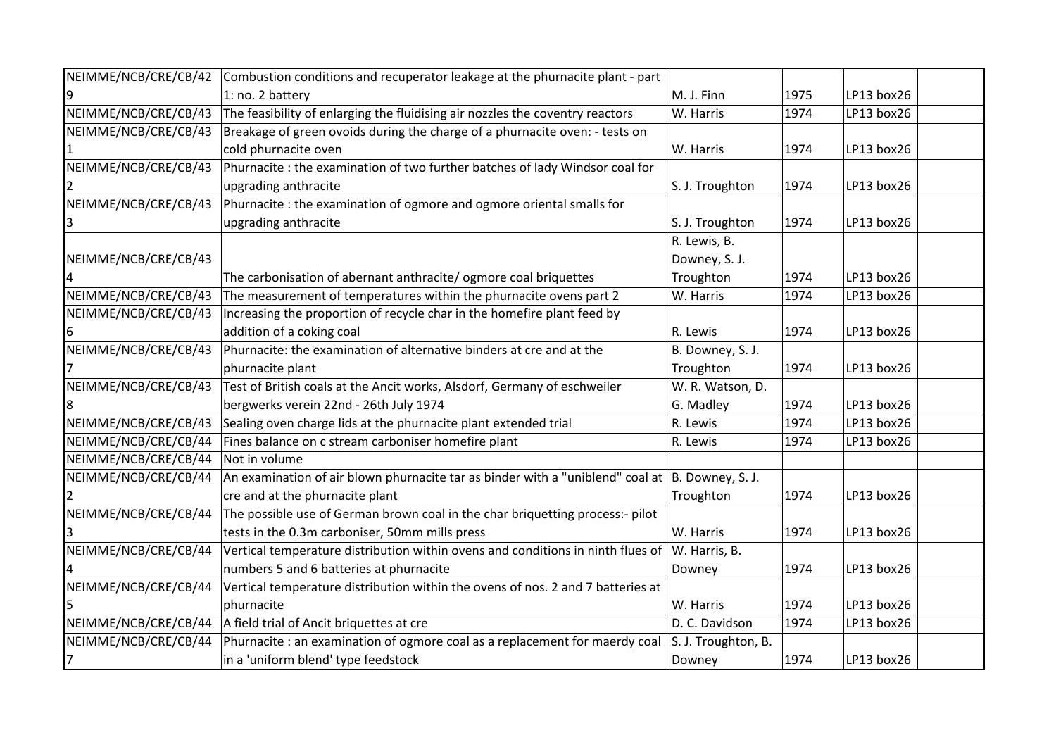| NEIMME/NCB/CRE/CB/429 | Combustion conditions and recuperator leakage at the phurnacite plant - part 1: no. 2 battery | M. J. Finn | 1975 | LP13 box26 | |
|---|---|---|---|---|---|
| NEIMME/NCB/CRE/CB/430 | The feasibility of enlarging the fluidising air nozzles the coventry reactors | W. Harris | 1974 | LP13 box26 | |
| NEIMME/NCB/CRE/CB/431 | Breakage of green ovoids during the charge of a phurnacite oven: - tests on cold phurnacite oven | W. Harris | 1974 | LP13 box26 | |
| NEIMME/NCB/CRE/CB/432 | Phurnacite : the examination of two further batches of lady Windsor coal for upgrading anthracite | S. J. Troughton | 1974 | LP13 box26 | |
| NEIMME/NCB/CRE/CB/433 | Phurnacite : the examination of ogmore and ogmore oriental smalls for upgrading anthracite | S. J. Troughton | 1974 | LP13 box26 | |
| NEIMME/NCB/CRE/CB/434 | The carbonisation of abernant anthracite/ ogmore coal briquettes | R. Lewis, B. Downey, S. J. Troughton | 1974 | LP13 box26 | |
| NEIMME/NCB/CRE/CB/43 | The measurement of temperatures within the phurnacite ovens part 2 | W. Harris | 1974 | LP13 box26 | |
| NEIMME/NCB/CRE/CB/436 | Increasing the proportion of recycle char in the homefire plant feed by addition of a coking coal | R. Lewis | 1974 | LP13 box26 | |
| NEIMME/NCB/CRE/CB/437 | Phurnacite: the examination of alternative binders at cre and at the phurnacite plant | B. Downey, S. J. Troughton | 1974 | LP13 box26 | |
| NEIMME/NCB/CRE/CB/438 | Test of British coals at the Ancit works, Alsdorf, Germany of eschweiler bergwerks verein 22nd - 26th July 1974 | W. R. Watson, D. G. Madley | 1974 | LP13 box26 | |
| NEIMME/NCB/CRE/CB/43 | Sealing oven charge lids at the phurnacite plant extended trial | R. Lewis | 1974 | LP13 box26 | |
| NEIMME/NCB/CRE/CB/44 | Fines balance on c stream carboniser homefire plant | R. Lewis | 1974 | LP13 box26 | |
| NEIMME/NCB/CRE/CB/44 | Not in volume | | | | |
| NEIMME/NCB/CRE/CB/442 | An examination of air blown phurnacite tar as binder with a "uniblend" coal at cre and at the phurnacite plant | B. Downey, S. J. Troughton | 1974 | LP13 box26 | |
| NEIMME/NCB/CRE/CB/443 | The possible use of German brown coal in the char briquetting process:- pilot tests in the 0.3m carboniser, 50mm mills press | W. Harris | 1974 | LP13 box26 | |
| NEIMME/NCB/CRE/CB/444 | Vertical temperature distribution within ovens and conditions in ninth flues of numbers 5 and 6 batteries at phurnacite | W. Harris, B. Downey | 1974 | LP13 box26 | |
| NEIMME/NCB/CRE/CB/445 | Vertical temperature distribution within the ovens of nos. 2 and 7 batteries at phurnacite | W. Harris | 1974 | LP13 box26 | |
| NEIMME/NCB/CRE/CB/44 | A field trial of Ancit briquettes at cre | D. C. Davidson | 1974 | LP13 box26 | |
| NEIMME/NCB/CRE/CB/447 | Phurnacite : an examination of ogmore coal as a replacement for maerdy coal in a 'uniform blend' type feedstock | S. J. Troughton, B. Downey | 1974 | LP13 box26 | |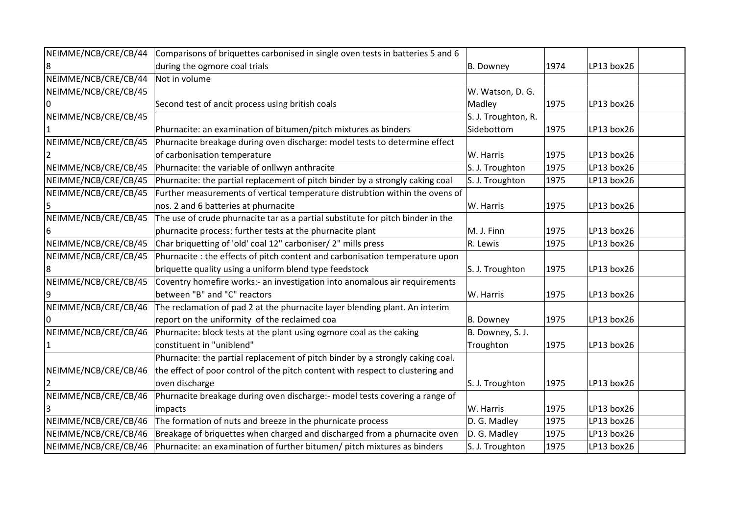| | | | | | |
|---|---|---|---|---|---|
| NEIMME/NCB/CRE/CB/448 | Comparisons of briquettes carbonised in single oven tests in batteries 5 and 6 during the ogmore coal trials | B. Downey | 1974 | LP13 box26 | |
| NEIMME/NCB/CRE/CB/44 | Not in volume | | | | |
| NEIMME/NCB/CRE/CB/450 | Second test of ancit process using british coals | W. Watson, D. G. Madley | 1975 | LP13 box26 | |
| NEIMME/NCB/CRE/CB/451 | Phurnacite: an examination of bitumen/pitch mixtures as binders | S. J. Troughton, R. Sidebottom | 1975 | LP13 box26 | |
| NEIMME/NCB/CRE/CB/452 | Phurnacite breakage during oven discharge: model tests to determine effect of carbonisation temperature | W. Harris | 1975 | LP13 box26 | |
| NEIMME/NCB/CRE/CB/45 | Phurnacite: the variable of onllwyn anthracite | S. J. Troughton | 1975 | LP13 box26 | |
| NEIMME/NCB/CRE/CB/45 | Phurnacite: the partial replacement of pitch binder by a strongly caking coal | S. J. Troughton | 1975 | LP13 box26 | |
| NEIMME/NCB/CRE/CB/455 | Further measurements of vertical temperature distrubtion within the ovens of nos. 2 and 6 batteries at phurnacite | W. Harris | 1975 | LP13 box26 | |
| NEIMME/NCB/CRE/CB/456 | The use of crude phurnacite tar as a partial substitute for pitch binder in the phurnacite process: further tests at the phurnacite plant | M. J. Finn | 1975 | LP13 box26 | |
| NEIMME/NCB/CRE/CB/45 | Char briquetting of 'old' coal 12" carboniser/ 2" mills press | R. Lewis | 1975 | LP13 box26 | |
| NEIMME/NCB/CRE/CB/458 | Phurnacite : the effects of pitch content and carbonisation temperature upon briquette quality using a uniform blend type feedstock | S. J. Troughton | 1975 | LP13 box26 | |
| NEIMME/NCB/CRE/CB/459 | Coventry homefire works:- an investigation into anomalous air requirements between "B" and "C" reactors | W. Harris | 1975 | LP13 box26 | |
| NEIMME/NCB/CRE/CB/460 | The reclamation of pad 2 at the phurnacite layer blending plant. An interim report on the uniformity of the reclaimed coa | B. Downey | 1975 | LP13 box26 | |
| NEIMME/NCB/CRE/CB/461 | Phurnacite: block tests at the plant using ogmore coal as the caking constituent in "uniblend" | B. Downey, S. J. Troughton | 1975 | LP13 box26 | |
| NEIMME/NCB/CRE/CB/462 | Phurnacite: the partial replacement of pitch binder by a strongly caking coal. the effect of poor control of the pitch content with respect to clustering and oven discharge | S. J. Troughton | 1975 | LP13 box26 | |
| NEIMME/NCB/CRE/CB/463 | Phurnacite breakage during oven discharge:- model tests covering a range of impacts | W. Harris | 1975 | LP13 box26 | |
| NEIMME/NCB/CRE/CB/46 | The formation of nuts and breeze in the phurnicate process | D. G. Madley | 1975 | LP13 box26 | |
| NEIMME/NCB/CRE/CB/46 | Breakage of briquettes when charged and discharged from a phurnacite oven | D. G. Madley | 1975 | LP13 box26 | |
| NEIMME/NCB/CRE/CB/46 | Phurnacite: an examination of further bitumen/ pitch mixtures as binders | S. J. Troughton | 1975 | LP13 box26 | |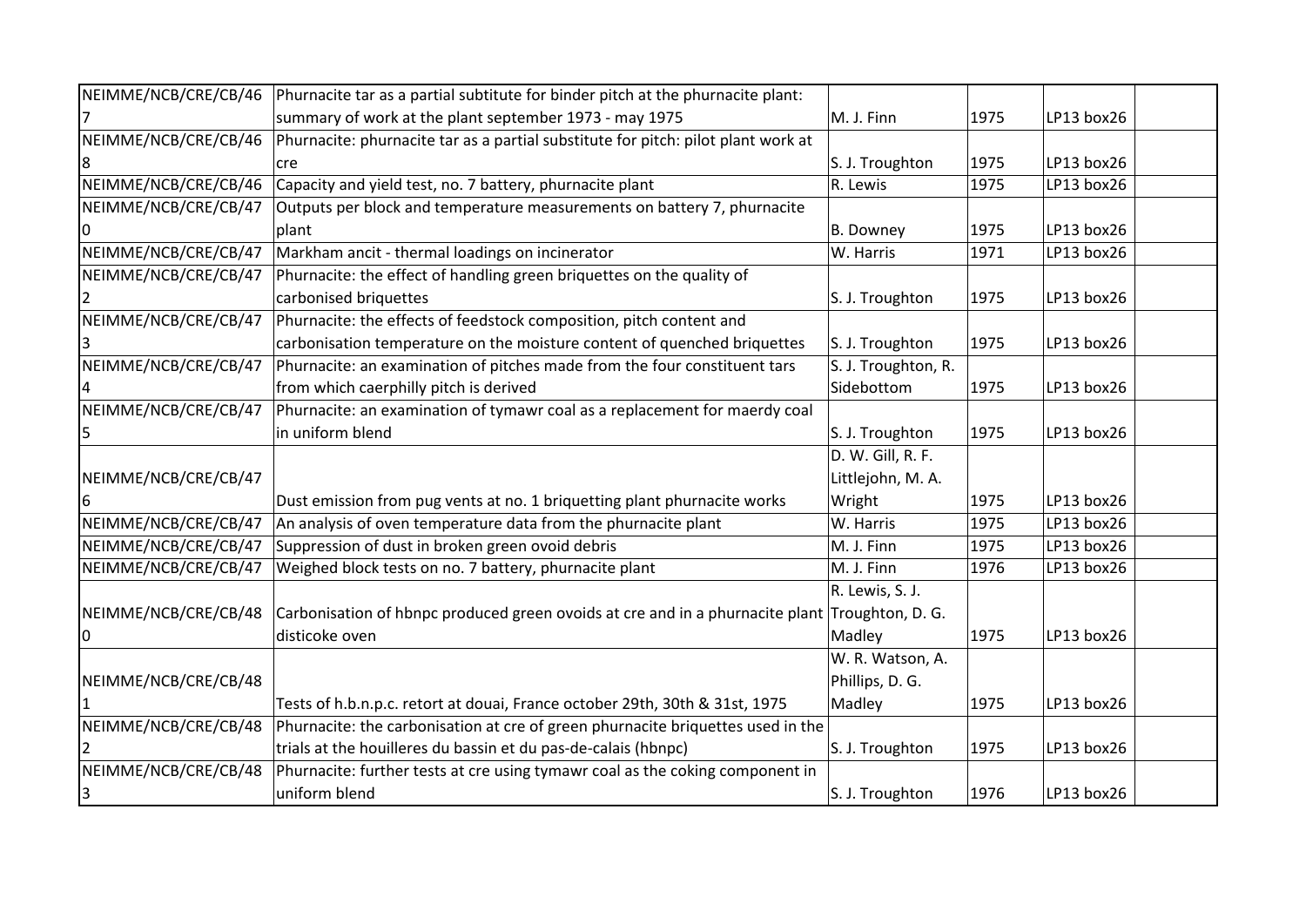| | | | | | |
|---|---|---|---|---|---|
| NEIMME/NCB/CRE/CB/467 | Phurnacite tar as a partial subtitute for binder pitch at the phurnacite plant: summary of work at the plant september 1973 - may 1975 | M. J. Finn | 1975 | LP13 box26 | |
| NEIMME/NCB/CRE/CB/468 | Phurnacite: phurnacite tar as a partial substitute for pitch: pilot plant work at cre | S. J. Troughton | 1975 | LP13 box26 | |
| NEIMME/NCB/CRE/CB/469 | Capacity and yield test, no. 7 battery, phurnacite plant | R. Lewis | 1975 | LP13 box26 | |
| NEIMME/NCB/CRE/CB/470 | Outputs per block and temperature measurements on battery 7, phurnacite plant | B. Downey | 1975 | LP13 box26 | |
| NEIMME/NCB/CRE/CB/471 | Markham ancit - thermal loadings on incinerator | W. Harris | 1971 | LP13 box26 | |
| NEIMME/NCB/CRE/CB/472 | Phurnacite: the effect of handling green briquettes on the quality of carbonised briquettes | S. J. Troughton | 1975 | LP13 box26 | |
| NEIMME/NCB/CRE/CB/473 | Phurnacite: the effects of feedstock composition, pitch content and carbonisation temperature on the moisture content of quenched briquettes | S. J. Troughton | 1975 | LP13 box26 | |
| NEIMME/NCB/CRE/CB/474 | Phurnacite: an examination of pitches made from the four constituent tars from which caerphilly pitch is derived | S. J. Troughton, R. Sidebottom | 1975 | LP13 box26 | |
| NEIMME/NCB/CRE/CB/475 | Phurnacite: an examination of tymawr coal as a replacement for maerdy coal in uniform blend | S. J. Troughton | 1975 | LP13 box26 | |
| NEIMME/NCB/CRE/CB/476 | Dust emission from pug vents at no. 1 briquetting plant phurnacite works | D. W. Gill, R. F. Littlejohn, M. A. Wright | 1975 | LP13 box26 | |
| NEIMME/NCB/CRE/CB/477 | An analysis of oven temperature data from the phurnacite plant | W. Harris | 1975 | LP13 box26 | |
| NEIMME/NCB/CRE/CB/478 | Suppression of dust in broken green ovoid debris | M. J. Finn | 1975 | LP13 box26 | |
| NEIMME/NCB/CRE/CB/479 | Weighed block tests on no. 7 battery, phurnacite plant | M. J. Finn | 1976 | LP13 box26 | |
| NEIMME/NCB/CRE/CB/480 | Carbonisation of hbnpc produced green ovoids at cre and in a phurnacite plant disticoke oven | R. Lewis, S. J. Troughton, D. G. Madley | 1975 | LP13 box26 | |
| NEIMME/NCB/CRE/CB/481 | Tests of h.b.n.p.c. retort at douai, France october 29th, 30th & 31st, 1975 | W. R. Watson, A. Phillips, D. G. Madley | 1975 | LP13 box26 | |
| NEIMME/NCB/CRE/CB/482 | Phurnacite: the carbonisation at cre of green phurnacite briquettes used in the trials at the houilleres du bassin et du pas-de-calais (hbnpc) | S. J. Troughton | 1975 | LP13 box26 | |
| NEIMME/NCB/CRE/CB/483 | Phurnacite: further tests at cre using tymawr coal as the coking component in uniform blend | S. J. Troughton | 1976 | LP13 box26 | |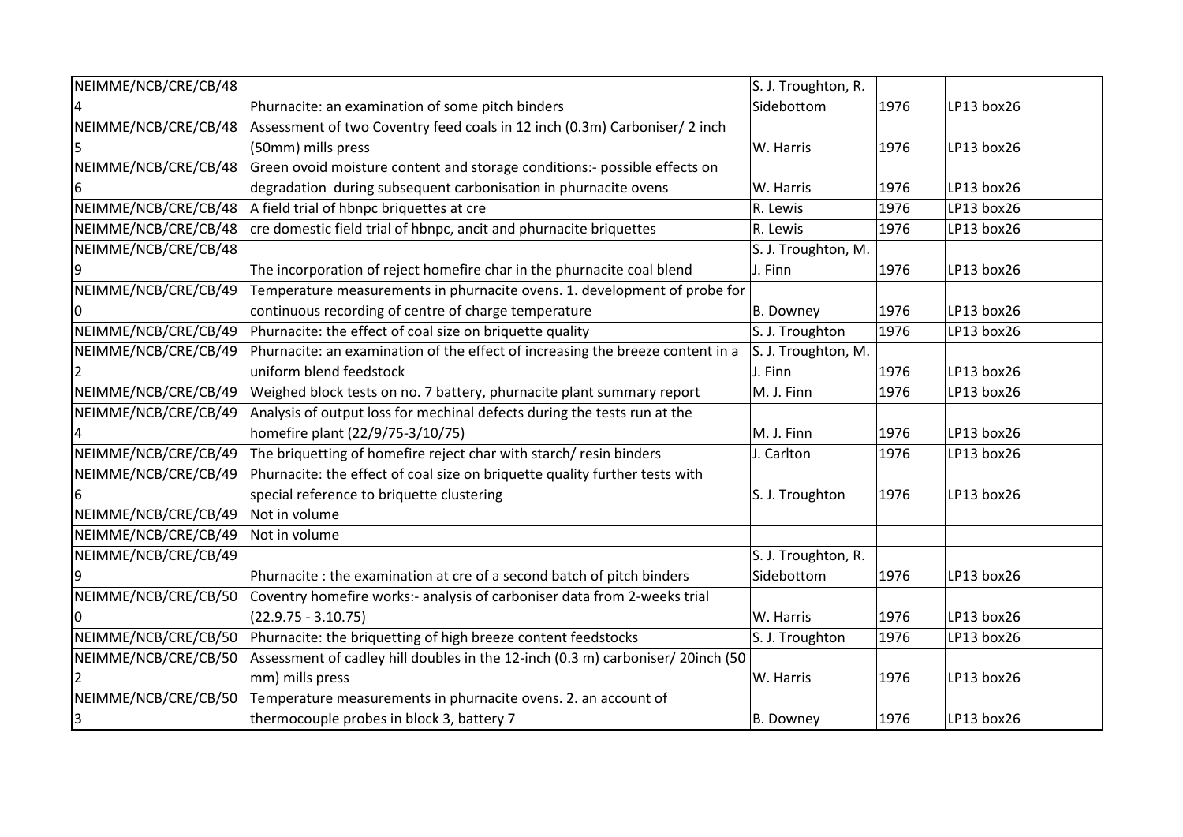| | | | | | |
|---|---|---|---|---|---|
| NEIMME/NCB/CRE/CB/484 | Phurnacite: an examination of some pitch binders | S. J. Troughton, R. Sidebottom | 1976 | LP13 box26 | |
| NEIMME/NCB/CRE/CB/485 | Assessment of two Coventry feed coals in 12 inch (0.3m) Carboniser/ 2 inch (50mm) mills press | W. Harris | 1976 | LP13 box26 | |
| NEIMME/NCB/CRE/CB/486 | Green ovoid moisture content and storage conditions:- possible effects on degradation during subsequent carbonisation in phurnacite ovens | W. Harris | 1976 | LP13 box26 | |
| NEIMME/NCB/CRE/CB/487 | A field trial of hbnpc briquettes at cre | R. Lewis | 1976 | LP13 box26 | |
| NEIMME/NCB/CRE/CB/488 | cre domestic field trial of hbnpc, ancit and phurnacite briquettes | R. Lewis | 1976 | LP13 box26 | |
| NEIMME/NCB/CRE/CB/489 | The incorporation of reject homefire char in the phurnacite coal blend | S. J. Troughton, M. J. Finn | 1976 | LP13 box26 | |
| NEIMME/NCB/CRE/CB/490 | Temperature measurements in phurnacite ovens. 1. development of probe for continuous recording of centre of charge temperature | B. Downey | 1976 | LP13 box26 | |
| NEIMME/NCB/CRE/CB/491 | Phurnacite: the effect of coal size on briquette quality | S. J. Troughton | 1976 | LP13 box26 | |
| NEIMME/NCB/CRE/CB/492 | Phurnacite: an examination of the effect of increasing the breeze content in a uniform blend feedstock | S. J. Troughton, M. J. Finn | 1976 | LP13 box26 | |
| NEIMME/NCB/CRE/CB/493 | Weighed block tests on no. 7 battery, phurnacite plant summary report | M. J. Finn | 1976 | LP13 box26 | |
| NEIMME/NCB/CRE/CB/494 | Analysis of output loss for mechinal defects during the tests run at the homefire plant (22/9/75-3/10/75) | M. J. Finn | 1976 | LP13 box26 | |
| NEIMME/NCB/CRE/CB/495 | The briquetting of homefire reject char with starch/ resin binders | J. Carlton | 1976 | LP13 box26 | |
| NEIMME/NCB/CRE/CB/496 | Phurnacite: the effect of coal size on briquette quality further tests with special reference to briquette clustering | S. J. Troughton | 1976 | LP13 box26 | |
| NEIMME/NCB/CRE/CB/497 | Not in volume | | | | |
| NEIMME/NCB/CRE/CB/498 | Not in volume | | | | |
| NEIMME/NCB/CRE/CB/499 | Phurnacite : the examination at cre of a second batch of pitch binders | S. J. Troughton, R. Sidebottom | 1976 | LP13 box26 | |
| NEIMME/NCB/CRE/CB/500 | Coventry homefire works:- analysis of carboniser data from 2-weeks trial (22.9.75 - 3.10.75) | W. Harris | 1976 | LP13 box26 | |
| NEIMME/NCB/CRE/CB/501 | Phurnacite: the briquetting of high breeze content feedstocks | S. J. Troughton | 1976 | LP13 box26 | |
| NEIMME/NCB/CRE/CB/502 | Assessment of cadley hill doubles in the 12-inch (0.3 m) carboniser/ 20inch (50 mm) mills press | W. Harris | 1976 | LP13 box26 | |
| NEIMME/NCB/CRE/CB/503 | Temperature measurements in phurnacite ovens. 2. an account of thermocouple probes in block 3, battery 7 | B. Downey | 1976 | LP13 box26 | |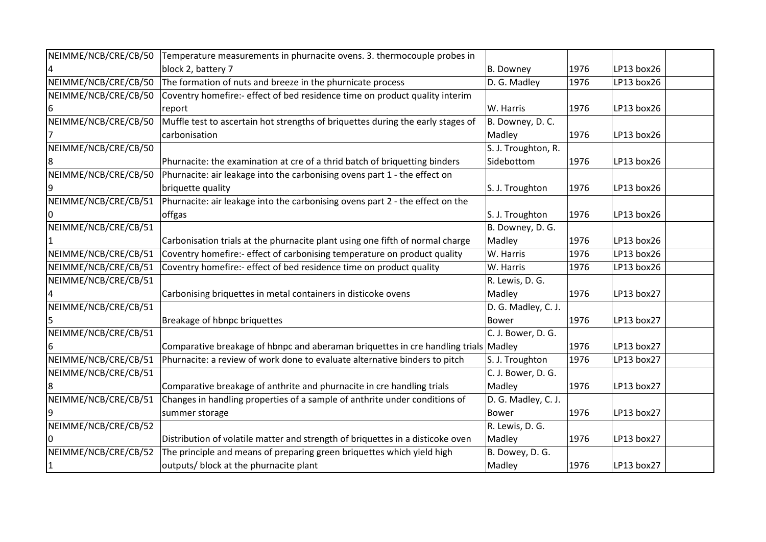| | | | | | |
|---|---|---|---|---|---|
| NEIMME/NCB/CRE/CB/504 | Temperature measurements in phurnacite ovens. 3. thermocouple probes in block 2, battery 7 | B. Downey | 1976 | LP13 box26 | |
| NEIMME/NCB/CRE/CB/50 | The formation of nuts and breeze in the phurnicate process | D. G. Madley | 1976 | LP13 box26 | |
| NEIMME/NCB/CRE/CB/506 | Coventry homefire:- effect of bed residence time on product quality interim report | W. Harris | 1976 | LP13 box26 | |
| NEIMME/NCB/CRE/CB/507 | Muffle test to ascertain hot strengths of briquettes during the early stages of carbonisation | B. Downey, D. C. Madley | 1976 | LP13 box26 | |
| NEIMME/NCB/CRE/CB/508 | Phurnacite: the examination at cre of a thrid batch of briquetting binders | S. J. Troughton, R. Sidebottom | 1976 | LP13 box26 | |
| NEIMME/NCB/CRE/CB/509 | Phurnacite: air leakage into the carbonising ovens part 1 - the effect on briquette quality | S. J. Troughton | 1976 | LP13 box26 | |
| NEIMME/NCB/CRE/CB/510 | Phurnacite: air leakage into the carbonising ovens part 2 - the effect on the offgas | S. J. Troughton | 1976 | LP13 box26 | |
| NEIMME/NCB/CRE/CB/511 | Carbonisation trials at the phurnacite plant using one fifth of normal charge | B. Downey, D. G. Madley | 1976 | LP13 box26 | |
| NEIMME/NCB/CRE/CB/51 | Coventry homefire:- effect of carbonising temperature on product quality | W. Harris | 1976 | LP13 box26 | |
| NEIMME/NCB/CRE/CB/51 | Coventry homefire:- effect of bed residence time on product quality | W. Harris | 1976 | LP13 box26 | |
| NEIMME/NCB/CRE/CB/514 | Carbonising briquettes in metal containers in disticoke ovens | R. Lewis, D. G. Madley | 1976 | LP13 box27 | |
| NEIMME/NCB/CRE/CB/515 | Breakage of hbnpc briquettes | D. G. Madley, C. J. Bower | 1976 | LP13 box27 | |
| NEIMME/NCB/CRE/CB/516 | Comparative breakage of hbnpc and aberaman briquettes in cre handling trials | C. J. Bower, D. G. Madley | 1976 | LP13 box27 | |
| NEIMME/NCB/CRE/CB/51 | Phurnacite: a review of work done to evaluate alternative binders to pitch | S. J. Troughton | 1976 | LP13 box27 | |
| NEIMME/NCB/CRE/CB/518 | Comparative breakage of anthrite and phurnacite in cre handling trials | C. J. Bower, D. G. Madley | 1976 | LP13 box27 | |
| NEIMME/NCB/CRE/CB/519 | Changes in handling properties of a sample of anthrite under conditions of summer storage | D. G. Madley, C. J. Bower | 1976 | LP13 box27 | |
| NEIMME/NCB/CRE/CB/520 | Distribution of volatile matter and strength of briquettes in a disticoke oven | R. Lewis, D. G. Madley | 1976 | LP13 box27 | |
| NEIMME/NCB/CRE/CB/521 | The principle and means of preparing green briquettes which yield high outputs/ block at the phurnacite plant | B. Dowey, D. G. Madley | 1976 | LP13 box27 | |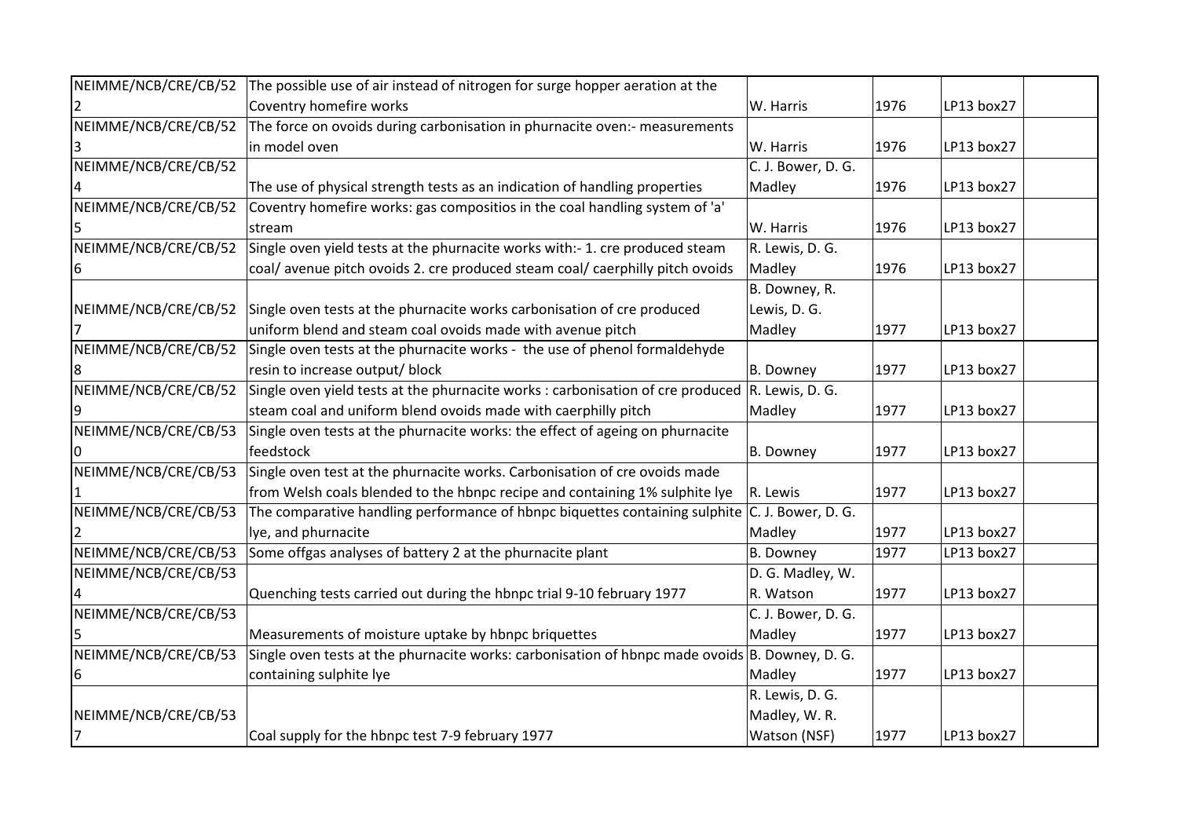| | | | | | |
|---|---|---|---|---|---|
| NEIMME/NCB/CRE/CB/522 | The possible use of air instead of nitrogen for surge hopper aeration at the Coventry homefire works | W. Harris | 1976 | LP13 box27 | |
| NEIMME/NCB/CRE/CB/523 | The force on ovoids during carbonisation in phurnacite oven:- measurements in model oven | W. Harris | 1976 | LP13 box27 | |
| NEIMME/NCB/CRE/CB/524 | The use of physical strength tests as an indication of handling properties | C. J. Bower, D. G. Madley | 1976 | LP13 box27 | |
| NEIMME/NCB/CRE/CB/525 | Coventry homefire works: gas compositios in the coal handling system of 'a' stream | W. Harris | 1976 | LP13 box27 | |
| NEIMME/NCB/CRE/CB/526 | Single oven yield tests at the phurnacite works with:- 1. cre produced steam coal/ avenue pitch ovoids 2. cre produced steam coal/ caerphilly pitch ovoids | R. Lewis, D. G. Madley | 1976 | LP13 box27 | |
| NEIMME/NCB/CRE/CB/527 | Single oven tests at the phurnacite works carbonisation of cre produced uniform blend and steam coal ovoids made with avenue pitch | B. Downey, R. Lewis, D. G. Madley | 1977 | LP13 box27 | |
| NEIMME/NCB/CRE/CB/528 | Single oven tests at the phurnacite works - the use of phenol formaldehyde resin to increase output/ block | B. Downey | 1977 | LP13 box27 | |
| NEIMME/NCB/CRE/CB/529 | Single oven yield tests at the phurnacite works : carbonisation of cre produced steam coal and uniform blend ovoids made with caerphilly pitch | R. Lewis, D. G. Madley | 1977 | LP13 box27 | |
| NEIMME/NCB/CRE/CB/530 | Single oven tests at the phurnacite works: the effect of ageing on phurnacite feedstock | B. Downey | 1977 | LP13 box27 | |
| NEIMME/NCB/CRE/CB/531 | Single oven test at the phurnacite works. Carbonisation of cre ovoids made from Welsh coals blended to the hbnpc recipe and containing 1% sulphite lye | R. Lewis | 1977 | LP13 box27 | |
| NEIMME/NCB/CRE/CB/532 | The comparative handling performance of hbnpc biquettes containing sulphite lye, and phurnacite | C. J. Bower, D. G. Madley | 1977 | LP13 box27 | |
| NEIMME/NCB/CRE/CB/533 | Some offgas analyses of battery 2 at the phurnacite plant | B. Downey | 1977 | LP13 box27 | |
| NEIMME/NCB/CRE/CB/534 | Quenching tests carried out during the hbnpc trial 9-10 february 1977 | D. G. Madley, W. R. Watson | 1977 | LP13 box27 | |
| NEIMME/NCB/CRE/CB/535 | Measurements of moisture uptake by hbnpc briquettes | C. J. Bower, D. G. Madley | 1977 | LP13 box27 | |
| NEIMME/NCB/CRE/CB/536 | Single oven tests at the phurnacite works: carbonisation of hbnpc made ovoids containing sulphite lye | B. Downey, D. G. Madley | 1977 | LP13 box27 | |
| NEIMME/NCB/CRE/CB/537 | Coal supply for the hbnpc test 7-9 february 1977 | R. Lewis, D. G. Madley, W. R. Watson (NSF) | 1977 | LP13 box27 | |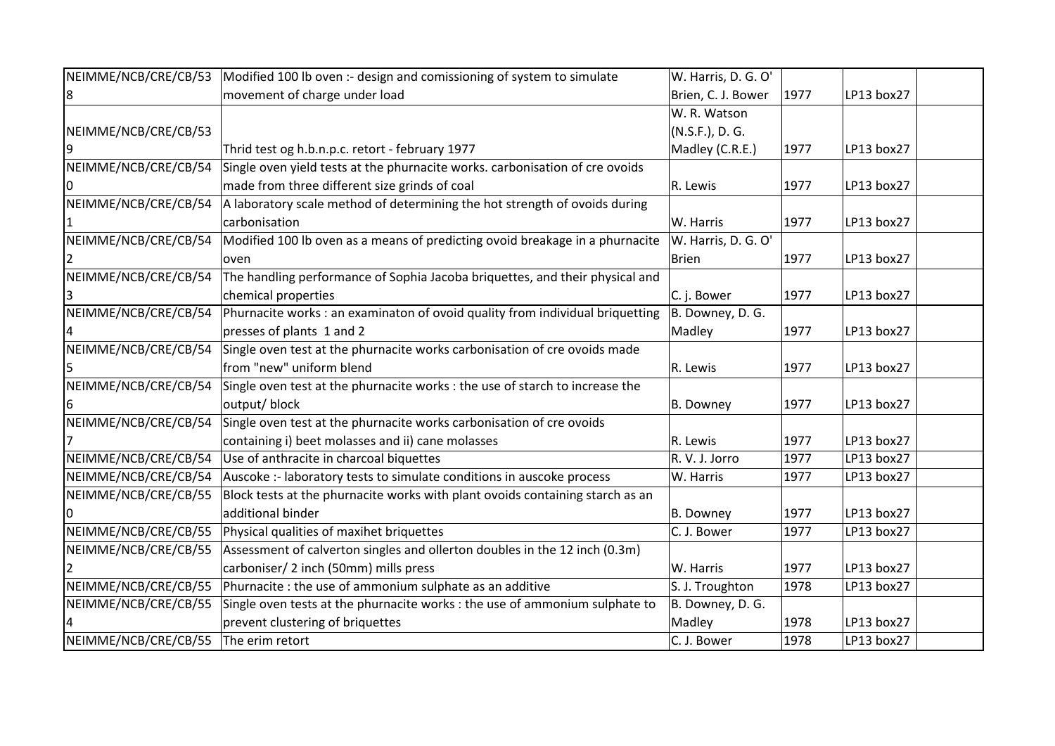| | | | | | |
|---|---|---|---|---|---|
| NEIMME/NCB/CRE/CB/538 | Modified 100 lb oven :- design and comissioning of system to simulate movement of charge under load | W. Harris, D. G. O' Brien, C. J. Bower | 1977 | LP13 box27 | |
| NEIMME/NCB/CRE/CB/539 | Thrid test og h.b.n.p.c. retort - february 1977 | W. R. Watson (N.S.F.), D. G. Madley (C.R.E.) | 1977 | LP13 box27 | |
| NEIMME/NCB/CRE/CB/540 | Single oven yield tests at the phurnacite works. carbonisation of cre ovoids made from three different size grinds of coal | R. Lewis | 1977 | LP13 box27 | |
| NEIMME/NCB/CRE/CB/541 | A laboratory scale method of determining the hot strength of ovoids during carbonisation | W. Harris | 1977 | LP13 box27 | |
| NEIMME/NCB/CRE/CB/542 | Modified 100 lb oven as a means of predicting ovoid breakage in a phurnacite oven | W. Harris, D. G. O' Brien | 1977 | LP13 box27 | |
| NEIMME/NCB/CRE/CB/543 | The handling performance of Sophia Jacoba briquettes, and their physical and chemical properties | C. j. Bower | 1977 | LP13 box27 | |
| NEIMME/NCB/CRE/CB/544 | Phurnacite works : an examinaton of ovoid quality from individual briquetting presses of plants 1 and 2 | B. Downey, D. G. Madley | 1977 | LP13 box27 | |
| NEIMME/NCB/CRE/CB/545 | Single oven test at the phurnacite works carbonisation of cre ovoids made from "new" uniform blend | R. Lewis | 1977 | LP13 box27 | |
| NEIMME/NCB/CRE/CB/546 | Single oven test at the phurnacite works : the use of starch to increase the output/ block | B. Downey | 1977 | LP13 box27 | |
| NEIMME/NCB/CRE/CB/547 | Single oven test at the phurnacite works carbonisation of cre ovoids containing i) beet molasses and ii) cane molasses | R. Lewis | 1977 | LP13 box27 | |
| NEIMME/NCB/CRE/CB/548 | Use of anthracite in charcoal biquettes | R. V. J. Jorro | 1977 | LP13 box27 | |
| NEIMME/NCB/CRE/CB/549 | Auscoke :- laboratory tests to simulate conditions in auscoke process | W. Harris | 1977 | LP13 box27 | |
| NEIMME/NCB/CRE/CB/550 | Block tests at the phurnacite works with plant ovoids containing starch as an additional binder | B. Downey | 1977 | LP13 box27 | |
| NEIMME/NCB/CRE/CB/551 | Physical qualities of maxihet briquettes | C. J. Bower | 1977 | LP13 box27 | |
| NEIMME/NCB/CRE/CB/552 | Assessment of calverton singles and ollerton doubles in the 12 inch (0.3m) carboniser/ 2 inch (50mm) mills press | W. Harris | 1977 | LP13 box27 | |
| NEIMME/NCB/CRE/CB/553 | Phurnacite : the use of ammonium sulphate as an additive | S. J. Troughton | 1978 | LP13 box27 | |
| NEIMME/NCB/CRE/CB/554 | Single oven tests at the phurnacite works : the use of ammonium sulphate to prevent clustering of briquettes | B. Downey, D. G. Madley | 1978 | LP13 box27 | |
| NEIMME/NCB/CRE/CB/555 | The erim retort | C. J. Bower | 1978 | LP13 box27 | |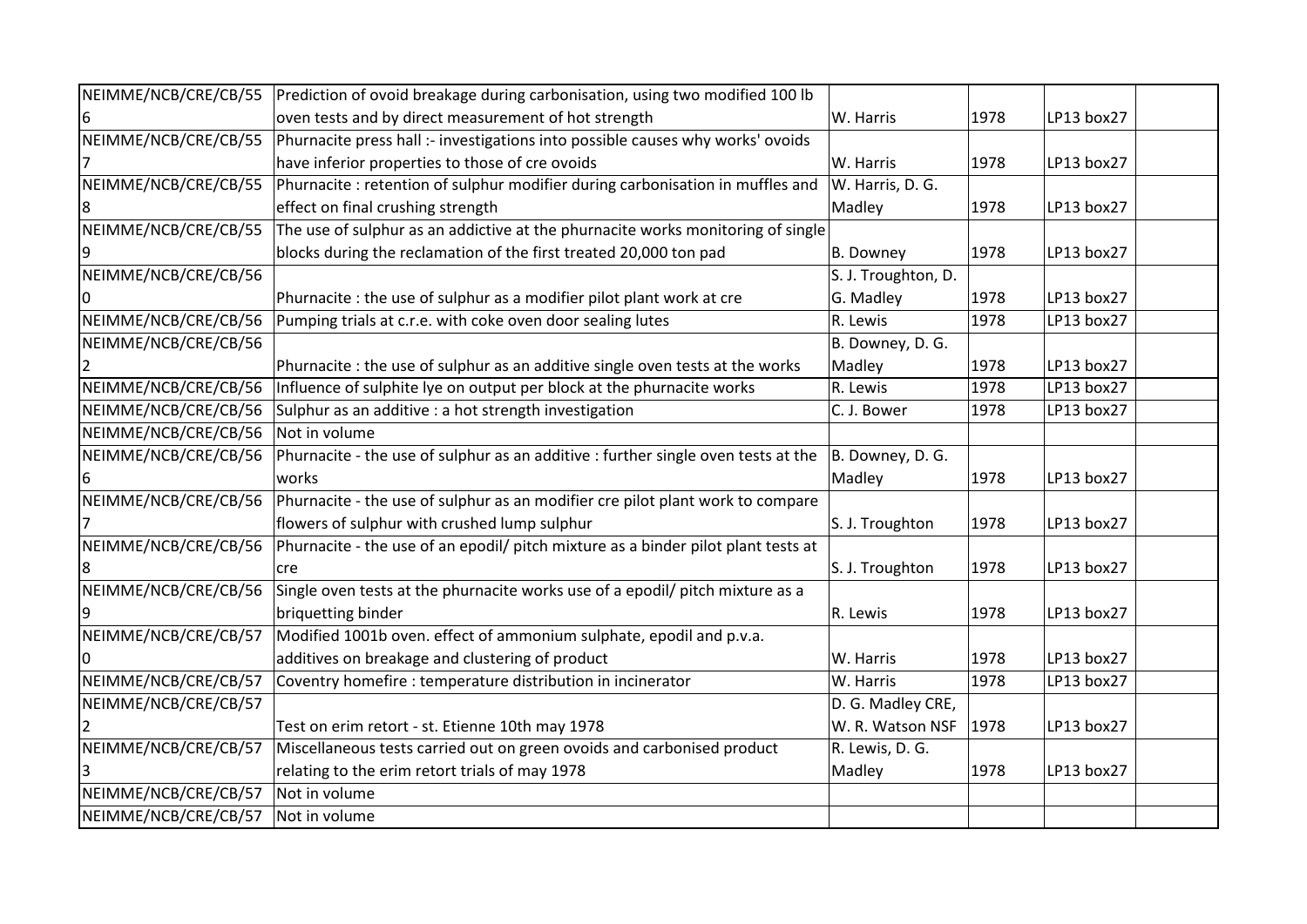| NEIMME/NCB/CRE/CB/556 | Prediction of ovoid breakage during carbonisation, using two modified 100 lb oven tests and by direct measurement of hot strength | W. Harris | 1978 | LP13 box27 | |
|---|---|---|---|---|---|
| NEIMME/NCB/CRE/CB/557 | Phurnacite press hall :- investigations into possible causes why works' ovoids have inferior properties to those of cre ovoids | W. Harris | 1978 | LP13 box27 | |
| NEIMME/NCB/CRE/CB/558 | Phurnacite : retention of sulphur modifier during carbonisation in muffles and effect on final crushing strength | W. Harris, D. G. Madley | 1978 | LP13 box27 | |
| NEIMME/NCB/CRE/CB/559 | The use of sulphur as an addictive at the phurnacite works monitoring of single blocks during the reclamation of the first treated 20,000 ton pad | B. Downey | 1978 | LP13 box27 | |
| NEIMME/NCB/CRE/CB/560 | Phurnacite : the use of sulphur as a modifier pilot plant work at cre | S. J. Troughton, D. G. Madley | 1978 | LP13 box27 | |
| NEIMME/NCB/CRE/CB/561 | Pumping trials at c.r.e. with coke oven door sealing lutes | R. Lewis | 1978 | LP13 box27 | |
| NEIMME/NCB/CRE/CB/562 | Phurnacite : the use of sulphur as an additive single oven tests at the works | B. Downey, D. G. Madley | 1978 | LP13 box27 | |
| NEIMME/NCB/CRE/CB/563 | Influence of sulphite lye on output per block at the phurnacite works | R. Lewis | 1978 | LP13 box27 | |
| NEIMME/NCB/CRE/CB/564 | Sulphur as an additive : a hot strength investigation | C. J. Bower | 1978 | LP13 box27 | |
| NEIMME/NCB/CRE/CB/565 | Not in volume | | | | |
| NEIMME/NCB/CRE/CB/566 | Phurnacite - the use of sulphur as an additive : further single oven tests at the works | B. Downey, D. G. Madley | 1978 | LP13 box27 | |
| NEIMME/NCB/CRE/CB/567 | Phurnacite - the use of sulphur as an modifier cre pilot plant work to compare flowers of sulphur with crushed lump sulphur | S. J. Troughton | 1978 | LP13 box27 | |
| NEIMME/NCB/CRE/CB/568 | Phurnacite - the use of an epodil/ pitch mixture as a binder pilot plant tests at cre | S. J. Troughton | 1978 | LP13 box27 | |
| NEIMME/NCB/CRE/CB/569 | Single oven tests at the phurnacite works use of a epodil/ pitch mixture as a briquetting binder | R. Lewis | 1978 | LP13 box27 | |
| NEIMME/NCB/CRE/CB/570 | Modified 1001b oven. effect of ammonium sulphate, epodil and p.v.a. additives on breakage and clustering of product | W. Harris | 1978 | LP13 box27 | |
| NEIMME/NCB/CRE/CB/571 | Coventry homefire : temperature distribution in incinerator | W. Harris | 1978 | LP13 box27 | |
| NEIMME/NCB/CRE/CB/572 | Test on erim retort - st. Etienne 10th may 1978 | D. G. Madley CRE, W. R. Watson NSF | 1978 | LP13 box27 | |
| NEIMME/NCB/CRE/CB/573 | Miscellaneous tests carried out on green ovoids and carbonised product relating to the erim retort trials of may 1978 | R. Lewis, D. G. Madley | 1978 | LP13 box27 | |
| NEIMME/NCB/CRE/CB/57 | Not in volume | | | | |
| NEIMME/NCB/CRE/CB/57 | Not in volume | | | | |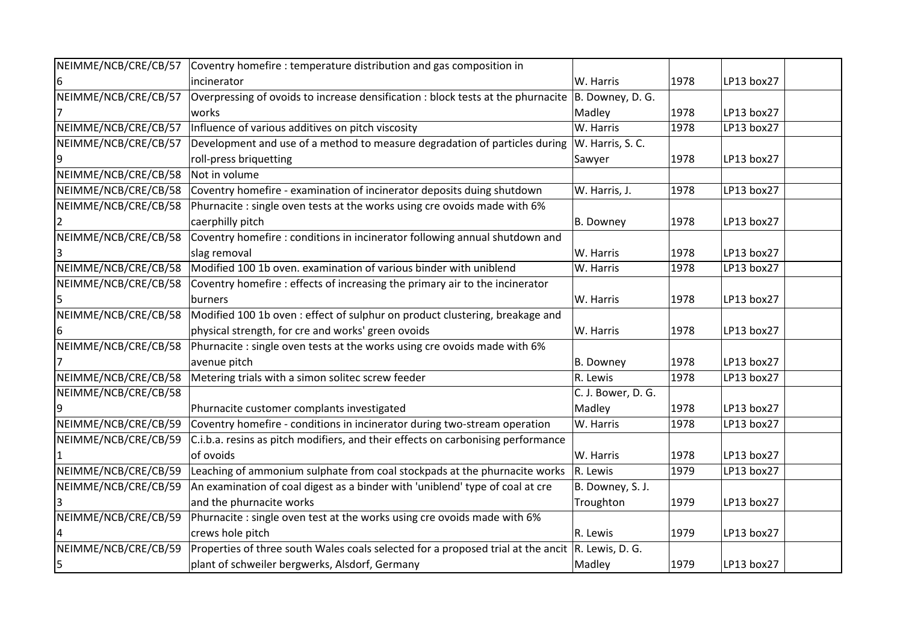| | | | | | |
|---|---|---|---|---|---|
| NEIMME/NCB/CRE/CB/576 | Coventry homefire : temperature distribution and gas composition in incinerator | W. Harris | 1978 | LP13 box27 | |
| NEIMME/NCB/CRE/CB/577 | Overpressing of ovoids to increase densification : block tests at the phurnacite works | B. Downey, D. G. Madley | 1978 | LP13 box27 | |
| NEIMME/NCB/CRE/CB/57 | Influence of various additives on pitch viscosity | W. Harris | 1978 | LP13 box27 | |
| NEIMME/NCB/CRE/CB/579 | Development and use of a method to measure degradation of particles during roll-press briquetting | W. Harris, S. C. Sawyer | 1978 | LP13 box27 | |
| NEIMME/NCB/CRE/CB/58 | Not in volume | | | | |
| NEIMME/NCB/CRE/CB/58 | Coventry homefire - examination of incinerator deposits duing shutdown | W. Harris, J. | 1978 | LP13 box27 | |
| NEIMME/NCB/CRE/CB/582 | Phurnacite : single oven tests at the works using cre ovoids made with 6% caerphilly pitch | B. Downey | 1978 | LP13 box27 | |
| NEIMME/NCB/CRE/CB/583 | Coventry homefire : conditions in incinerator following annual shutdown and slag removal | W. Harris | 1978 | LP13 box27 | |
| NEIMME/NCB/CRE/CB/58 | Modified 100 1b oven. examination of various binder with uniblend | W. Harris | 1978 | LP13 box27 | |
| NEIMME/NCB/CRE/CB/585 | Coventry homefire : effects of increasing the primary air to the incinerator burners | W. Harris | 1978 | LP13 box27 | |
| NEIMME/NCB/CRE/CB/586 | Modified 100 1b oven : effect of sulphur on product clustering, breakage and physical strength, for cre and works' green ovoids | W. Harris | 1978 | LP13 box27 | |
| NEIMME/NCB/CRE/CB/587 | Phurnacite : single oven tests at the works using cre ovoids made with 6% avenue pitch | B. Downey | 1978 | LP13 box27 | |
| NEIMME/NCB/CRE/CB/58 | Metering trials with a simon solitec screw feeder | R. Lewis | 1978 | LP13 box27 | |
| NEIMME/NCB/CRE/CB/589 | Phurnacite customer complants investigated | C. J. Bower, D. G. Madley | 1978 | LP13 box27 | |
| NEIMME/NCB/CRE/CB/59 | Coventry homefire - conditions in incinerator during two-stream operation | W. Harris | 1978 | LP13 box27 | |
| NEIMME/NCB/CRE/CB/591 | C.i.b.a. resins as pitch modifiers, and their effects on carbonising performance of ovoids | W. Harris | 1978 | LP13 box27 | |
| NEIMME/NCB/CRE/CB/59 | Leaching of ammonium sulphate from coal stockpads at the phurnacite works | R. Lewis | 1979 | LP13 box27 | |
| NEIMME/NCB/CRE/CB/593 | An examination of coal digest as a binder with 'uniblend' type of coal at cre and the phurnacite works | B. Downey, S. J. Troughton | 1979 | LP13 box27 | |
| NEIMME/NCB/CRE/CB/594 | Phurnacite : single oven test at the works using cre ovoids made with 6% crews hole pitch | R. Lewis | 1979 | LP13 box27 | |
| NEIMME/NCB/CRE/CB/595 | Properties of three south Wales coals selected for a proposed trial at the ancit plant of schweiler bergwerks, Alsdorf, Germany | R. Lewis, D. G. Madley | 1979 | LP13 box27 | |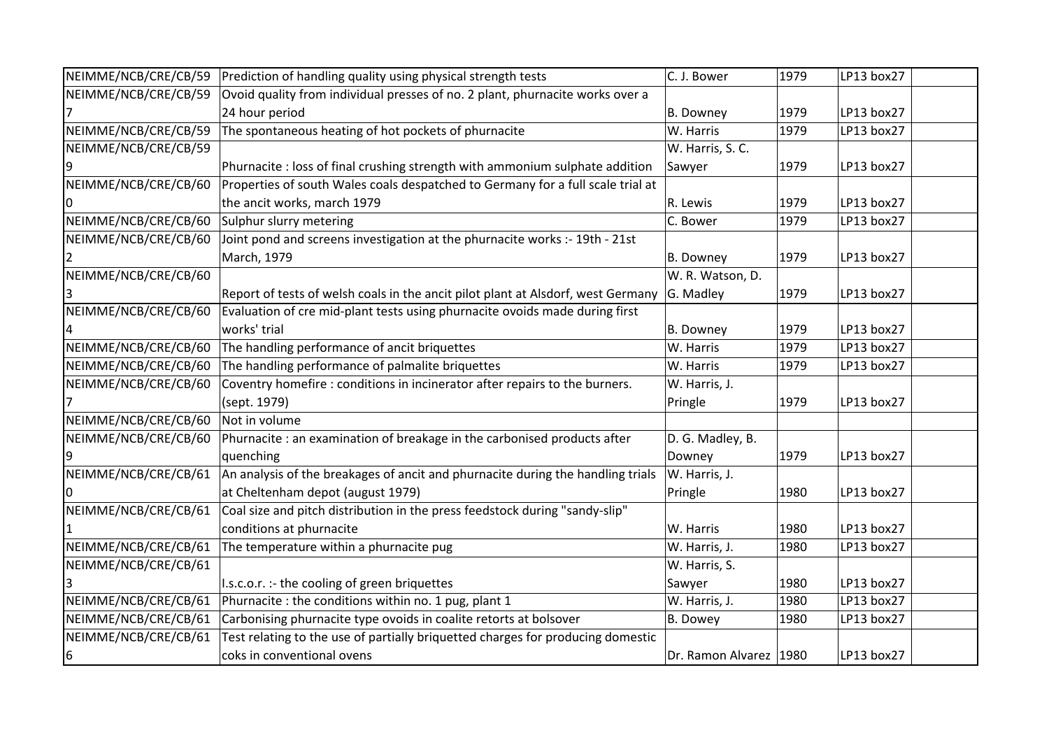| | | | | | |
|---|---|---|---|---|---|
| NEIMME/NCB/CRE/CB/59 | Prediction of handling quality using physical strength tests | C. J. Bower | 1979 | LP13 box27 | |
| NEIMME/NCB/CRE/CB/597 | Ovoid quality from individual presses of no. 2 plant, phurnacite works over a 24 hour period | B. Downey | 1979 | LP13 box27 | |
| NEIMME/NCB/CRE/CB/59 | The spontaneous heating of hot pockets of phurnacite | W. Harris | 1979 | LP13 box27 | |
| NEIMME/NCB/CRE/CB/599 | Phurnacite : loss of final crushing strength with ammonium sulphate addition | W. Harris, S. C. Sawyer | 1979 | LP13 box27 | |
| NEIMME/NCB/CRE/CB/600 | Properties of south Wales coals despatched to Germany for a full scale trial at the ancit works, march 1979 | R. Lewis | 1979 | LP13 box27 | |
| NEIMME/NCB/CRE/CB/60 | Sulphur slurry metering | C. Bower | 1979 | LP13 box27 | |
| NEIMME/NCB/CRE/CB/602 | Joint pond and screens investigation at the phurnacite works :- 19th - 21st March, 1979 | B. Downey | 1979 | LP13 box27 | |
| NEIMME/NCB/CRE/CB/603 | Report of tests of welsh coals in the ancit pilot plant at Alsdorf, west Germany | W. R. Watson, D. G. Madley | 1979 | LP13 box27 | |
| NEIMME/NCB/CRE/CB/604 | Evaluation of cre mid-plant tests using phurnacite ovoids made during first works' trial | B. Downey | 1979 | LP13 box27 | |
| NEIMME/NCB/CRE/CB/60 | The handling performance of ancit briquettes | W. Harris | 1979 | LP13 box27 | |
| NEIMME/NCB/CRE/CB/60 | The handling performance of palmalite briquettes | W. Harris | 1979 | LP13 box27 | |
| NEIMME/NCB/CRE/CB/607 | Coventry homefire : conditions in incinerator after repairs to the burners. (sept. 1979) | W. Harris, J. Pringle | 1979 | LP13 box27 | |
| NEIMME/NCB/CRE/CB/60 | Not in volume | | | | |
| NEIMME/NCB/CRE/CB/609 | Phurnacite : an examination of breakage in the carbonised products after quenching | D. G. Madley, B. Downey | 1979 | LP13 box27 | |
| NEIMME/NCB/CRE/CB/610 | An analysis of the breakages of ancit and phurnacite during the handling trials at Cheltenham depot (august 1979) | W. Harris, J. Pringle | 1980 | LP13 box27 | |
| NEIMME/NCB/CRE/CB/611 | Coal size and pitch distribution in the press feedstock during "sandy-slip" conditions at phurnacite | W. Harris | 1980 | LP13 box27 | |
| NEIMME/NCB/CRE/CB/61 | The temperature within a phurnacite pug | W. Harris, J. | 1980 | LP13 box27 | |
| NEIMME/NCB/CRE/CB/613 | I.s.c.o.r. :- the cooling of green briquettes | W. Harris, S. Sawyer | 1980 | LP13 box27 | |
| NEIMME/NCB/CRE/CB/61 | Phurnacite : the conditions within no. 1 pug, plant 1 | W. Harris, J. | 1980 | LP13 box27 | |
| NEIMME/NCB/CRE/CB/61 | Carbonising phurnacite type ovoids in coalite retorts at bolsover | B. Dowey | 1980 | LP13 box27 | |
| NEIMME/NCB/CRE/CB/616 | Test relating to the use of partially briquetted charges for producing domestic coks in conventional ovens | Dr. Ramon Alvarez | 1980 | LP13 box27 | |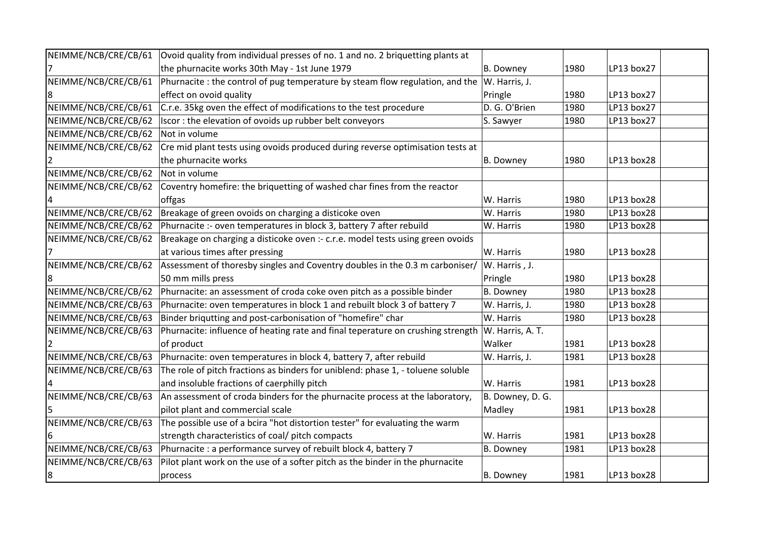| | | | | | |
|---|---|---|---|---|---|
| NEIMME/NCB/CRE/CB/617 | Ovoid quality from individual presses of no. 1 and no. 2 briquetting plants at the phurnacite works 30th May - 1st June 1979 | B. Downey | 1980 | LP13 box27 | |
| NEIMME/NCB/CRE/CB/618 | Phurnacite : the control of pug temperature by steam flow regulation, and the effect on ovoid quality | W. Harris, J. Pringle | 1980 | LP13 box27 | |
| NEIMME/NCB/CRE/CB/61 | C.r.e. 35kg oven the effect of modifications to the test procedure | D. G. O'Brien | 1980 | LP13 box27 | |
| NEIMME/NCB/CRE/CB/62 | Iscor : the elevation of ovoids up rubber belt conveyors | S. Sawyer | 1980 | LP13 box27 | |
| NEIMME/NCB/CRE/CB/62 | Not in volume | | | | |
| NEIMME/NCB/CRE/CB/622 | Cre mid plant tests using ovoids produced during reverse optimisation tests at the phurnacite works | B. Downey | 1980 | LP13 box28 | |
| NEIMME/NCB/CRE/CB/62 | Not in volume | | | | |
| NEIMME/NCB/CRE/CB/624 | Coventry homefire: the briquetting of washed char fines from the reactor offgas | W. Harris | 1980 | LP13 box28 | |
| NEIMME/NCB/CRE/CB/62 | Breakage of green ovoids on charging a disticoke oven | W. Harris | 1980 | LP13 box28 | |
| NEIMME/NCB/CRE/CB/62 | Phurnacite :- oven temperatures in block 3, battery 7 after rebuild | W. Harris | 1980 | LP13 box28 | |
| NEIMME/NCB/CRE/CB/627 | Breakage on charging a disticoke oven :- c.r.e. model tests using green ovoids at various times after pressing | W. Harris | 1980 | LP13 box28 | |
| NEIMME/NCB/CRE/CB/628 | Assessment of thoresby singles and Coventry doubles in the 0.3 m carboniser/ 50 mm mills press | W. Harris , J. Pringle | 1980 | LP13 box28 | |
| NEIMME/NCB/CRE/CB/62 | Phurnacite: an assessment of croda coke oven pitch as a possible binder | B. Downey | 1980 | LP13 box28 | |
| NEIMME/NCB/CRE/CB/63 | Phurnacite: oven temperatures in block 1 and rebuilt block 3 of battery 7 | W. Harris, J. | 1980 | LP13 box28 | |
| NEIMME/NCB/CRE/CB/63 | Binder briqutting and post-carbonisation of "homefire" char | W. Harris | 1980 | LP13 box28 | |
| NEIMME/NCB/CRE/CB/632 | Phurnacite: influence of heating rate and final teperature on crushing strength of product | W. Harris, A. T. Walker | 1981 | LP13 box28 | |
| NEIMME/NCB/CRE/CB/63 | Phurnacite: oven temperatures in block 4, battery 7, after rebuild | W. Harris, J. | 1981 | LP13 box28 | |
| NEIMME/NCB/CRE/CB/634 | The role of pitch fractions as binders for uniblend: phase 1, - toluene soluble and insoluble fractions of caerphilly pitch | W. Harris | 1981 | LP13 box28 | |
| NEIMME/NCB/CRE/CB/635 | An assessment of croda binders for the phurnacite process at the laboratory, pilot plant and commercial scale | B. Downey, D. G. Madley | 1981 | LP13 box28 | |
| NEIMME/NCB/CRE/CB/636 | The possible use of a bcira "hot distortion tester" for evaluating the warm strength characteristics of coal/ pitch compacts | W. Harris | 1981 | LP13 box28 | |
| NEIMME/NCB/CRE/CB/63 | Phurnacite : a performance survey of rebuilt block 4, battery 7 | B. Downey | 1981 | LP13 box28 | |
| NEIMME/NCB/CRE/CB/638 | Pilot plant work on the use of a softer pitch as the binder in the phurnacite process | B. Downey | 1981 | LP13 box28 | |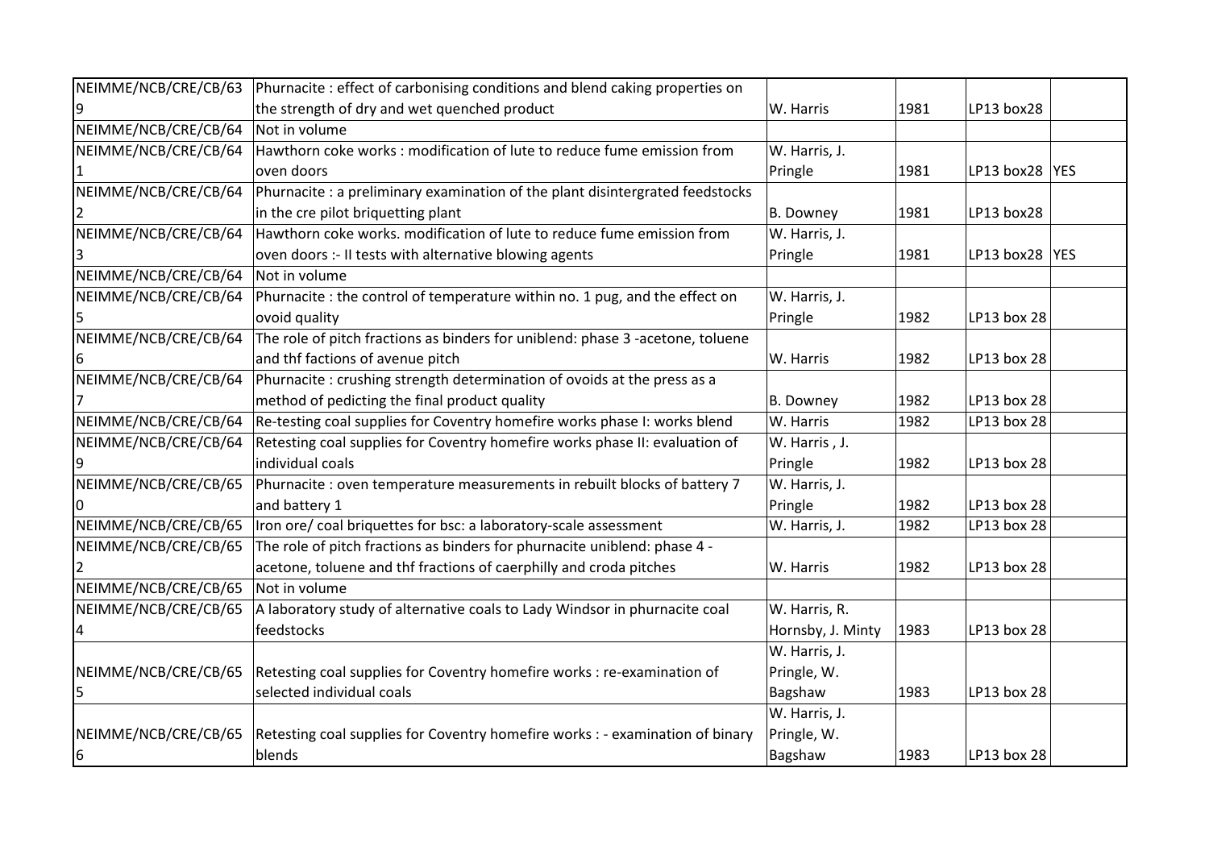| | | | | | |
|---|---|---|---|---|---|
| NEIMME/NCB/CRE/CB/639 | Phurnacite : effect of carbonising conditions and blend caking properties on the strength of dry and wet quenched product | W. Harris | 1981 | LP13 box28 | |
| NEIMME/NCB/CRE/CB/64 | Not in volume | | | | |
| NEIMME/NCB/CRE/CB/641 | Hawthorn coke works : modification of lute to reduce fume emission from oven doors | W. Harris, J. Pringle | 1981 | LP13 box28 | YES |
| NEIMME/NCB/CRE/CB/642 | Phurnacite : a preliminary examination of the plant disintergrated feedstocks in the cre pilot briquetting plant | B. Downey | 1981 | LP13 box28 | |
| NEIMME/NCB/CRE/CB/643 | Hawthorn coke works. modification of lute to reduce fume emission from oven doors :- II tests with alternative blowing agents | W. Harris, J. Pringle | 1981 | LP13 box28 | YES |
| NEIMME/NCB/CRE/CB/64 | Not in volume | | | | |
| NEIMME/NCB/CRE/CB/645 | Phurnacite : the control of temperature within no. 1 pug, and the effect on ovoid quality | W. Harris, J. Pringle | 1982 | LP13 box 28 | |
| NEIMME/NCB/CRE/CB/646 | The role of pitch fractions as binders for uniblend: phase 3 -acetone, toluene and thf factions of avenue pitch | W. Harris | 1982 | LP13 box 28 | |
| NEIMME/NCB/CRE/CB/647 | Phurnacite : crushing strength determination of ovoids at the press as a method of pedicting the final product quality | B. Downey | 1982 | LP13 box 28 | |
| NEIMME/NCB/CRE/CB/64 | Re-testing coal supplies for Coventry homefire works phase I: works blend | W. Harris | 1982 | LP13 box 28 | |
| NEIMME/NCB/CRE/CB/649 | Retesting coal supplies for Coventry homefire works phase II: evaluation of individual coals | W. Harris , J. Pringle | 1982 | LP13 box 28 | |
| NEIMME/NCB/CRE/CB/650 | Phurnacite : oven temperature measurements in rebuilt blocks of battery 7 and battery 1 | W. Harris, J. Pringle | 1982 | LP13 box 28 | |
| NEIMME/NCB/CRE/CB/65 | Iron ore/ coal briquettes for bsc: a laboratory-scale assessment | W. Harris, J. | 1982 | LP13 box 28 | |
| NEIMME/NCB/CRE/CB/652 | The role of pitch fractions as binders for phurnacite uniblend: phase 4 - acetone, toluene and thf fractions of caerphilly and croda pitches | W. Harris | 1982 | LP13 box 28 | |
| NEIMME/NCB/CRE/CB/65 | Not in volume | | | | |
| NEIMME/NCB/CRE/CB/654 | A laboratory study of alternative coals to Lady Windsor in phurnacite coal feedstocks | W. Harris, R. Hornsby, J. Minty | 1983 | LP13 box 28 | |
| NEIMME/NCB/CRE/CB/655 | Retesting coal supplies for Coventry homefire works : re-examination of selected individual coals | W. Harris, J. Pringle, W. Bagshaw | 1983 | LP13 box 28 | |
| NEIMME/NCB/CRE/CB/656 | Retesting coal supplies for Coventry homefire works : - examination of binary blends | W. Harris, J. Pringle, W. Bagshaw | 1983 | LP13 box 28 | |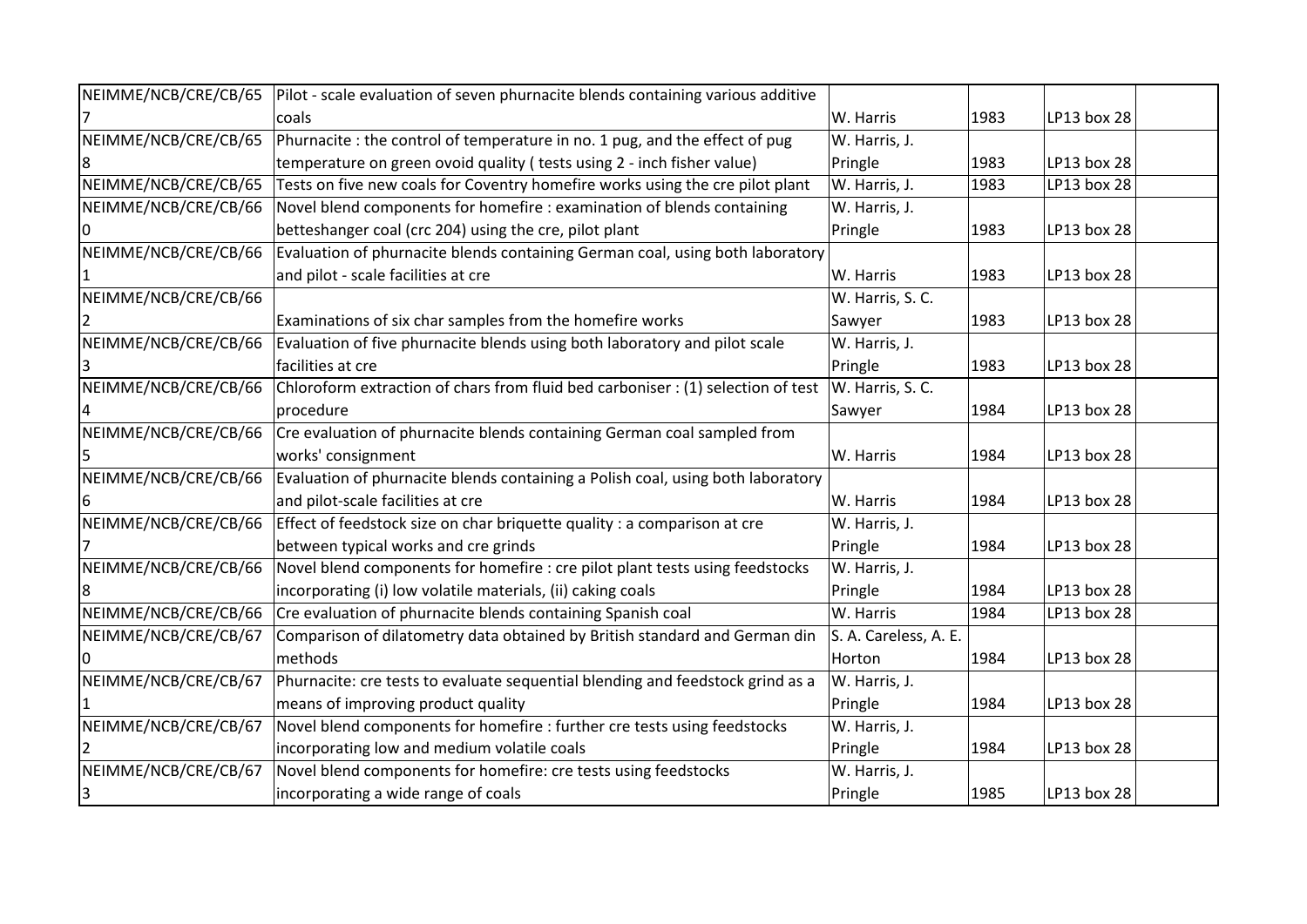| | | | | | |
|---|---|---|---|---|---|
| NEIMME/NCB/CRE/CB/657 | Pilot - scale evaluation of seven phurnacite blends containing various additive coals | W. Harris | 1983 | LP13 box 28 | |
| NEIMME/NCB/CRE/CB/658 | Phurnacite : the control of temperature in no. 1 pug, and the effect of pug temperature on green ovoid quality ( tests using 2 - inch fisher value) | W. Harris, J. Pringle | 1983 | LP13 box 28 | |
| NEIMME/NCB/CRE/CB/65 | Tests on five new coals for Coventry homefire works using the cre pilot plant | W. Harris, J. | 1983 | LP13 box 28 | |
| NEIMME/NCB/CRE/CB/660 | Novel blend components for homefire : examination of blends containing betteshanger coal (crc 204) using the cre, pilot plant | W. Harris, J. Pringle | 1983 | LP13 box 28 | |
| NEIMME/NCB/CRE/CB/661 | Evaluation of phurnacite blends containing German coal, using both laboratory and pilot - scale facilities at cre | W. Harris | 1983 | LP13 box 28 | |
| NEIMME/NCB/CRE/CB/662 | Examinations of six char samples from the homefire works | W. Harris, S. C. Sawyer | 1983 | LP13 box 28 | |
| NEIMME/NCB/CRE/CB/663 | Evaluation of five phurnacite blends using both laboratory and pilot scale facilities at cre | W. Harris, J. Pringle | 1983 | LP13 box 28 | |
| NEIMME/NCB/CRE/CB/664 | Chloroform extraction of chars from fluid bed carboniser : (1) selection of test procedure | W. Harris, S. C. Sawyer | 1984 | LP13 box 28 | |
| NEIMME/NCB/CRE/CB/665 | Cre evaluation of phurnacite blends containing German coal sampled from works' consignment | W. Harris | 1984 | LP13 box 28 | |
| NEIMME/NCB/CRE/CB/666 | Evaluation of phurnacite blends containing a Polish coal, using both laboratory and pilot-scale facilities at cre | W. Harris | 1984 | LP13 box 28 | |
| NEIMME/NCB/CRE/CB/667 | Effect of feedstock size on char briquette quality : a comparison at cre between typical works and cre grinds | W. Harris, J. Pringle | 1984 | LP13 box 28 | |
| NEIMME/NCB/CRE/CB/668 | Novel blend components for homefire : cre pilot plant tests using feedstocks incorporating (i) low volatile materials, (ii) caking coals | W. Harris, J. Pringle | 1984 | LP13 box 28 | |
| NEIMME/NCB/CRE/CB/66 | Cre evaluation of phurnacite blends containing Spanish coal | W. Harris | 1984 | LP13 box 28 | |
| NEIMME/NCB/CRE/CB/670 | Comparison of dilatometry data obtained by British standard and German din methods | S. A. Careless, A. E. Horton | 1984 | LP13 box 28 | |
| NEIMME/NCB/CRE/CB/671 | Phurnacite: cre tests to evaluate sequential blending and feedstock grind as a means of improving product quality | W. Harris, J. Pringle | 1984 | LP13 box 28 | |
| NEIMME/NCB/CRE/CB/672 | Novel blend components for homefire : further cre tests using feedstocks incorporating low and medium volatile coals | W. Harris, J. Pringle | 1984 | LP13 box 28 | |
| NEIMME/NCB/CRE/CB/673 | Novel blend components for homefire: cre tests using feedstocks incorporating a wide range of coals | W. Harris, J. Pringle | 1985 | LP13 box 28 | |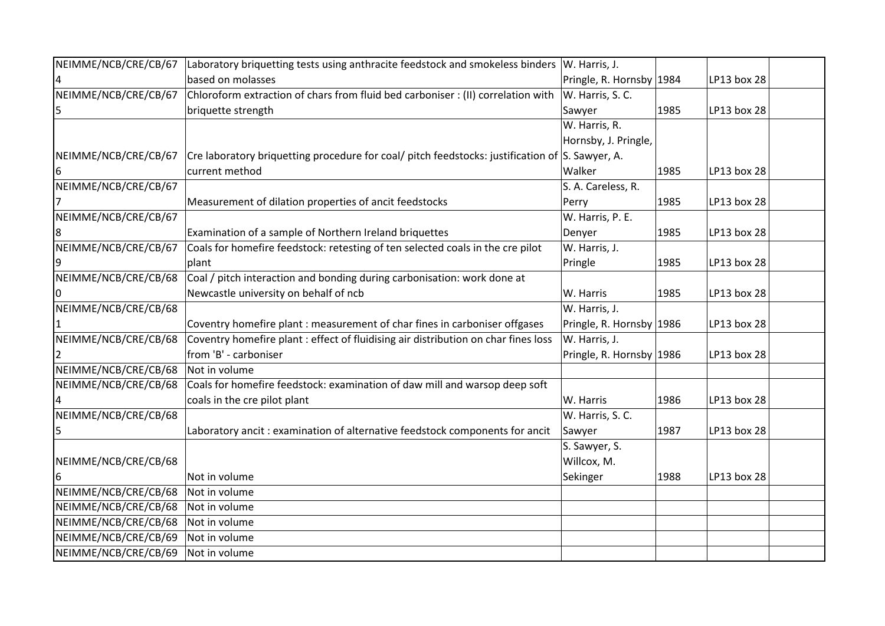| NEIMME/NCB/CRE/CB/674 | Laboratory briquetting tests using anthracite feedstock and smokeless binders based on molasses | W. Harris, J. Pringle, R. Hornsby | 1984 | LP13 box 28 | |
|---|---|---|---|---|---|
| NEIMME/NCB/CRE/CB/675 | Chloroform extraction of chars from fluid bed carboniser : (II) correlation with briquette strength | W. Harris, S. C. Sawyer | 1985 | LP13 box 28 | |
| NEIMME/NCB/CRE/CB/676 | Cre laboratory briquetting procedure for coal/ pitch feedstocks: justification of current method | W. Harris, R. Hornsby, J. Pringle, S. Sawyer, A. Walker | 1985 | LP13 box 28 | |
| NEIMME/NCB/CRE/CB/677 | Measurement of dilation properties of ancit feedstocks | S. A. Careless, R. Perry | 1985 | LP13 box 28 | |
| NEIMME/NCB/CRE/CB/678 | Examination of a sample of Northern Ireland briquettes | W. Harris, P. E. Denyer | 1985 | LP13 box 28 | |
| NEIMME/NCB/CRE/CB/679 | Coals for homefire feedstock: retesting of ten selected coals in the cre pilot plant | W. Harris, J. Pringle | 1985 | LP13 box 28 | |
| NEIMME/NCB/CRE/CB/680 | Coal / pitch interaction and bonding during carbonisation: work done at Newcastle university on behalf of ncb | W. Harris | 1985 | LP13 box 28 | |
| NEIMME/NCB/CRE/CB/681 | Coventry homefire plant : measurement of char fines in carboniser offgases | W. Harris, J. Pringle, R. Hornsby | 1986 | LP13 box 28 | |
| NEIMME/NCB/CRE/CB/682 | Coventry homefire plant : effect of fluidising air distribution on char fines loss from 'B' - carboniser | W. Harris, J. Pringle, R. Hornsby | 1986 | LP13 box 28 | |
| NEIMME/NCB/CRE/CB/68 | Not in volume | | | | |
| NEIMME/NCB/CRE/CB/684 | Coals for homefire feedstock: examination of daw mill and warsop deep soft coals in the cre pilot plant | W. Harris | 1986 | LP13 box 28 | |
| NEIMME/NCB/CRE/CB/685 | Laboratory ancit : examination of alternative feedstock components for ancit | W. Harris, S. C. Sawyer | 1987 | LP13 box 28 | |
| NEIMME/NCB/CRE/CB/686 | Not in volume | S. Sawyer, S. Willcox, M. Sekinger | 1988 | LP13 box 28 | |
| NEIMME/NCB/CRE/CB/68 | Not in volume | | | | |
| NEIMME/NCB/CRE/CB/68 | Not in volume | | | | |
| NEIMME/NCB/CRE/CB/68 | Not in volume | | | | |
| NEIMME/NCB/CRE/CB/69 | Not in volume | | | | |
| NEIMME/NCB/CRE/CB/69 | Not in volume | | | | |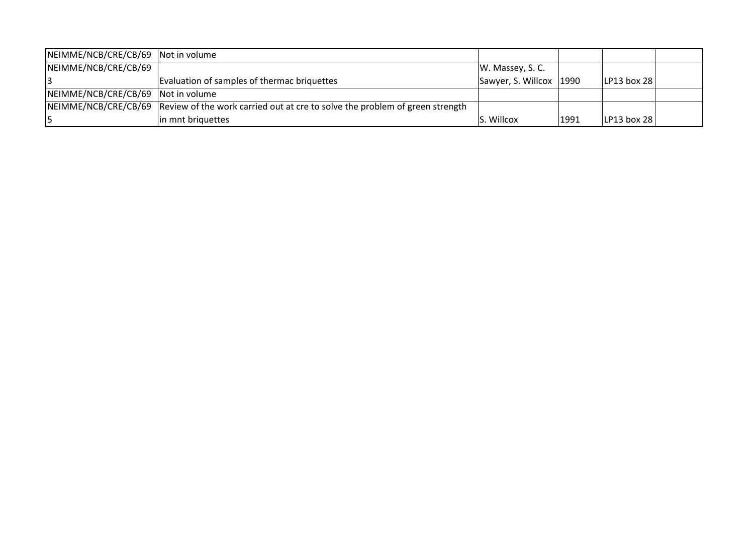| | | | | | |
|---|---|---|---|---|---|
| NEIMME/NCB/CRE/CB/69 | Not in volume | | | | |
| NEIMME/NCB/CRE/CB/693 | Evaluation of samples of thermac briquettes | W. Massey, S. C. Sawyer, S. Willcox | 1990 | LP13 box 28 | |
| NEIMME/NCB/CRE/CB/69 | Not in volume | | | | |
| NEIMME/NCB/CRE/CB/695 | Review of the work carried out at cre to solve the problem of green strength in mnt briquettes | S. Willcox | 1991 | LP13 box 28 | |